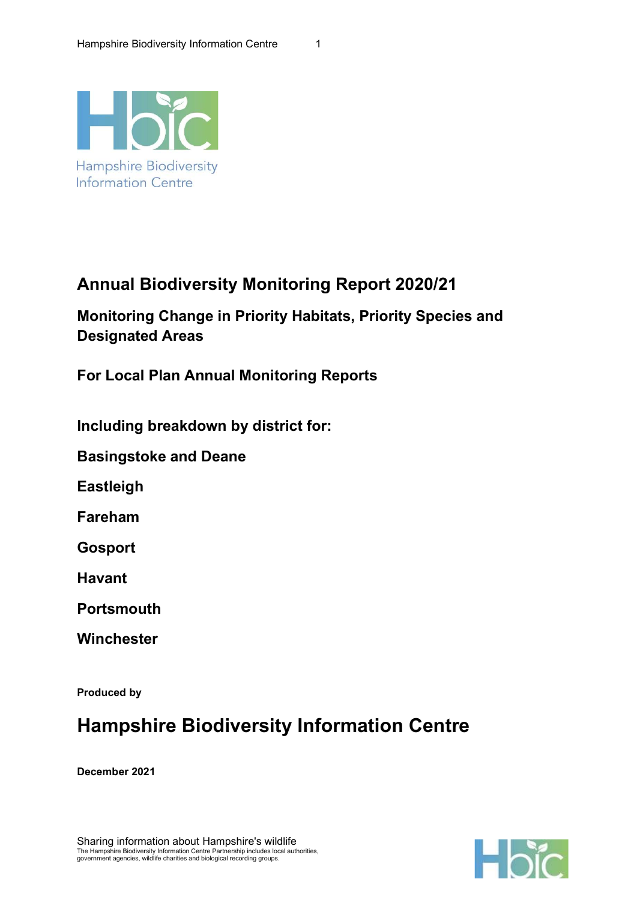Hampshire Biodiversity Information Centre

# Annual Biodiversity Monitoring Report 2020/21

## Monitoring Change in Priority Habitats, Priority Species and Designated Areas

## For Local Plan Annual Monitoring Reports

## Including breakdown by district for:

**Basingstoke and Deane**

**Eastleigh**

**Fareham**

**Gosport**

**Havant**

**Portsmouth**

**Winchester**

**Produced by**

# Hampshire Biodiversity Information Centre

**December 2021**

Sharing information about Hampshire's wildlife
The Hampshire Biodiversity Information Centre Partnership includes local authorities, government agencies, wildlife charities and biological recording groups.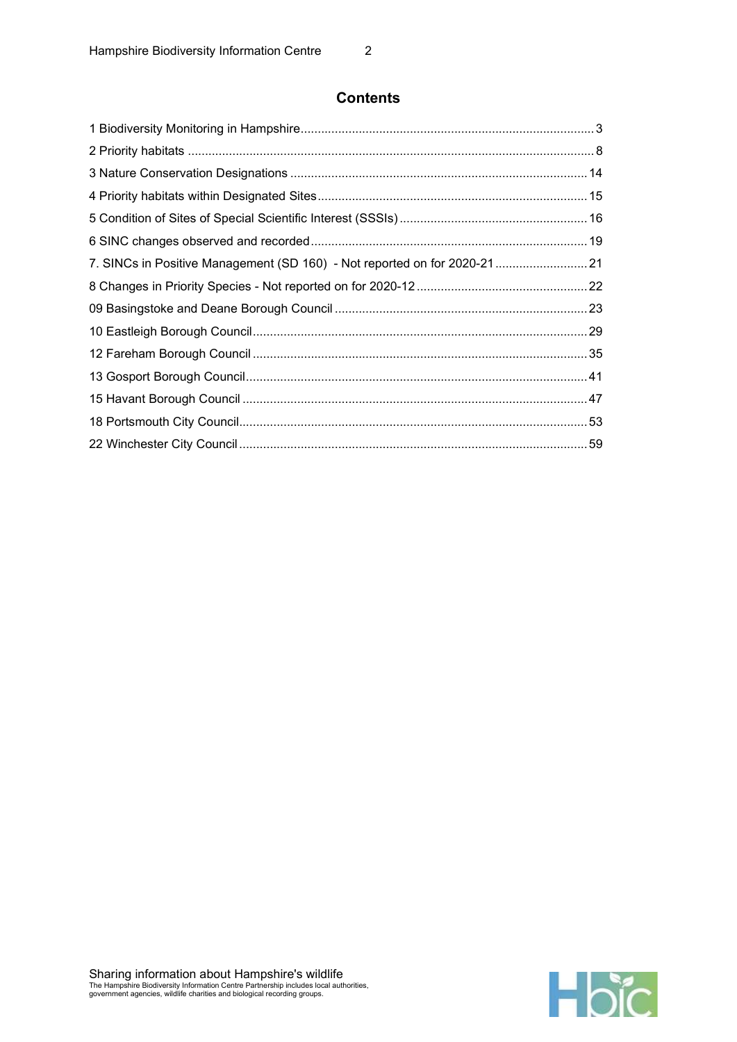# Contents

1 Biodiversity Monitoring in Hampshire .................... 3
2 Priority habitats .................... 8
3 Nature Conservation Designations .................... 14
4 Priority habitats within Designated Sites .................... 15
5 Condition of Sites of Special Scientific Interest (SSSIs) .................... 16
6 SINC changes observed and recorded .................... 19
7. SINCs in Positive Management (SD 160) - Not reported on for 2020-21 .................... 21
8 Changes in Priority Species - Not reported on for 2020-12 .................... 22
09 Basingstoke and Deane Borough Council .................... 23
10 Eastleigh Borough Council .................... 29
12 Fareham Borough Council .................... 35
13 Gosport Borough Council .................... 41
15 Havant Borough Council .................... 47
18 Portsmouth City Council .................... 53
22 Winchester City Council .................... 59

Sharing information about Hampshire's wildlife
The Hampshire Biodiversity Information Centre Partnership includes local authorities, government agencies, wildlife charities and biological recording groups.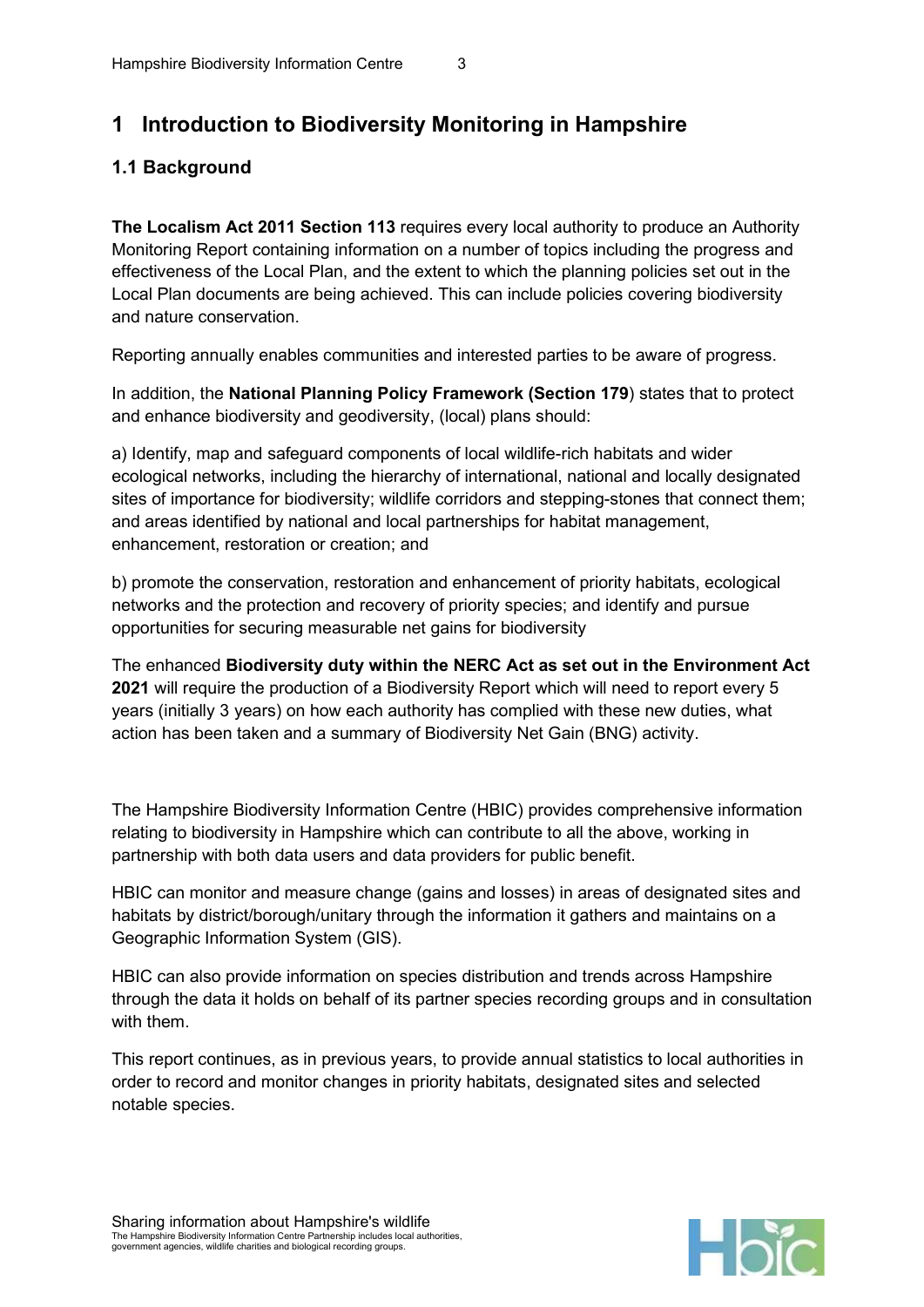# 1 Introduction to Biodiversity Monitoring in Hampshire

## 1.1 Background

**The Localism Act 2011 Section 113** requires every local authority to produce an Authority Monitoring Report containing information on a number of topics including the progress and effectiveness of the Local Plan, and the extent to which the planning policies set out in the Local Plan documents are being achieved. This can include policies covering biodiversity and nature conservation.

Reporting annually enables communities and interested parties to be aware of progress.

In addition, the **National Planning Policy Framework (Section 179**) states that to protect and enhance biodiversity and geodiversity, (local) plans should:

a) Identify, map and safeguard components of local wildlife-rich habitats and wider ecological networks, including the hierarchy of international, national and locally designated sites of importance for biodiversity; wildlife corridors and stepping-stones that connect them; and areas identified by national and local partnerships for habitat management, enhancement, restoration or creation; and

b) promote the conservation, restoration and enhancement of priority habitats, ecological networks and the protection and recovery of priority species; and identify and pursue opportunities for securing measurable net gains for biodiversity

The enhanced **Biodiversity duty within the NERC Act as set out in the Environment Act 2021** will require the production of a Biodiversity Report which will need to report every 5 years (initially 3 years) on how each authority has complied with these new duties, what action has been taken and a summary of Biodiversity Net Gain (BNG) activity.

The Hampshire Biodiversity Information Centre (HBIC) provides comprehensive information relating to biodiversity in Hampshire which can contribute to all the above, working in partnership with both data users and data providers for public benefit.

HBIC can monitor and measure change (gains and losses) in areas of designated sites and habitats by district/borough/unitary through the information it gathers and maintains on a Geographic Information System (GIS).

HBIC can also provide information on species distribution and trends across Hampshire through the data it holds on behalf of its partner species recording groups and in consultation with them.

This report continues, as in previous years, to provide annual statistics to local authorities in order to record and monitor changes in priority habitats, designated sites and selected notable species.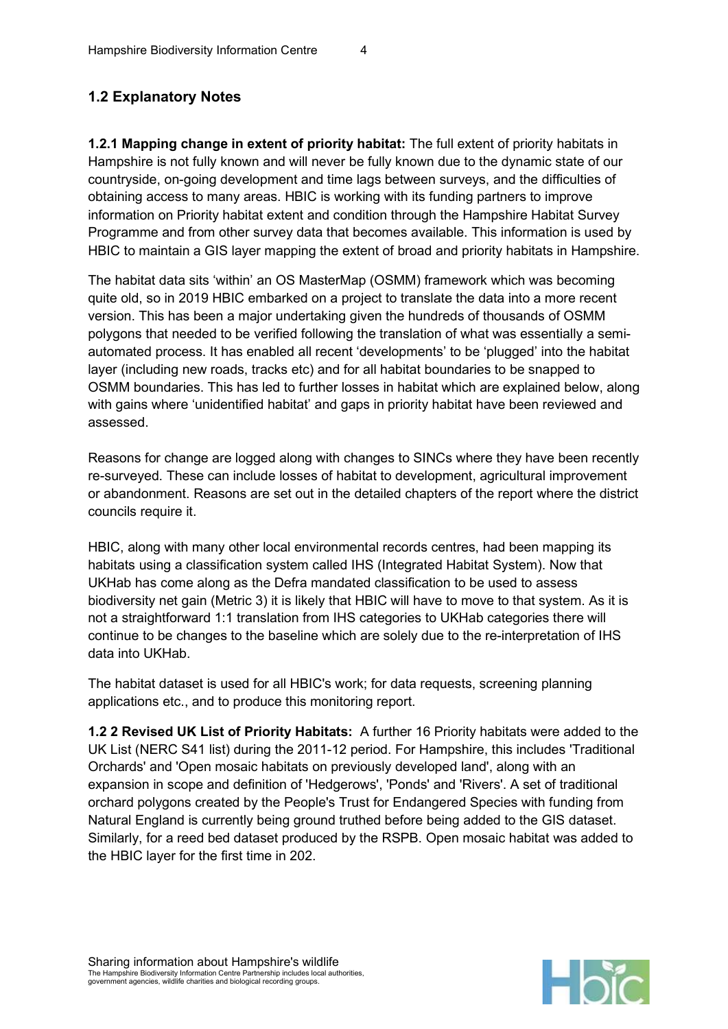## 1.2 Explanatory Notes

**1.2.1 Mapping change in extent of priority habitat:** The full extent of priority habitats in Hampshire is not fully known and will never be fully known due to the dynamic state of our countryside, on-going development and time lags between surveys, and the difficulties of obtaining access to many areas. HBIC is working with its funding partners to improve information on Priority habitat extent and condition through the Hampshire Habitat Survey Programme and from other survey data that becomes available. This information is used by HBIC to maintain a GIS layer mapping the extent of broad and priority habitats in Hampshire.

The habitat data sits 'within' an OS MasterMap (OSMM) framework which was becoming quite old, so in 2019 HBIC embarked on a project to translate the data into a more recent version. This has been a major undertaking given the hundreds of thousands of OSMM polygons that needed to be verified following the translation of what was essentially a semi-automated process. It has enabled all recent 'developments' to be 'plugged' into the habitat layer (including new roads, tracks etc) and for all habitat boundaries to be snapped to OSMM boundaries. This has led to further losses in habitat which are explained below, along with gains where 'unidentified habitat' and gaps in priority habitat have been reviewed and assessed.

Reasons for change are logged along with changes to SINCs where they have been recently re-surveyed. These can include losses of habitat to development, agricultural improvement or abandonment. Reasons are set out in the detailed chapters of the report where the district councils require it.

HBIC, along with many other local environmental records centres, had been mapping its habitats using a classification system called IHS (Integrated Habitat System). Now that UKHab has come along as the Defra mandated classification to be used to assess biodiversity net gain (Metric 3) it is likely that HBIC will have to move to that system. As it is not a straightforward 1:1 translation from IHS categories to UKHab categories there will continue to be changes to the baseline which are solely due to the re-interpretation of IHS data into UKHab.

The habitat dataset is used for all HBIC's work; for data requests, screening planning applications etc., and to produce this monitoring report.

**1.2 2 Revised UK List of Priority Habitats:** A further 16 Priority habitats were added to the UK List (NERC S41 list) during the 2011-12 period. For Hampshire, this includes 'Traditional Orchards' and 'Open mosaic habitats on previously developed land', along with an expansion in scope and definition of 'Hedgerows', 'Ponds' and 'Rivers'. A set of traditional orchard polygons created by the People's Trust for Endangered Species with funding from Natural England is currently being ground truthed before being added to the GIS dataset. Similarly, for a reed bed dataset produced by the RSPB. Open mosaic habitat was added to the HBIC layer for the first time in 202.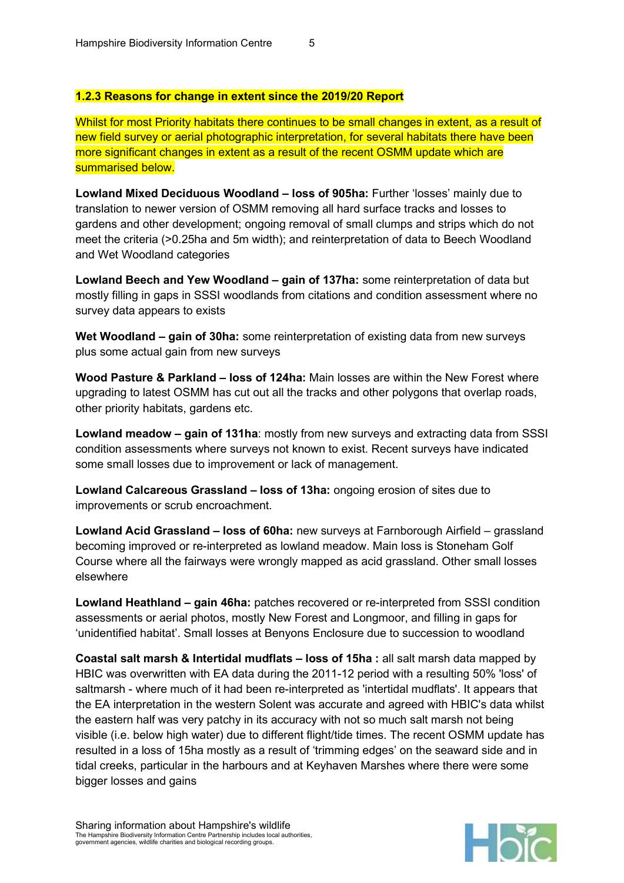### 1.2.3 Reasons for change in extent since the 2019/20 Report

Whilst for most Priority habitats there continues to be small changes in extent, as a result of new field survey or aerial photographic interpretation, for several habitats there have been more significant changes in extent as a result of the recent OSMM update which are summarised below.

**Lowland Mixed Deciduous Woodland – loss of 905ha:** Further 'losses' mainly due to translation to newer version of OSMM removing all hard surface tracks and losses to gardens and other development; ongoing removal of small clumps and strips which do not meet the criteria (>0.25ha and 5m width); and reinterpretation of data to Beech Woodland and Wet Woodland categories

**Lowland Beech and Yew Woodland – gain of 137ha:** some reinterpretation of data but mostly filling in gaps in SSSI woodlands from citations and condition assessment where no survey data appears to exists

**Wet Woodland – gain of 30ha:** some reinterpretation of existing data from new surveys plus some actual gain from new surveys

**Wood Pasture & Parkland – loss of 124ha:** Main losses are within the New Forest where upgrading to latest OSMM has cut out all the tracks and other polygons that overlap roads, other priority habitats, gardens etc.

**Lowland meadow – gain of 131ha**: mostly from new surveys and extracting data from SSSI condition assessments where surveys not known to exist. Recent surveys have indicated some small losses due to improvement or lack of management.

**Lowland Calcareous Grassland – loss of 13ha:** ongoing erosion of sites due to improvements or scrub encroachment.

**Lowland Acid Grassland – loss of 60ha:** new surveys at Farnborough Airfield – grassland becoming improved or re-interpreted as lowland meadow. Main loss is Stoneham Golf Course where all the fairways were wrongly mapped as acid grassland. Other small losses elsewhere

**Lowland Heathland – gain 46ha:** patches recovered or re-interpreted from SSSI condition assessments or aerial photos, mostly New Forest and Longmoor, and filling in gaps for 'unidentified habitat'. Small losses at Benyons Enclosure due to succession to woodland

**Coastal salt marsh & Intertidal mudflats – loss of 15ha :** all salt marsh data mapped by HBIC was overwritten with EA data during the 2011-12 period with a resulting 50% 'loss' of saltmarsh - where much of it had been re-interpreted as 'intertidal mudflats'. It appears that the EA interpretation in the western Solent was accurate and agreed with HBIC's data whilst the eastern half was very patchy in its accuracy with not so much salt marsh not being visible (i.e. below high water) due to different flight/tide times. The recent OSMM update has resulted in a loss of 15ha mostly as a result of 'trimming edges' on the seaward side and in tidal creeks, particular in the harbours and at Keyhaven Marshes where there were some bigger losses and gains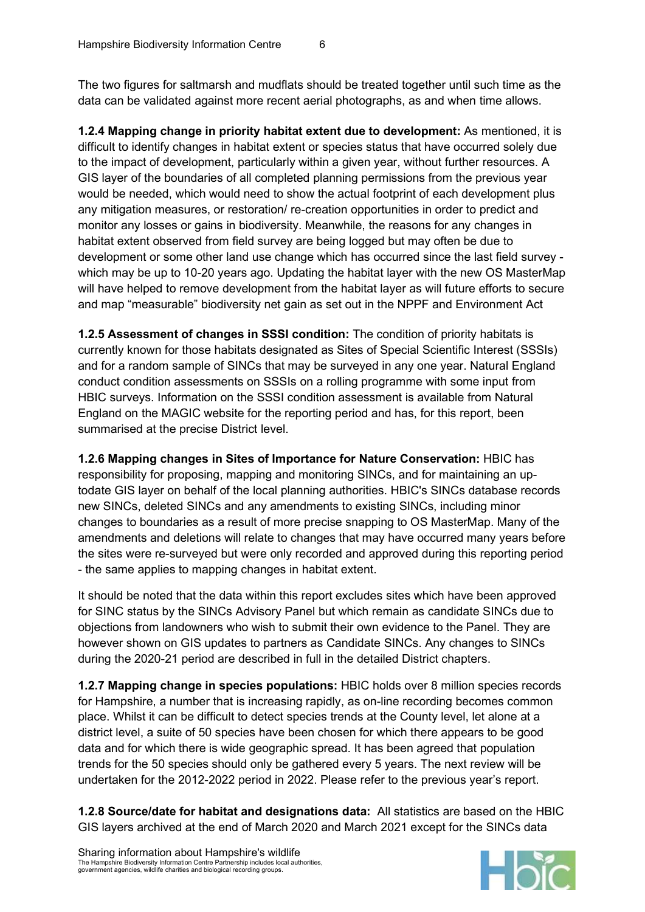The two figures for saltmarsh and mudflats should be treated together until such time as the data can be validated against more recent aerial photographs, as and when time allows.

**1.2.4 Mapping change in priority habitat extent due to development:** As mentioned, it is difficult to identify changes in habitat extent or species status that have occurred solely due to the impact of development, particularly within a given year, without further resources. A GIS layer of the boundaries of all completed planning permissions from the previous year would be needed, which would need to show the actual footprint of each development plus any mitigation measures, or restoration/ re-creation opportunities in order to predict and monitor any losses or gains in biodiversity. Meanwhile, the reasons for any changes in habitat extent observed from field survey are being logged but may often be due to development or some other land use change which has occurred since the last field survey - which may be up to 10-20 years ago. Updating the habitat layer with the new OS MasterMap will have helped to remove development from the habitat layer as will future efforts to secure and map "measurable" biodiversity net gain as set out in the NPPF and Environment Act

**1.2.5 Assessment of changes in SSSI condition:** The condition of priority habitats is currently known for those habitats designated as Sites of Special Scientific Interest (SSSIs) and for a random sample of SINCs that may be surveyed in any one year. Natural England conduct condition assessments on SSSIs on a rolling programme with some input from HBIC surveys. Information on the SSSI condition assessment is available from Natural England on the MAGIC website for the reporting period and has, for this report, been summarised at the precise District level.

**1.2.6 Mapping changes in Sites of Importance for Nature Conservation:** HBIC has responsibility for proposing, mapping and monitoring SINCs, and for maintaining an up-todate GIS layer on behalf of the local planning authorities. HBIC's SINCs database records new SINCs, deleted SINCs and any amendments to existing SINCs, including minor changes to boundaries as a result of more precise snapping to OS MasterMap. Many of the amendments and deletions will relate to changes that may have occurred many years before the sites were re-surveyed but were only recorded and approved during this reporting period - the same applies to mapping changes in habitat extent.

It should be noted that the data within this report excludes sites which have been approved for SINC status by the SINCs Advisory Panel but which remain as candidate SINCs due to objections from landowners who wish to submit their own evidence to the Panel. They are however shown on GIS updates to partners as Candidate SINCs. Any changes to SINCs during the 2020-21 period are described in full in the detailed District chapters.

**1.2.7 Mapping change in species populations:** HBIC holds over 8 million species records for Hampshire, a number that is increasing rapidly, as on-line recording becomes common place. Whilst it can be difficult to detect species trends at the County level, let alone at a district level, a suite of 50 species have been chosen for which there appears to be good data and for which there is wide geographic spread. It has been agreed that population trends for the 50 species should only be gathered every 5 years. The next review will be undertaken for the 2012-2022 period in 2022. Please refer to the previous year's report.

**1.2.8 Source/date for habitat and designations data:** All statistics are based on the HBIC GIS layers archived at the end of March 2020 and March 2021 except for the SINCs data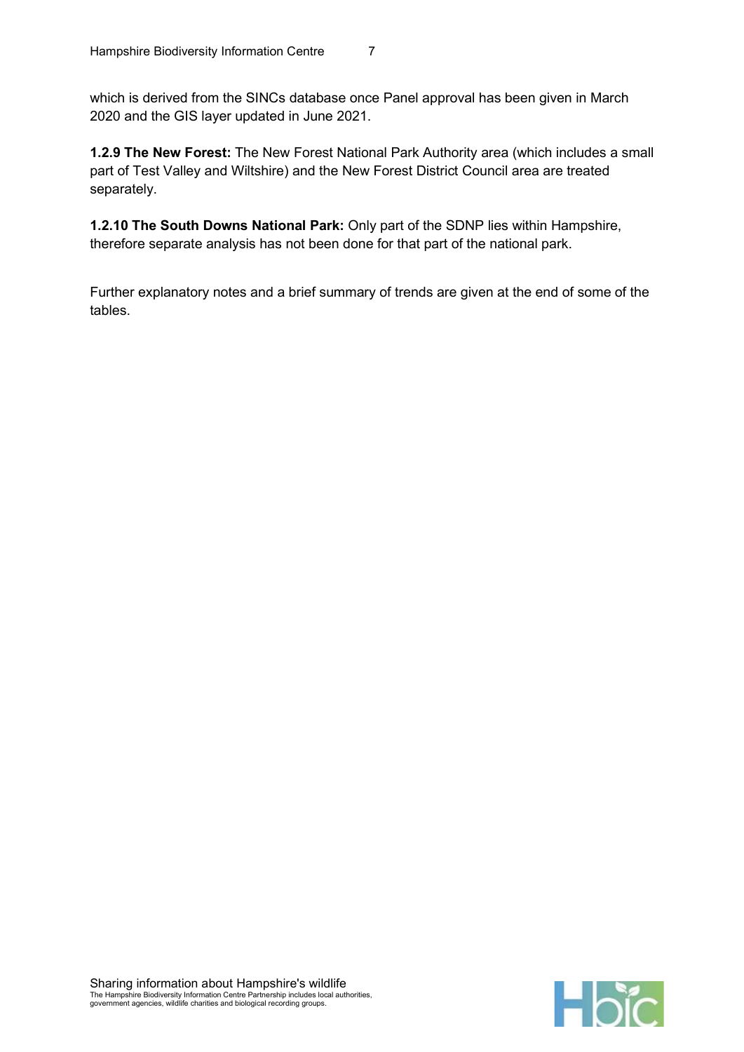which is derived from the SINCs database once Panel approval has been given in March 2020 and the GIS layer updated in June 2021.

**1.2.9 The New Forest:** The New Forest National Park Authority area (which includes a small part of Test Valley and Wiltshire) and the New Forest District Council area are treated separately.

**1.2.10 The South Downs National Park:** Only part of the SDNP lies within Hampshire, therefore separate analysis has not been done for that part of the national park.

Further explanatory notes and a brief summary of trends are given at the end of some of the tables.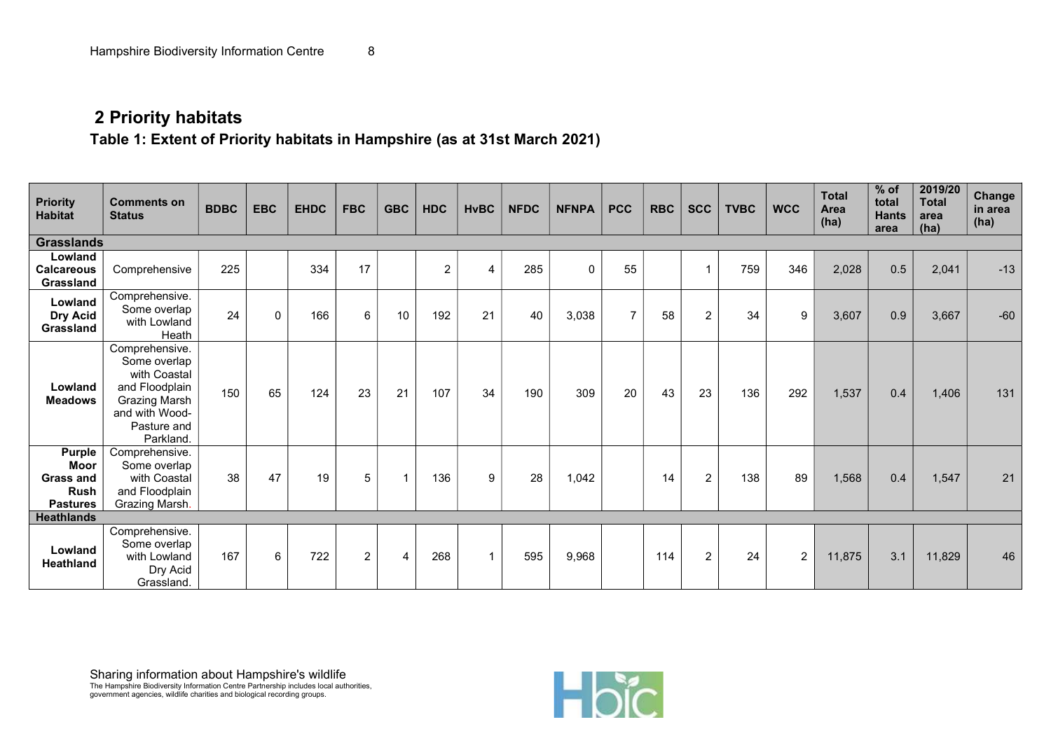## 2 Priority habitats

### Table 1: Extent of Priority habitats in Hampshire (as at 31st March 2021)

| Priority Habitat | Comments on Status | BDBC | EBC | EHDC | FBC | GBC | HDC | HvBC | NFDC | NFNPA | PCC | RBC | SCC | TVBC | WCC | Total Area (ha) | % of total Hants area | 2019/20 Total area (ha) | Change in area (ha) |
|---|---|---|---|---|---|---|---|---|---|---|---|---|---|---|---|---|---|---|---|
| **Grasslands** | | | | | | | | | | | | | | | | | | | |
| **Lowland Calcareous Grassland** | Comprehensive | 225 | | 334 | 17 | | 2 | 4 | 285 | 0 | 55 | | 1 | 759 | 346 | 2,028 | 0.5 | 2,041 | -13 |
| **Lowland Dry Acid Grassland** | Comprehensive. Some overlap with Lowland Heath | 24 | 0 | 166 | 6 | 10 | 192 | 21 | 40 | 3,038 | 7 | 58 | 2 | 34 | 9 | 3,607 | 0.9 | 3,667 | -60 |
| **Lowland Meadows** | Comprehensive. Some overlap with Coastal and Floodplain Grazing Marsh and with Wood-Pasture and Parkland. | 150 | 65 | 124 | 23 | 21 | 107 | 34 | 190 | 309 | 20 | 43 | 23 | 136 | 292 | 1,537 | 0.4 | 1,406 | 131 |
| **Purple Moor Grass and Rush Pastures** | Comprehensive. Some overlap with Coastal and Floodplain Grazing Marsh. | 38 | 47 | 19 | 5 | 1 | 136 | 9 | 28 | 1,042 | | 14 | 2 | 138 | 89 | 1,568 | 0.4 | 1,547 | 21 |
| **Heathlands** | | | | | | | | | | | | | | | | | | | |
| **Lowland Heathland** | Comprehensive. Some overlap with Lowland Dry Acid Grassland. | 167 | 6 | 722 | 2 | 4 | 268 | 1 | 595 | 9,968 | | 114 | 2 | 24 | 2 | 11,875 | 3.1 | 11,829 | 46 |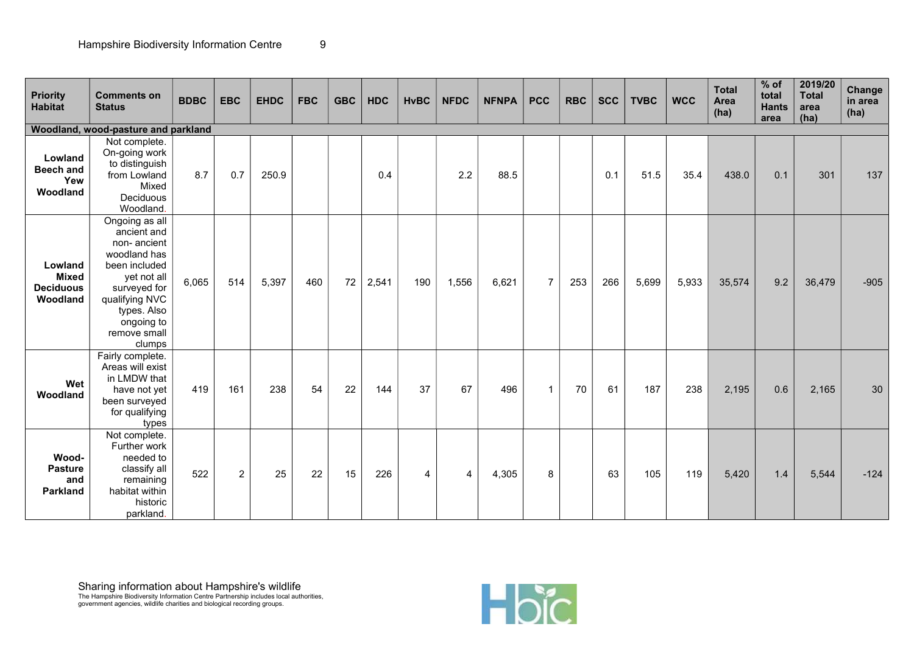| Priority Habitat | Comments on Status | BDBC | EBC | EHDC | FBC | GBC | HDC | HvBC | NFDC | NFNPA | PCC | RBC | SCC | TVBC | WCC | Total Area (ha) | % of total Hants area | 2019/20 Total area (ha) | Change in area (ha) |
|---|---|---|---|---|---|---|---|---|---|---|---|---|---|---|---|---|---|---|---|
| **Woodland, wood-pasture and parkland** | | | | | | | | | | | | | | | | | | | |
| **Lowland Beech and Yew Woodland** | Not complete. On-going work to distinguish from Lowland Mixed Deciduous Woodland. | 8.7 | 0.7 | 250.9 | | | 0.4 | | 2.2 | 88.5 | | | 0.1 | 51.5 | 35.4 | 438.0 | 0.1 | 301 | 137 |
| **Lowland Mixed Deciduous Woodland** | Ongoing as all ancient and non- ancient woodland has been included yet not all surveyed for qualifying NVC types. Also ongoing to remove small clumps | 6,065 | 514 | 5,397 | 460 | 72 | 2,541 | 190 | 1,556 | 6,621 | 7 | 253 | 266 | 5,699 | 5,933 | 35,574 | 9.2 | 36,479 | -905 |
| **Wet Woodland** | Fairly complete. Areas will exist in LMDW that have not yet been surveyed for qualifying types | 419 | 161 | 238 | 54 | 22 | 144 | 37 | 67 | 496 | 1 | 70 | 61 | 187 | 238 | 2,195 | 0.6 | 2,165 | 30 |
| **Wood-Pasture and Parkland** | Not complete. Further work needed to classify all remaining habitat within historic parkland. | 522 | 2 | 25 | 22 | 15 | 226 | 4 | 4 | 4,305 | 8 | | 63 | 105 | 119 | 5,420 | 1.4 | 5,544 | -124 |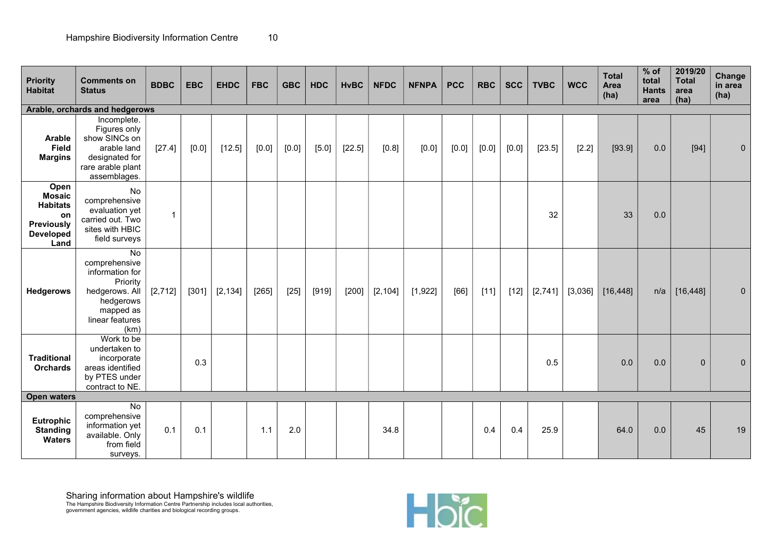| Priority Habitat | Comments on Status | BDBC | EBC | EHDC | FBC | GBC | HDC | HvBC | NFDC | NFNPA | PCC | RBC | SCC | TVBC | WCC | Total Area (ha) | % of total Hants area | 2019/20 Total area (ha) | Change in area (ha) |
|---|---|---|---|---|---|---|---|---|---|---|---|---|---|---|---|---|---|---|---|
| **Arable, orchards and hedgerows** | | | | | | | | | | | | | | | | | | | |
| **Arable Field Margins** | Incomplete. Figures only show SINCs on arable land designated for rare arable plant assemblages. | [27.4] | [0.0] | [12.5] | [0.0] | [0.0] | [5.0] | [22.5] | [0.8] | [0.0] | [0.0] | [0.0] | [0.0] | [23.5] | [2.2] | [93.9] | 0.0 | [94] | 0 |
| **Open Mosaic Habitats on Previously Developed Land** | No comprehensive evaluation yet carried out. Two sites with HBIC field surveys | 1 | | | | | | | | | | | | 32 | | 33 | 0.0 | | |
| **Hedgerows** | No comprehensive information for Priority hedgerows. All hedgerows mapped as linear features (km) | [2,712] | [301] | [2,134] | [265] | [25] | [919] | [200] | [2,104] | [1,922] | [66] | [11] | [12] | [2,741] | [3,036] | [16,448] | n/a | [16,448] | 0 |
| **Traditional Orchards** | Work to be undertaken to incorporate areas identified by PTES under contract to NE. | | 0.3 | | | | | | | | | | | 0.5 | | 0.0 | 0.0 | 0 | 0 |
| **Open waters** | | | | | | | | | | | | | | | | | | | |
| **Eutrophic Standing Waters** | No comprehensive information yet available. Only from field surveys. | 0.1 | 0.1 | | 1.1 | 2.0 | | | 34.8 | | | 0.4 | 0.4 | 25.9 | | 64.0 | 0.0 | 45 | 19 |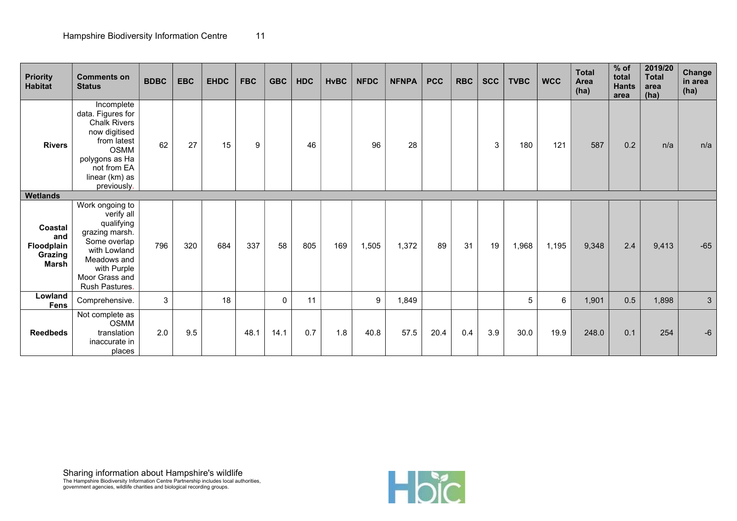| Priority Habitat | Comments on Status | BDBC | EBC | EHDC | FBC | GBC | HDC | HvBC | NFDC | NFNPA | PCC | RBC | SCC | TVBC | WCC | Total Area (ha) | % of total Hants area | 2019/20 Total area (ha) | Change in area (ha) |
|---|---|---|---|---|---|---|---|---|---|---|---|---|---|---|---|---|---|---|---|
| **Rivers** | Incomplete data. Figures for Chalk Rivers now digitised from latest OSMM polygons as Ha not from EA linear (km) as previously. | 62 | 27 | 15 | 9 | | 46 | | 96 | 28 | | | 3 | 180 | 121 | 587 | 0.2 | n/a | n/a |
| **Wetlands** | | | | | | | | | | | | | | | | | | | |
| **Coastal and Floodplain Grazing Marsh** | Work ongoing to verify all qualifying grazing marsh. Some overlap with Lowland Meadows and with Purple Moor Grass and Rush Pastures. | 796 | 320 | 684 | 337 | 58 | 805 | 169 | 1,505 | 1,372 | 89 | 31 | 19 | 1,968 | 1,195 | 9,348 | 2.4 | 9,413 | -65 |
| **Lowland Fens** | Comprehensive. | 3 | | 18 | | 0 | 11 | | 9 | 1,849 | | | | 5 | 6 | 1,901 | 0.5 | 1,898 | 3 |
| **Reedbeds** | Not complete as OSMM translation inaccurate in places | 2.0 | 9.5 | | 48.1 | 14.1 | 0.7 | 1.8 | 40.8 | 57.5 | 20.4 | 0.4 | 3.9 | 30.0 | 19.9 | 248.0 | 0.1 | 254 | -6 |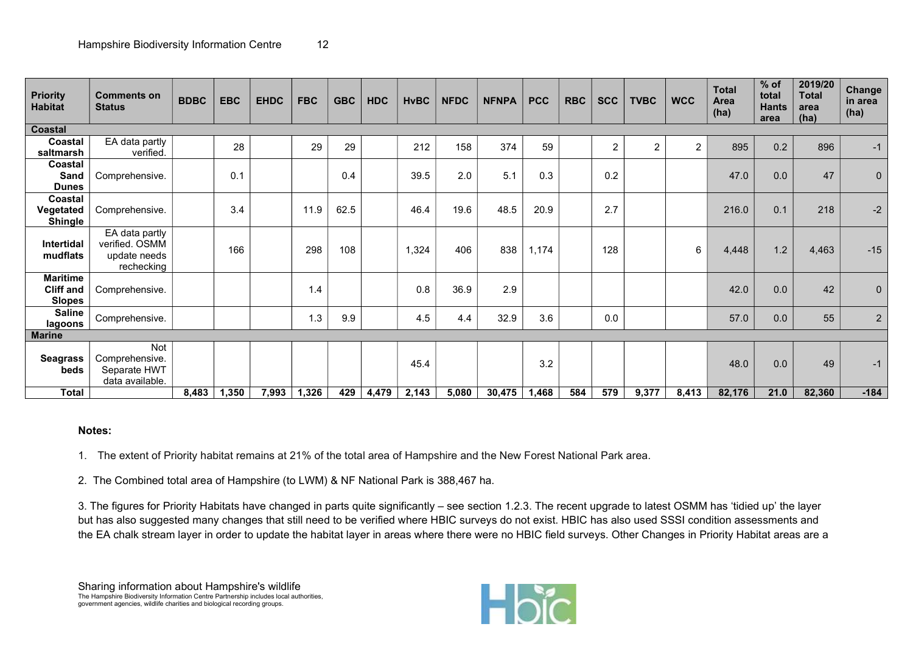| Priority Habitat | Comments on Status | BDBC | EBC | EHDC | FBC | GBC | HDC | HvBC | NFDC | NFNPA | PCC | RBC | SCC | TVBC | WCC | Total Area (ha) | % of total Hants area | 2019/20 Total area (ha) | Change in area (ha) |
|---|---|---|---|---|---|---|---|---|---|---|---|---|---|---|---|---|---|---|---|
| **Coastal** | | | | | | | | | | | | | | | | | | | |
| **Coastal saltmarsh** | EA data partly verified. | | 28 | | 29 | 29 | | 212 | 158 | 374 | 59 | | 2 | 2 | 2 | 895 | 0.2 | 896 | -1 |
| **Coastal Sand Dunes** | Comprehensive. | | 0.1 | | | 0.4 | | 39.5 | 2.0 | 5.1 | 0.3 | | 0.2 | | | 47.0 | 0.0 | 47 | 0 |
| **Coastal Vegetated Shingle** | Comprehensive. | | 3.4 | | 11.9 | 62.5 | | 46.4 | 19.6 | 48.5 | 20.9 | | 2.7 | | | 216.0 | 0.1 | 218 | -2 |
| **Intertidal mudflats** | EA data partly verified. OSMM update needs rechecking | | 166 | | 298 | 108 | | 1,324 | 406 | 838 | 1,174 | | 128 | | 6 | 4,448 | 1.2 | 4,463 | -15 |
| **Maritime Cliff and Slopes** | Comprehensive. | | | | 1.4 | | | 0.8 | 36.9 | 2.9 | | | | | | 42.0 | 0.0 | 42 | 0 |
| **Saline lagoons** | Comprehensive. | | | | 1.3 | 9.9 | | 4.5 | 4.4 | 32.9 | 3.6 | | 0.0 | | | 57.0 | 0.0 | 55 | 2 |
| **Marine** | | | | | | | | | | | | | | | | | | | |
| **Seagrass beds** | Not Comprehensive. Separate HWT data available. | | | | | | | 45.4 | | | 3.2 | | | | | 48.0 | 0.0 | 49 | -1 |
| **Total** | | **8,483** | **1,350** | **7,993** | **1,326** | **429** | **4,479** | **2,143** | **5,080** | **30,475** | **1,468** | **584** | **579** | **9,377** | **8,413** | **82,176** | **21.0** | **82,360** | **-184** |

**Notes:**

1. The extent of Priority habitat remains at 21% of the total area of Hampshire and the New Forest National Park area.

2. The Combined total area of Hampshire (to LWM) & NF National Park is 388,467 ha.

3. The figures for Priority Habitats have changed in parts quite significantly – see section 1.2.3. The recent upgrade to latest OSMM has 'tidied up' the layer but has also suggested many changes that still need to be verified where HBIC surveys do not exist. HBIC has also used SSSI condition assessments and the EA chalk stream layer in order to update the habitat layer in areas where there were no HBIC field surveys. Other Changes in Priority Habitat areas are a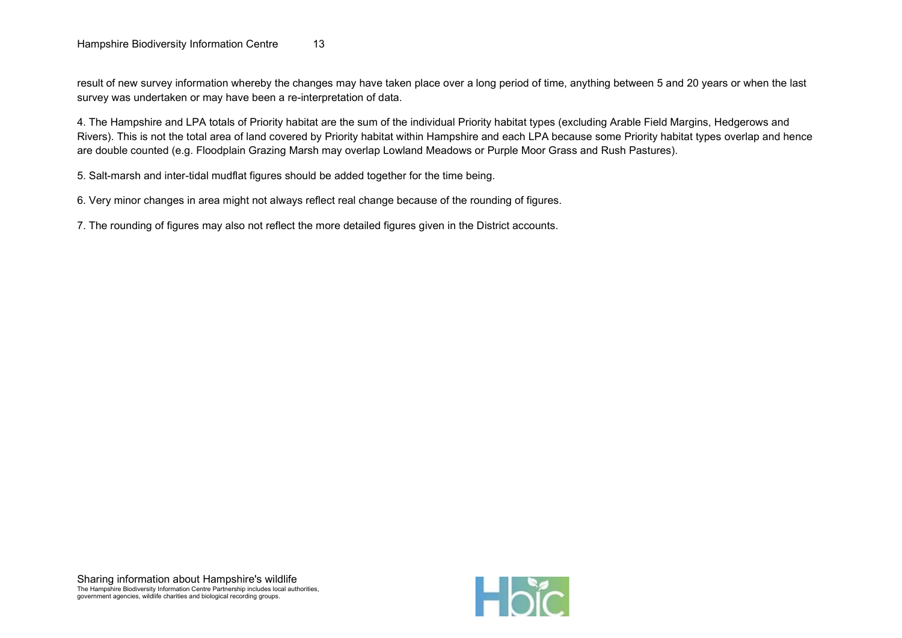result of new survey information whereby the changes may have taken place over a long period of time, anything between 5 and 20 years or when the last survey was undertaken or may have been a re-interpretation of data.

4. The Hampshire and LPA totals of Priority habitat are the sum of the individual Priority habitat types (excluding Arable Field Margins, Hedgerows and Rivers). This is not the total area of land covered by Priority habitat within Hampshire and each LPA because some Priority habitat types overlap and hence are double counted (e.g. Floodplain Grazing Marsh may overlap Lowland Meadows or Purple Moor Grass and Rush Pastures).

5. Salt-marsh and inter-tidal mudflat figures should be added together for the time being.

6. Very minor changes in area might not always reflect real change because of the rounding of figures.

7. The rounding of figures may also not reflect the more detailed figures given in the District accounts.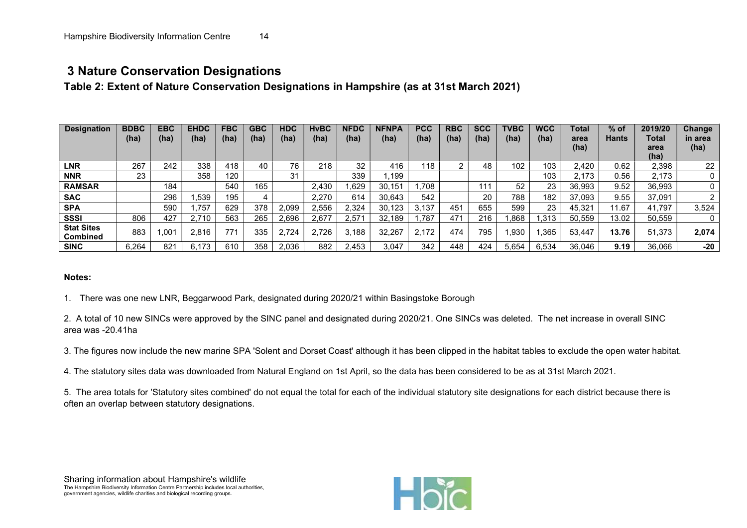# 3 Nature Conservation Designations

## Table 2: Extent of Nature Conservation Designations in Hampshire (as at 31st March 2021)

| Designation | BDBC (ha) | EBC (ha) | EHDC (ha) | FBC (ha) | GBC (ha) | HDC (ha) | HvBC (ha) | NFDC (ha) | NFNPA (ha) | PCC (ha) | RBC (ha) | SCC (ha) | TVBC (ha) | WCC (ha) | Total area (ha) | % of Hants | 2019/20 Total area (ha) | Change in area (ha) |
|---|---|---|---|---|---|---|---|---|---|---|---|---|---|---|---|---|---|---|
| **LNR** | 267 | 242 | 338 | 418 | 40 | 76 | 218 | 32 | 416 | 118 | 2 | 48 | 102 | 103 | 2,420 | 0.62 | 2,398 | 22 |
| **NNR** | 23 | | 358 | 120 | | 31 | | 339 | 1,199 | | | | | 103 | 2,173 | 0.56 | 2,173 | 0 |
| **RAMSAR** | | 184 | | 540 | 165 | | 2,430 | 1,629 | 30,151 | 1,708 | | 111 | 52 | 23 | 36,993 | 9.52 | 36,993 | 0 |
| **SAC** | | 296 | 1,539 | 195 | 4 | | 2,270 | 614 | 30,643 | 542 | | 20 | 788 | 182 | 37,093 | 9.55 | 37,091 | 2 |
| **SPA** | | 590 | 1,757 | 629 | 378 | 2,099 | 2,556 | 2,324 | 30,123 | 3,137 | 451 | 655 | 599 | 23 | 45,321 | 11.67 | 41,797 | 3,524 |
| **SSSI** | 806 | 427 | 2,710 | 563 | 265 | 2,696 | 2,677 | 2,571 | 32,189 | 1,787 | 471 | 216 | 1,868 | 1,313 | 50,559 | 13.02 | 50,559 | 0 |
| **Stat Sites Combined** | 883 | 1,001 | 2,816 | 771 | 335 | 2,724 | 2,726 | 3,188 | 32,267 | 2,172 | 474 | 795 | 1,930 | 1,365 | 53,447 | **13.76** | 51,373 | **2,074** |
| **SINC** | 6,264 | 821 | 6,173 | 610 | 358 | 2,036 | 882 | 2,453 | 3,047 | 342 | 448 | 424 | 5,654 | 6,534 | 36,046 | **9.19** | 36,066 | **-20** |

**Notes:**

1. There was one new LNR, Beggarwood Park, designated during 2020/21 within Basingstoke Borough

2. A total of 10 new SINCs were approved by the SINC panel and designated during 2020/21. One SINCs was deleted. The net increase in overall SINC area was -20.41ha

3. The figures now include the new marine SPA 'Solent and Dorset Coast' although it has been clipped in the habitat tables to exclude the open water habitat.

4. The statutory sites data was downloaded from Natural England on 1st April, so the data has been considered to be as at 31st March 2021.

5. The area totals for 'Statutory sites combined' do not equal the total for each of the individual statutory site designations for each district because there is often an overlap between statutory designations.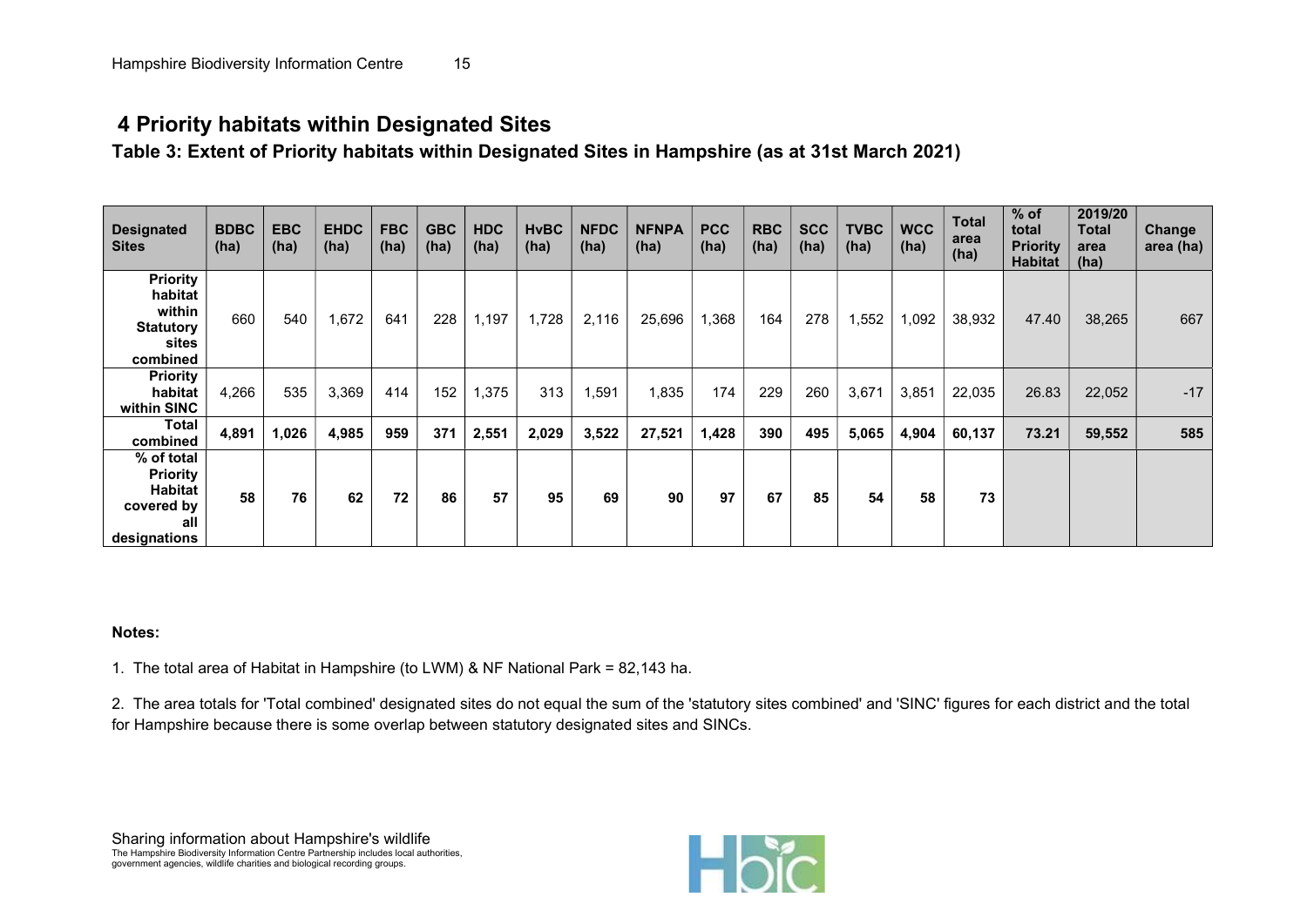## 4 Priority habitats within Designated Sites

**Table 3: Extent of Priority habitats within Designated Sites in Hampshire (as at 31st March 2021)**

| Designated Sites | BDBC (ha) | EBC (ha) | EHDC (ha) | FBC (ha) | GBC (ha) | HDC (ha) | HvBC (ha) | NFDC (ha) | NFNPA (ha) | PCC (ha) | RBC (ha) | SCC (ha) | TVBC (ha) | WCC (ha) | Total area (ha) | % of total Priority Habitat | 2019/20 Total area (ha) | Change area (ha) |
|---|---|---|---|---|---|---|---|---|---|---|---|---|---|---|---|---|---|---|
| **Priority habitat within Statutory sites combined** | 660 | 540 | 1,672 | 641 | 228 | 1,197 | 1,728 | 2,116 | 25,696 | 1,368 | 164 | 278 | 1,552 | 1,092 | 38,932 | 47.40 | 38,265 | 667 |
| **Priority habitat within SINC** | 4,266 | 535 | 3,369 | 414 | 152 | 1,375 | 313 | 1,591 | 1,835 | 174 | 229 | 260 | 3,671 | 3,851 | 22,035 | 26.83 | 22,052 | -17 |
| **Total combined** | **4,891** | **1,026** | **4,985** | **959** | **371** | **2,551** | **2,029** | **3,522** | **27,521** | **1,428** | **390** | **495** | **5,065** | **4,904** | **60,137** | **73.21** | **59,552** | **585** |
| **% of total Priority Habitat covered by all designations** | **58** | **76** | **62** | **72** | **86** | **57** | **95** | **69** | **90** | **97** | **67** | **85** | **54** | **58** | **73** | | | |

**Notes:**

1. The total area of Habitat in Hampshire (to LWM) & NF National Park = 82,143 ha.

2. The area totals for 'Total combined' designated sites do not equal the sum of the 'statutory sites combined' and 'SINC' figures for each district and the total for Hampshire because there is some overlap between statutory designated sites and SINCs.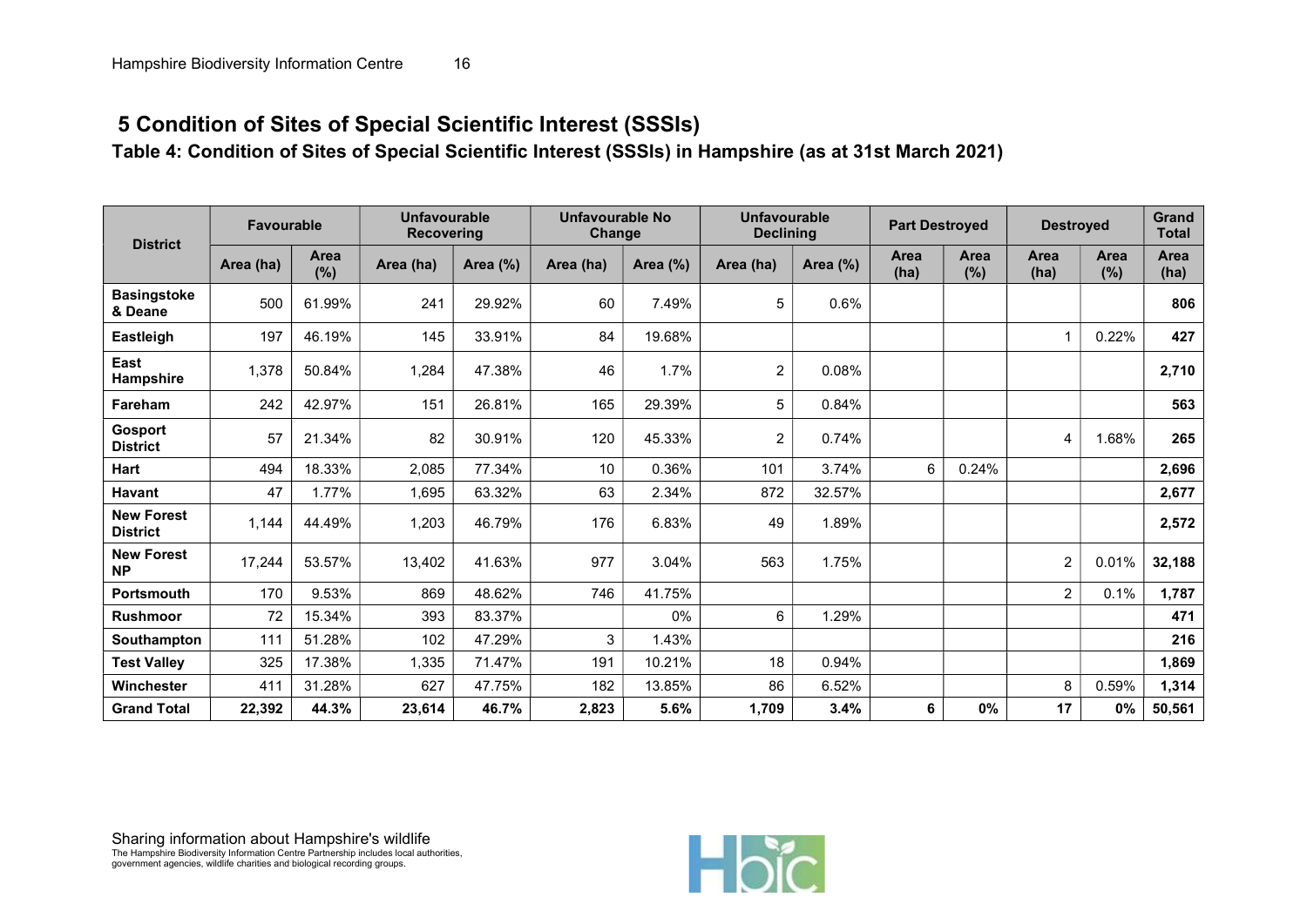## 5 Condition of Sites of Special Scientific Interest (SSSIs)

### Table 4: Condition of Sites of Special Scientific Interest (SSSIs) in Hampshire (as at 31st March 2021)

| District | Favourable | | Unfavourable Recovering | | Unfavourable No Change | | Unfavourable Declining | | Part Destroyed | | Destroyed | | Grand Total |
|---|---|---|---|---|---|---|---|---|---|---|---|---|---|
| | Area (ha) | Area (%) | Area (ha) | Area (%) | Area (ha) | Area (%) | Area (ha) | Area (%) | Area (ha) | Area (%) | Area (ha) | Area (%) | Area (ha) |
| **Basingstoke & Deane** | 500 | 61.99% | 241 | 29.92% | 60 | 7.49% | 5 | 0.6% | | | | | **806** |
| **Eastleigh** | 197 | 46.19% | 145 | 33.91% | 84 | 19.68% | | | | | 1 | 0.22% | **427** |
| **East Hampshire** | 1,378 | 50.84% | 1,284 | 47.38% | 46 | 1.7% | 2 | 0.08% | | | | | **2,710** |
| **Fareham** | 242 | 42.97% | 151 | 26.81% | 165 | 29.39% | 5 | 0.84% | | | | | **563** |
| **Gosport District** | 57 | 21.34% | 82 | 30.91% | 120 | 45.33% | 2 | 0.74% | | | 4 | 1.68% | **265** |
| **Hart** | 494 | 18.33% | 2,085 | 77.34% | 10 | 0.36% | 101 | 3.74% | 6 | 0.24% | | | **2,696** |
| **Havant** | 47 | 1.77% | 1,695 | 63.32% | 63 | 2.34% | 872 | 32.57% | | | | | **2,677** |
| **New Forest District** | 1,144 | 44.49% | 1,203 | 46.79% | 176 | 6.83% | 49 | 1.89% | | | | | **2,572** |
| **New Forest NP** | 17,244 | 53.57% | 13,402 | 41.63% | 977 | 3.04% | 563 | 1.75% | | | 2 | 0.01% | **32,188** |
| **Portsmouth** | 170 | 9.53% | 869 | 48.62% | 746 | 41.75% | | | | | 2 | 0.1% | **1,787** |
| **Rushmoor** | 72 | 15.34% | 393 | 83.37% | | 0% | 6 | 1.29% | | | | | **471** |
| **Southampton** | 111 | 51.28% | 102 | 47.29% | 3 | 1.43% | | | | | | | **216** |
| **Test Valley** | 325 | 17.38% | 1,335 | 71.47% | 191 | 10.21% | 18 | 0.94% | | | | | **1,869** |
| **Winchester** | 411 | 31.28% | 627 | 47.75% | 182 | 13.85% | 86 | 6.52% | | | 8 | 0.59% | **1,314** |
| **Grand Total** | **22,392** | **44.3%** | **23,614** | **46.7%** | **2,823** | **5.6%** | **1,709** | **3.4%** | **6** | **0%** | **17** | **0%** | **50,561** |

Sharing information about Hampshire's wildlife
The Hampshire Biodiversity Information Centre Partnership includes local authorities, government agencies, wildlife charities and biological recording groups.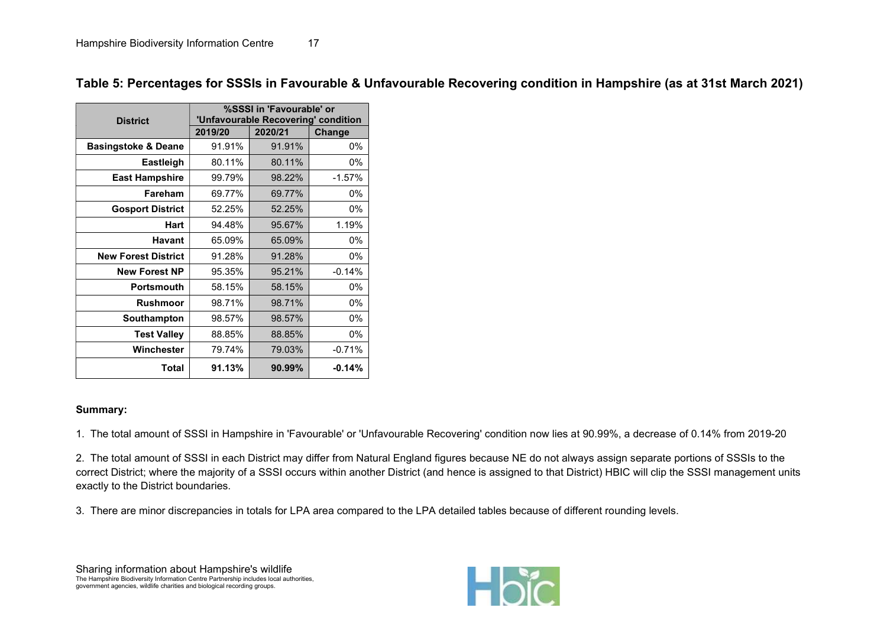**Table 5: Percentages for SSSIs in Favourable & Unfavourable Recovering condition in Hampshire (as at 31st March 2021)**

| District | %SSSI in 'Favourable' or 'Unfavourable Recovering' condition | | |
|---|---|---|---|
| | 2019/20 | 2020/21 | Change |
| Basingstoke & Deane | 91.91% | 91.91% | 0% |
| Eastleigh | 80.11% | 80.11% | 0% |
| East Hampshire | 99.79% | 98.22% | -1.57% |
| Fareham | 69.77% | 69.77% | 0% |
| Gosport District | 52.25% | 52.25% | 0% |
| Hart | 94.48% | 95.67% | 1.19% |
| Havant | 65.09% | 65.09% | 0% |
| New Forest District | 91.28% | 91.28% | 0% |
| New Forest NP | 95.35% | 95.21% | -0.14% |
| Portsmouth | 58.15% | 58.15% | 0% |
| Rushmoor | 98.71% | 98.71% | 0% |
| Southampton | 98.57% | 98.57% | 0% |
| Test Valley | 88.85% | 88.85% | 0% |
| Winchester | 79.74% | 79.03% | -0.71% |
| **Total** | **91.13%** | **90.99%** | **-0.14%** |

**Summary:**

1. The total amount of SSSI in Hampshire in 'Favourable' or 'Unfavourable Recovering' condition now lies at 90.99%, a decrease of 0.14% from 2019-20

2. The total amount of SSSI in each District may differ from Natural England figures because NE do not always assign separate portions of SSSIs to the correct District; where the majority of a SSSI occurs within another District (and hence is assigned to that District) HBIC will clip the SSSI management units exactly to the District boundaries.

3. There are minor discrepancies in totals for LPA area compared to the LPA detailed tables because of different rounding levels.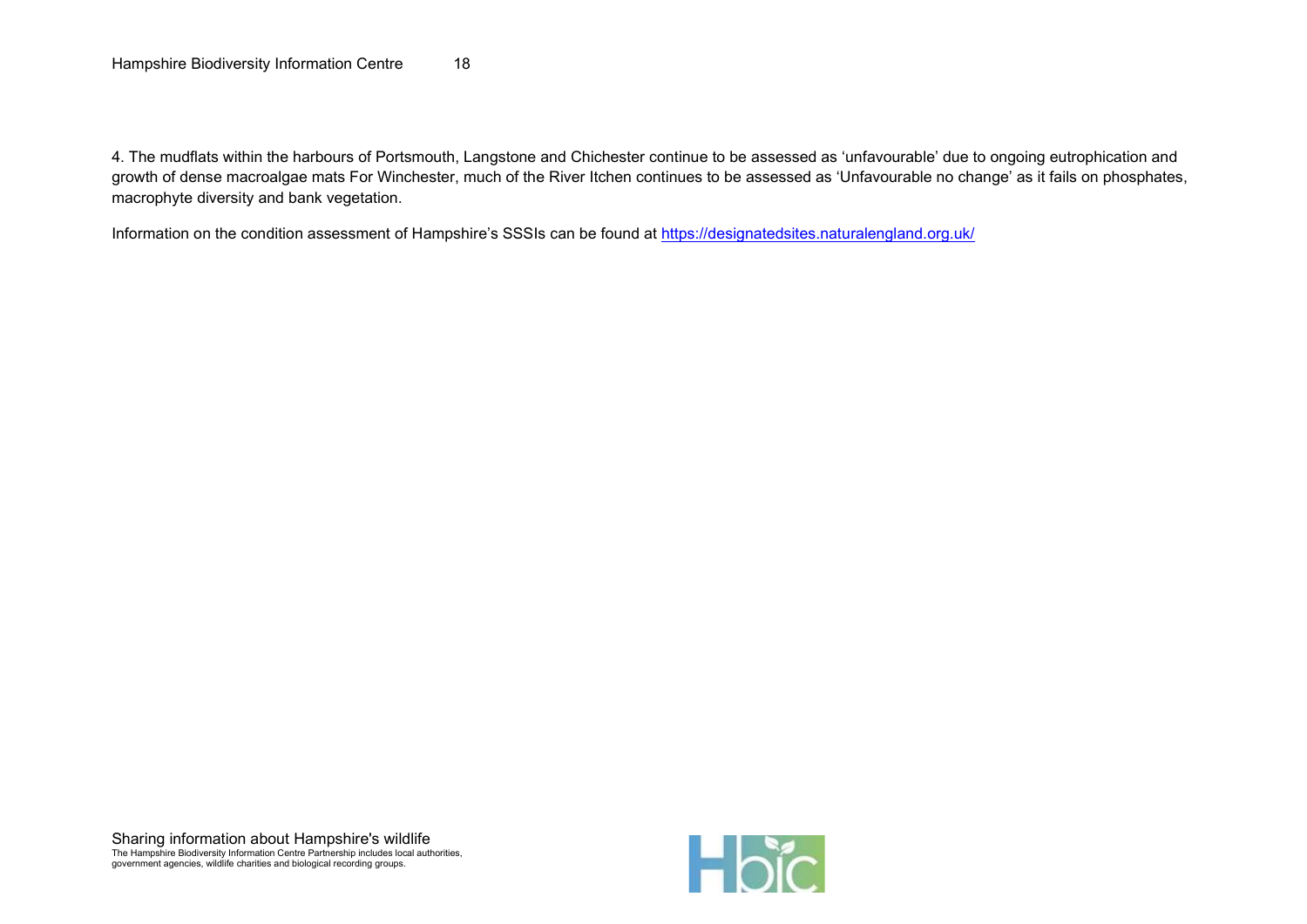4. The mudflats within the harbours of Portsmouth, Langstone and Chichester continue to be assessed as 'unfavourable' due to ongoing eutrophication and growth of dense macroalgae mats For Winchester, much of the River Itchen continues to be assessed as 'Unfavourable no change' as it fails on phosphates, macrophyte diversity and bank vegetation.

Information on the condition assessment of Hampshire's SSSIs can be found at https://designatedsites.naturalengland.org.uk/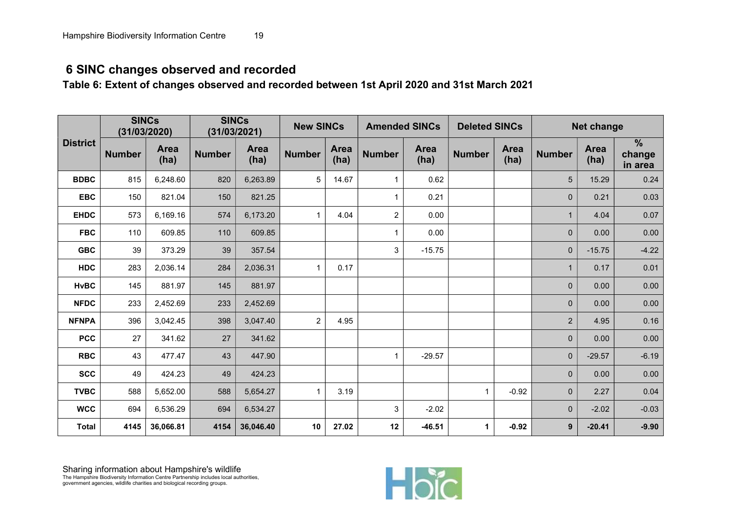## 6 SINC changes observed and recorded

**Table 6: Extent of changes observed and recorded between 1st April 2020 and 31st March 2021**

| District | SINCs (31/03/2020) | | SINCs (31/03/2021) | | New SINCs | | Amended SINCs | | Deleted SINCs | | Net change | | |
|---|---|---|---|---|---|---|---|---|---|---|---|---|---|
| | Number | Area (ha) | Number | Area (ha) | Number | Area (ha) | Number | Area (ha) | Number | Area (ha) | Number | Area (ha) | % change in area |
| **BDBC** | 815 | 6,248.60 | 820 | 6,263.89 | 5 | 14.67 | 1 | 0.62 | | | 5 | 15.29 | 0.24 |
| **EBC** | 150 | 821.04 | 150 | 821.25 | | | 1 | 0.21 | | | 0 | 0.21 | 0.03 |
| **EHDC** | 573 | 6,169.16 | 574 | 6,173.20 | 1 | 4.04 | 2 | 0.00 | | | 1 | 4.04 | 0.07 |
| **FBC** | 110 | 609.85 | 110 | 609.85 | | | 1 | 0.00 | | | 0 | 0.00 | 0.00 |
| **GBC** | 39 | 373.29 | 39 | 357.54 | | | 3 | -15.75 | | | 0 | -15.75 | -4.22 |
| **HDC** | 283 | 2,036.14 | 284 | 2,036.31 | 1 | 0.17 | | | | | 1 | 0.17 | 0.01 |
| **HvBC** | 145 | 881.97 | 145 | 881.97 | | | | | | | 0 | 0.00 | 0.00 |
| **NFDC** | 233 | 2,452.69 | 233 | 2,452.69 | | | | | | | 0 | 0.00 | 0.00 |
| **NFNPA** | 396 | 3,042.45 | 398 | 3,047.40 | 2 | 4.95 | | | | | 2 | 4.95 | 0.16 |
| **PCC** | 27 | 341.62 | 27 | 341.62 | | | | | | | 0 | 0.00 | 0.00 |
| **RBC** | 43 | 477.47 | 43 | 447.90 | | | 1 | -29.57 | | | 0 | -29.57 | -6.19 |
| **SCC** | 49 | 424.23 | 49 | 424.23 | | | | | | | 0 | 0.00 | 0.00 |
| **TVBC** | 588 | 5,652.00 | 588 | 5,654.27 | 1 | 3.19 | | | 1 | -0.92 | 0 | 2.27 | 0.04 |
| **WCC** | 694 | 6,536.29 | 694 | 6,534.27 | | | 3 | -2.02 | | | 0 | -2.02 | -0.03 |
| **Total** | **4145** | **36,066.81** | **4154** | **36,046.40** | **10** | **27.02** | **12** | **-46.51** | **1** | **-0.92** | **9** | **-20.41** | **-9.90** |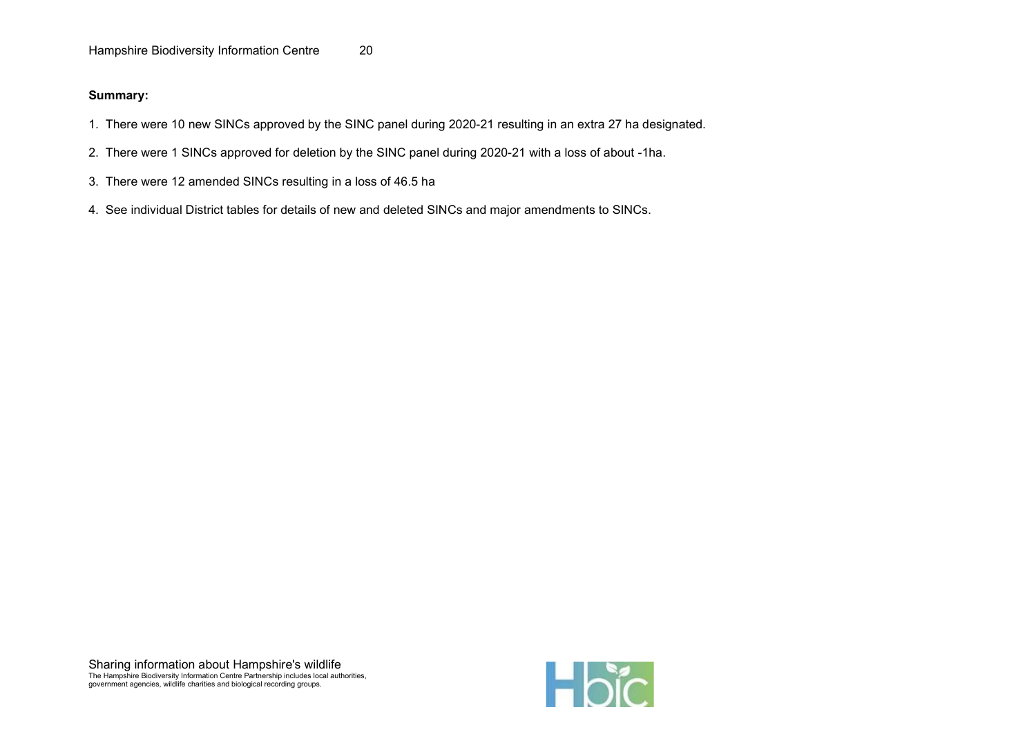**Summary:**

1. There were 10 new SINCs approved by the SINC panel during 2020-21 resulting in an extra 27 ha designated.
2. There were 1 SINCs approved for deletion by the SINC panel during 2020-21 with a loss of about -1ha.
3. There were 12 amended SINCs resulting in a loss of 46.5 ha
4. See individual District tables for details of new and deleted SINCs and major amendments to SINCs.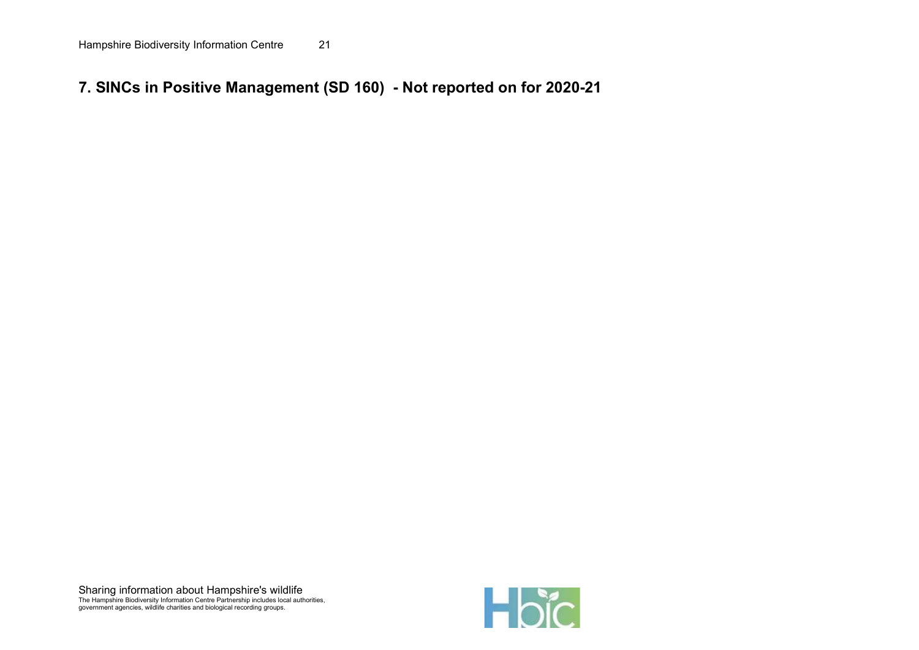## 7. SINCs in Positive Management (SD 160) - Not reported on for 2020-21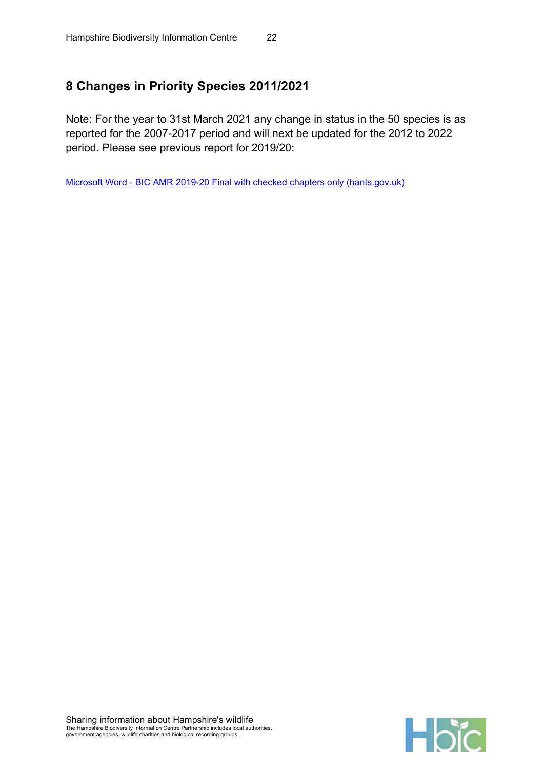## 8 Changes in Priority Species 2011/2021

Note: For the year to 31st March 2021 any change in status in the 50 species is as reported for the 2007-2017 period and will next be updated for the 2012 to 2022 period. Please see previous report for 2019/20:

Microsoft Word - BIC AMR 2019-20 Final with checked chapters only (hants.gov.uk)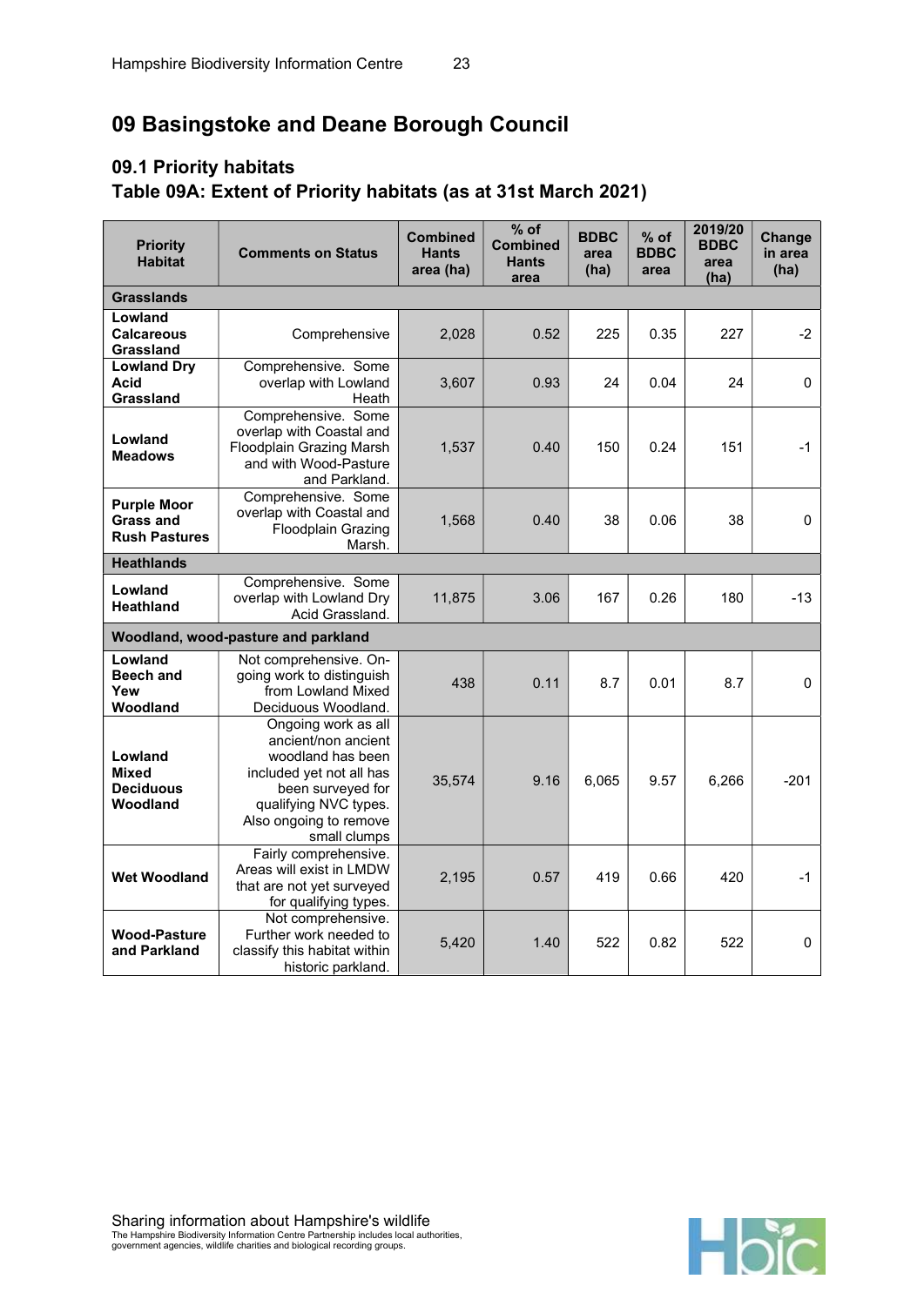# 09 Basingstoke and Deane Borough Council

## 09.1 Priority habitats

### Table 09A: Extent of Priority habitats (as at 31st March 2021)

| Priority Habitat | Comments on Status | Combined Hants area (ha) | % of Combined Hants area | BDBC area (ha) | % of BDBC area | 2019/20 BDBC area (ha) | Change in area (ha) |
|---|---|---|---|---|---|---|---|
| **Grasslands** | | | | | | | |
| **Lowland Calcareous Grassland** | Comprehensive | 2,028 | 0.52 | 225 | 0.35 | 227 | -2 |
| **Lowland Dry Acid Grassland** | Comprehensive. Some overlap with Lowland Heath | 3,607 | 0.93 | 24 | 0.04 | 24 | 0 |
| **Lowland Meadows** | Comprehensive. Some overlap with Coastal and Floodplain Grazing Marsh and with Wood-Pasture and Parkland. | 1,537 | 0.40 | 150 | 0.24 | 151 | -1 |
| **Purple Moor Grass and Rush Pastures** | Comprehensive. Some overlap with Coastal and Floodplain Grazing Marsh. | 1,568 | 0.40 | 38 | 0.06 | 38 | 0 |
| **Heathlands** | | | | | | | |
| **Lowland Heathland** | Comprehensive. Some overlap with Lowland Dry Acid Grassland. | 11,875 | 3.06 | 167 | 0.26 | 180 | -13 |
| **Woodland, wood-pasture and parkland** | | | | | | | |
| **Lowland Beech and Yew Woodland** | Not comprehensive. On-going work to distinguish from Lowland Mixed Deciduous Woodland. | 438 | 0.11 | 8.7 | 0.01 | 8.7 | 0 |
| **Lowland Mixed Deciduous Woodland** | Ongoing work as all ancient/non ancient woodland has been included yet not all has been surveyed for qualifying NVC types. Also ongoing to remove small clumps | 35,574 | 9.16 | 6,065 | 9.57 | 6,266 | -201 |
| **Wet Woodland** | Fairly comprehensive. Areas will exist in LMDW that are not yet surveyed for qualifying types. | 2,195 | 0.57 | 419 | 0.66 | 420 | -1 |
| **Wood-Pasture and Parkland** | Not comprehensive. Further work needed to classify this habitat within historic parkland. | 5,420 | 1.40 | 522 | 0.82 | 522 | 0 |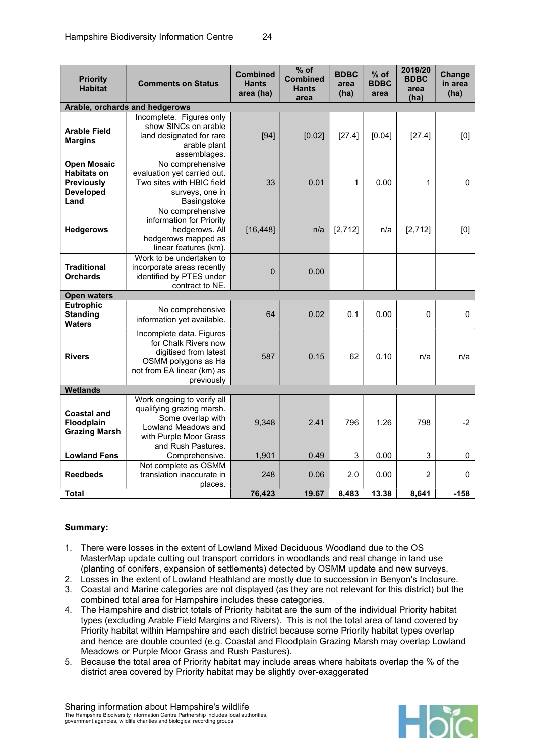| Priority Habitat | Comments on Status | Combined Hants area (ha) | % of Combined Hants area | BDBC area (ha) | % of BDBC area | 2019/20 BDBC area (ha) | Change in area (ha) |
|---|---|---|---|---|---|---|---|
| **Arable, orchards and hedgerows** | | | | | | | |
| **Arable Field Margins** | Incomplete. Figures only show SINCs on arable land designated for rare arable plant assemblages. | [94] | [0.02] | [27.4] | [0.04] | [27.4] | [0] |
| **Open Mosaic Habitats on Previously Developed Land** | No comprehensive evaluation yet carried out. Two sites with HBIC field surveys, one in Basingstoke | 33 | 0.01 | 1 | 0.00 | 1 | 0 |
| **Hedgerows** | No comprehensive information for Priority hedgerows. All hedgerows mapped as linear features (km). | [16,448] | n/a | [2,712] | n/a | [2,712] | [0] |
| **Traditional Orchards** | Work to be undertaken to incorporate areas recently identified by PTES under contract to NE. | 0 | 0.00 | | | | |
| **Open waters** | | | | | | | |
| **Eutrophic Standing Waters** | No comprehensive information yet available. | 64 | 0.02 | 0.1 | 0.00 | 0 | 0 |
| **Rivers** | Incomplete data. Figures for Chalk Rivers now digitised from latest OSMM polygons as Ha not from EA linear (km) as previously | 587 | 0.15 | 62 | 0.10 | n/a | n/a |
| **Wetlands** | | | | | | | |
| **Coastal and Floodplain Grazing Marsh** | Work ongoing to verify all qualifying grazing marsh. Some overlap with Lowland Meadows and with Purple Moor Grass and Rush Pastures. | 9,348 | 2.41 | 796 | 1.26 | 798 | -2 |
| **Lowland Fens** | Comprehensive. | 1,901 | 0.49 | 3 | 0.00 | 3 | 0 |
| **Reedbeds** | Not complete as OSMM translation inaccurate in places. | 248 | 0.06 | 2.0 | 0.00 | 2 | 0 |
| **Total** | | **76,423** | **19.67** | **8,483** | **13.38** | **8,641** | **-158** |

**Summary:**

1. There were losses in the extent of Lowland Mixed Deciduous Woodland due to the OS MasterMap update cutting out transport corridors in woodlands and real change in land use (planting of conifers, expansion of settlements) detected by OSMM update and new surveys.
2. Losses in the extent of Lowland Heathland are mostly due to succession in Benyon's Inclosure.
3. Coastal and Marine categories are not displayed (as they are not relevant for this district) but the combined total area for Hampshire includes these categories.
4. The Hampshire and district totals of Priority habitat are the sum of the individual Priority habitat types (excluding Arable Field Margins and Rivers). This is not the total area of land covered by Priority habitat within Hampshire and each district because some Priority habitat types overlap and hence are double counted (e.g. Coastal and Floodplain Grazing Marsh may overlap Lowland Meadows or Purple Moor Grass and Rush Pastures).
5. Because the total area of Priority habitat may include areas where habitats overlap the % of the district area covered by Priority habitat may be slightly over-exaggerated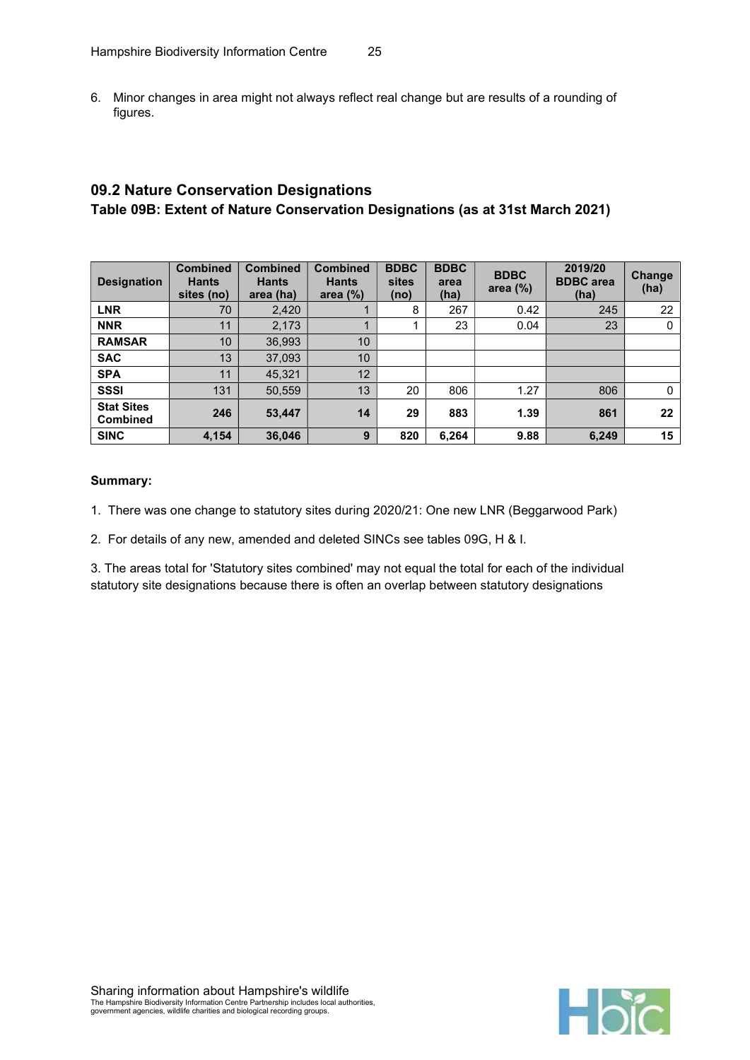6. Minor changes in area might not always reflect real change but are results of a rounding of figures.

## 09.2 Nature Conservation Designations

### Table 09B: Extent of Nature Conservation Designations (as at 31st March 2021)

| Designation | Combined Hants sites (no) | Combined Hants area (ha) | Combined Hants area (%) | BDBC sites (no) | BDBC area (ha) | BDBC area (%) | 2019/20 BDBC area (ha) | Change (ha) |
|---|---|---|---|---|---|---|---|---|
| **LNR** | 70 | 2,420 | 1 | 8 | 267 | 0.42 | 245 | 22 |
| **NNR** | 11 | 2,173 | 1 | 1 | 23 | 0.04 | 23 | 0 |
| **RAMSAR** | 10 | 36,993 | 10 | | | | | |
| **SAC** | 13 | 37,093 | 10 | | | | | |
| **SPA** | 11 | 45,321 | 12 | | | | | |
| **SSSI** | 131 | 50,559 | 13 | 20 | 806 | 1.27 | 806 | 0 |
| **Stat Sites Combined** | **246** | **53,447** | **14** | **29** | **883** | **1.39** | **861** | **22** |
| **SINC** | **4,154** | **36,046** | **9** | **820** | **6,264** | **9.88** | **6,249** | **15** |

**Summary:**

1. There was one change to statutory sites during 2020/21: One new LNR (Beggarwood Park)

2. For details of any new, amended and deleted SINCs see tables 09G, H & I.

3. The areas total for 'Statutory sites combined' may not equal the total for each of the individual statutory site designations because there is often an overlap between statutory designations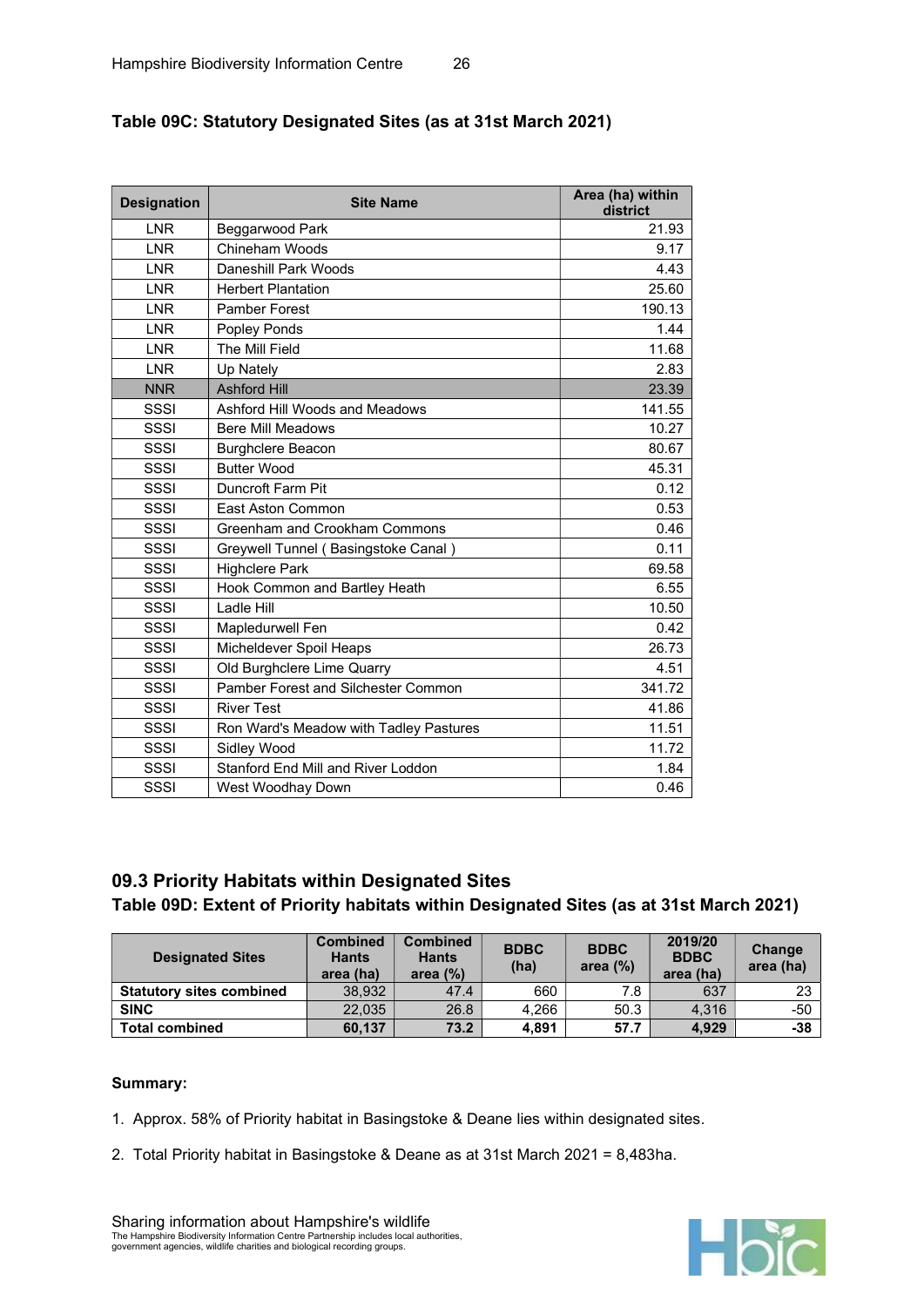### Table 09C: Statutory Designated Sites (as at 31st March 2021)

| Designation | Site Name | Area (ha) within district |
|---|---|---|
| LNR | Beggarwood Park | 21.93 |
| LNR | Chineham Woods | 9.17 |
| LNR | Daneshill Park Woods | 4.43 |
| LNR | Herbert Plantation | 25.60 |
| LNR | Pamber Forest | 190.13 |
| LNR | Popley Ponds | 1.44 |
| LNR | The Mill Field | 11.68 |
| LNR | Up Nately | 2.83 |
| NNR | Ashford Hill | 23.39 |
| SSSI | Ashford Hill Woods and Meadows | 141.55 |
| SSSI | Bere Mill Meadows | 10.27 |
| SSSI | Burghclere Beacon | 80.67 |
| SSSI | Butter Wood | 45.31 |
| SSSI | Duncroft Farm Pit | 0.12 |
| SSSI | East Aston Common | 0.53 |
| SSSI | Greenham and Crookham Commons | 0.46 |
| SSSI | Greywell Tunnel ( Basingstoke Canal ) | 0.11 |
| SSSI | Highclere Park | 69.58 |
| SSSI | Hook Common and Bartley Heath | 6.55 |
| SSSI | Ladle Hill | 10.50 |
| SSSI | Mapledurwell Fen | 0.42 |
| SSSI | Micheldever Spoil Heaps | 26.73 |
| SSSI | Old Burghclere Lime Quarry | 4.51 |
| SSSI | Pamber Forest and Silchester Common | 341.72 |
| SSSI | River Test | 41.86 |
| SSSI | Ron Ward's Meadow with Tadley Pastures | 11.51 |
| SSSI | Sidley Wood | 11.72 |
| SSSI | Stanford End Mill and River Loddon | 1.84 |
| SSSI | West Woodhay Down | 0.46 |

## 09.3 Priority Habitats within Designated Sites

### Table 09D: Extent of Priority habitats within Designated Sites (as at 31st March 2021)

| Designated Sites | Combined Hants area (ha) | Combined Hants area (%) | BDBC (ha) | BDBC area (%) | 2019/20 BDBC area (ha) | Change area (ha) |
|---|---|---|---|---|---|---|
| **Statutory sites combined** | 38,932 | 47.4 | 660 | 7.8 | 637 | 23 |
| **SINC** | 22,035 | 26.8 | 4,266 | 50.3 | 4,316 | -50 |
| **Total combined** | **60,137** | **73.2** | **4,891** | **57.7** | **4,929** | **-38** |

**Summary:**

1. Approx. 58% of Priority habitat in Basingstoke & Deane lies within designated sites.
2. Total Priority habitat in Basingstoke & Deane as at 31st March 2021 = 8,483ha.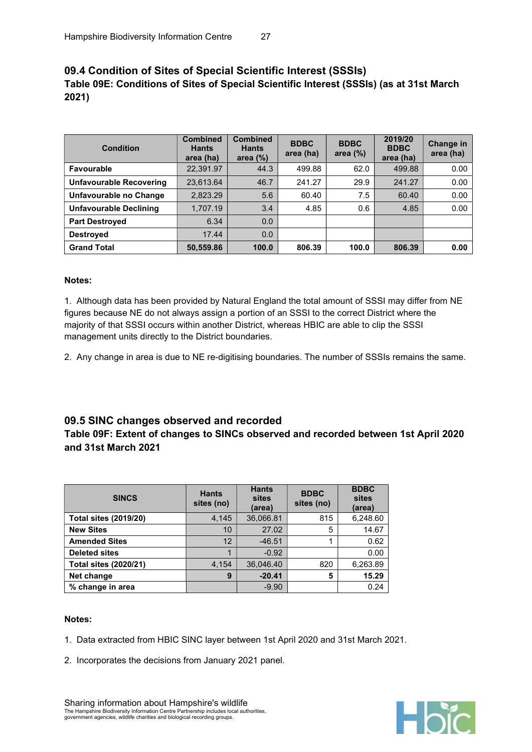## 09.4 Condition of Sites of Special Scientific Interest (SSSIs)

### Table 09E: Conditions of Sites of Special Scientific Interest (SSSIs) (as at 31st March 2021)

| Condition | Combined Hants area (ha) | Combined Hants area (%) | BDBC area (ha) | BDBC area (%) | 2019/20 BDBC area (ha) | Change in area (ha) |
|---|---|---|---|---|---|---|
| **Favourable** | 22,391.97 | 44.3 | 499.88 | 62.0 | 499.88 | 0.00 |
| **Unfavourable Recovering** | 23,613.64 | 46.7 | 241.27 | 29.9 | 241.27 | 0.00 |
| **Unfavourable no Change** | 2,823.29 | 5.6 | 60.40 | 7.5 | 60.40 | 0.00 |
| **Unfavourable Declining** | 1,707.19 | 3.4 | 4.85 | 0.6 | 4.85 | 0.00 |
| **Part Destroyed** | 6.34 | 0.0 | | | | |
| **Destroyed** | 17.44 | 0.0 | | | | |
| **Grand Total** | **50,559.86** | **100.0** | **806.39** | **100.0** | **806.39** | **0.00** |

**Notes:**

1. Although data has been provided by Natural England the total amount of SSSI may differ from NE figures because NE do not always assign a portion of an SSSI to the correct District where the majority of that SSSI occurs within another District, whereas HBIC are able to clip the SSSI management units directly to the District boundaries.

2. Any change in area is due to NE re-digitising boundaries. The number of SSSIs remains the same.

## 09.5 SINC changes observed and recorded

### Table 09F: Extent of changes to SINCs observed and recorded between 1st April 2020 and 31st March 2021

| SINCS | Hants sites (no) | Hants sites (area) | BDBC sites (no) | BDBC sites (area) |
|---|---|---|---|---|
| **Total sites (2019/20)** | 4,145 | 36,066.81 | 815 | 6,248.60 |
| **New Sites** | 10 | 27.02 | 5 | 14.67 |
| **Amended Sites** | 12 | -46.51 | 1 | 0.62 |
| **Deleted sites** | 1 | -0.92 | | 0.00 |
| **Total sites (2020/21)** | 4,154 | 36,046.40 | 820 | 6,263.89 |
| **Net change** | **9** | **-20.41** | **5** | **15.29** |
| **% change in area** | | -9.90 | | 0.24 |

**Notes:**

1. Data extracted from HBIC SINC layer between 1st April 2020 and 31st March 2021.

2. Incorporates the decisions from January 2021 panel.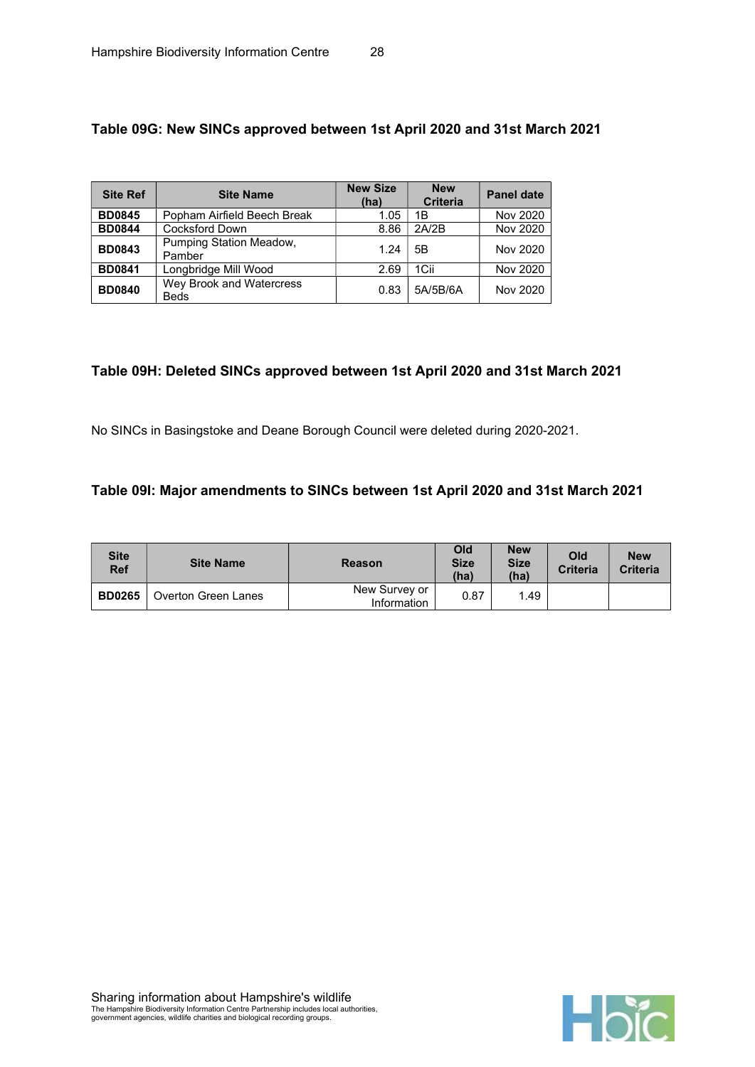### Table 09G: New SINCs approved between 1st April 2020 and 31st March 2021

| Site Ref | Site Name | New Size (ha) | New Criteria | Panel date |
|---|---|---|---|---|
| **BD0845** | Popham Airfield Beech Break | 1.05 | 1B | Nov 2020 |
| **BD0844** | Cocksford Down | 8.86 | 2A/2B | Nov 2020 |
| **BD0843** | Pumping Station Meadow, Pamber | 1.24 | 5B | Nov 2020 |
| **BD0841** | Longbridge Mill Wood | 2.69 | 1Cii | Nov 2020 |
| **BD0840** | Wey Brook and Watercress Beds | 0.83 | 5A/5B/6A | Nov 2020 |

### Table 09H: Deleted SINCs approved between 1st April 2020 and 31st March 2021

No SINCs in Basingstoke and Deane Borough Council were deleted during 2020-2021.

### Table 09I: Major amendments to SINCs between 1st April 2020 and 31st March 2021

| Site Ref | Site Name | Reason | Old Size (ha) | New Size (ha) | Old Criteria | New Criteria |
|---|---|---|---|---|---|---|
| **BD0265** | Overton Green Lanes | New Survey or Information | 0.87 | 1.49 | | |

Sharing information about Hampshire's wildlife

The Hampshire Biodiversity Information Centre Partnership includes local authorities, government agencies, wildlife charities and biological recording groups.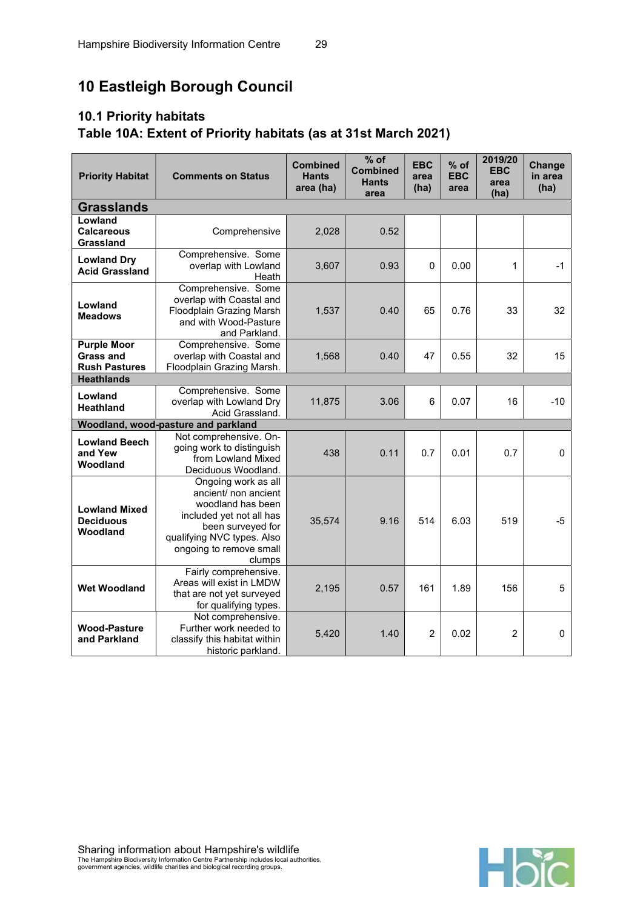# 10 Eastleigh Borough Council

## 10.1 Priority habitats

### Table 10A: Extent of Priority habitats (as at 31st March 2021)

| Priority Habitat | Comments on Status | Combined Hants area (ha) | % of Combined Hants area | EBC area (ha) | % of EBC area | 2019/20 EBC area (ha) | Change in area (ha) |
|---|---|---|---|---|---|---|---|
| **Grasslands** | | | | | | | |
| **Lowland Calcareous Grassland** | Comprehensive | 2,028 | 0.52 | | | | |
| **Lowland Dry Acid Grassland** | Comprehensive. Some overlap with Lowland Heath | 3,607 | 0.93 | 0 | 0.00 | 1 | -1 |
| **Lowland Meadows** | Comprehensive. Some overlap with Coastal and Floodplain Grazing Marsh and with Wood-Pasture and Parkland. | 1,537 | 0.40 | 65 | 0.76 | 33 | 32 |
| **Purple Moor Grass and Rush Pastures** | Comprehensive. Some overlap with Coastal and Floodplain Grazing Marsh. | 1,568 | 0.40 | 47 | 0.55 | 32 | 15 |
| **Heathlands** | | | | | | | |
| **Lowland Heathland** | Comprehensive. Some overlap with Lowland Dry Acid Grassland. | 11,875 | 3.06 | 6 | 0.07 | 16 | -10 |
| **Woodland, wood-pasture and parkland** | | | | | | | |
| **Lowland Beech and Yew Woodland** | Not comprehensive. On-going work to distinguish from Lowland Mixed Deciduous Woodland. | 438 | 0.11 | 0.7 | 0.01 | 0.7 | 0 |
| **Lowland Mixed Deciduous Woodland** | Ongoing work as all ancient/ non ancient woodland has been included yet not all has been surveyed for qualifying NVC types. Also ongoing to remove small clumps | 35,574 | 9.16 | 514 | 6.03 | 519 | -5 |
| **Wet Woodland** | Fairly comprehensive. Areas will exist in LMDW that are not yet surveyed for qualifying types. | 2,195 | 0.57 | 161 | 1.89 | 156 | 5 |
| **Wood-Pasture and Parkland** | Not comprehensive. Further work needed to classify this habitat within historic parkland. | 5,420 | 1.40 | 2 | 0.02 | 2 | 0 |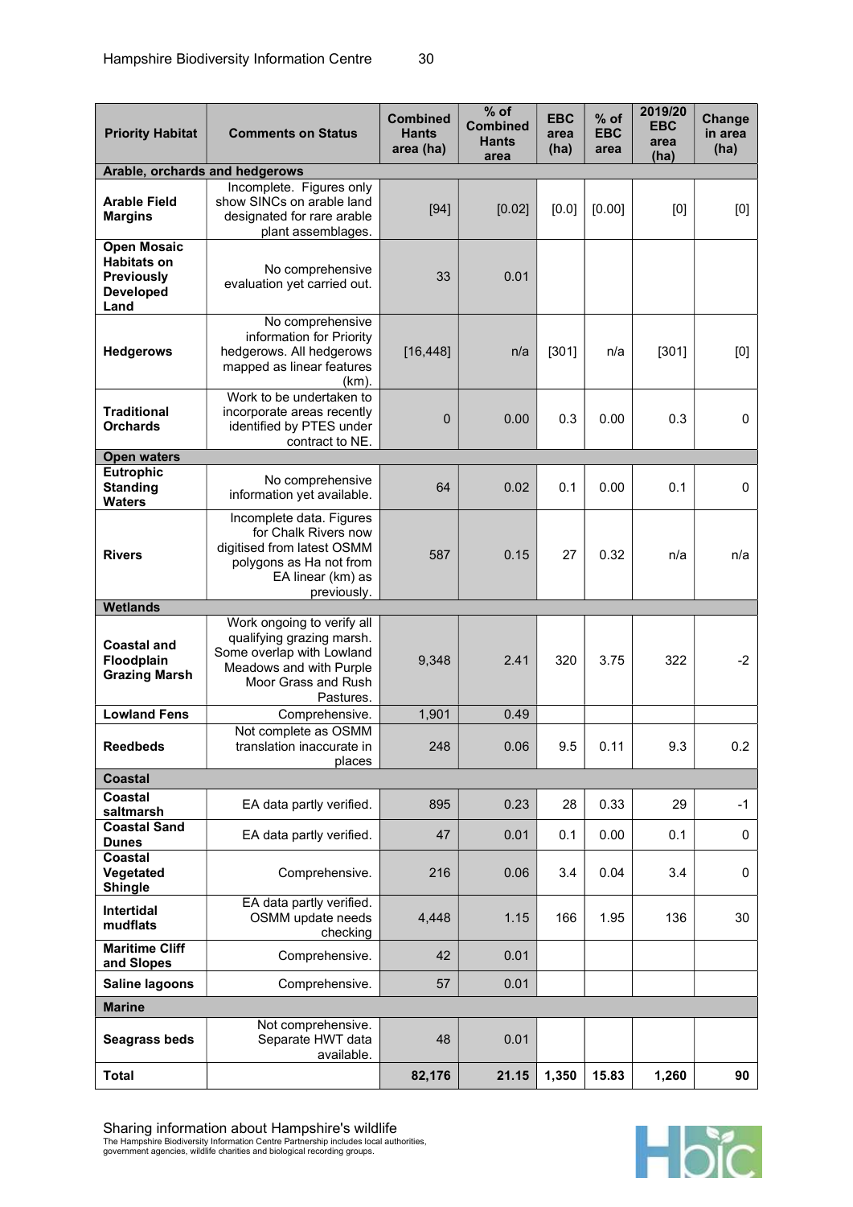| Priority Habitat | Comments on Status | Combined Hants area (ha) | % of Combined Hants area | EBC area (ha) | % of EBC area | 2019/20 EBC area (ha) | Change in area (ha) |
|---|---|---|---|---|---|---|---|
| **Arable, orchards and hedgerows** | | | | | | | |
| **Arable Field Margins** | Incomplete. Figures only show SINCs on arable land designated for rare arable plant assemblages. | [94] | [0.02] | [0.0] | [0.00] | [0] | [0] |
| **Open Mosaic Habitats on Previously Developed Land** | No comprehensive evaluation yet carried out. | 33 | 0.01 | | | | |
| **Hedgerows** | No comprehensive information for Priority hedgerows. All hedgerows mapped as linear features (km). | [16,448] | n/a | [301] | n/a | [301] | [0] |
| **Traditional Orchards** | Work to be undertaken to incorporate areas recently identified by PTES under contract to NE. | 0 | 0.00 | 0.3 | 0.00 | 0.3 | 0 |
| **Open waters** | | | | | | | |
| **Eutrophic Standing Waters** | No comprehensive information yet available. | 64 | 0.02 | 0.1 | 0.00 | 0.1 | 0 |
| **Rivers** | Incomplete data. Figures for Chalk Rivers now digitised from latest OSMM polygons as Ha not from EA linear (km) as previously. | 587 | 0.15 | 27 | 0.32 | n/a | n/a |
| **Wetlands** | | | | | | | |
| **Coastal and Floodplain Grazing Marsh** | Work ongoing to verify all qualifying grazing marsh. Some overlap with Lowland Meadows and with Purple Moor Grass and Rush Pastures. | 9,348 | 2.41 | 320 | 3.75 | 322 | -2 |
| **Lowland Fens** | Comprehensive. | 1,901 | 0.49 | | | | |
| **Reedbeds** | Not complete as OSMM translation inaccurate in places | 248 | 0.06 | 9.5 | 0.11 | 9.3 | 0.2 |
| **Coastal** | | | | | | | |
| **Coastal saltmarsh** | EA data partly verified. | 895 | 0.23 | 28 | 0.33 | 29 | -1 |
| **Coastal Sand Dunes** | EA data partly verified. | 47 | 0.01 | 0.1 | 0.00 | 0.1 | 0 |
| **Coastal Vegetated Shingle** | Comprehensive. | 216 | 0.06 | 3.4 | 0.04 | 3.4 | 0 |
| **Intertidal mudflats** | EA data partly verified. OSMM update needs checking | 4,448 | 1.15 | 166 | 1.95 | 136 | 30 |
| **Maritime Cliff and Slopes** | Comprehensive. | 42 | 0.01 | | | | |
| **Saline lagoons** | Comprehensive. | 57 | 0.01 | | | | |
| **Marine** | | | | | | | |
| **Seagrass beds** | Not comprehensive. Separate HWT data available. | 48 | 0.01 | | | | |
| **Total** | | **82,176** | **21.15** | **1,350** | **15.83** | **1,260** | **90** |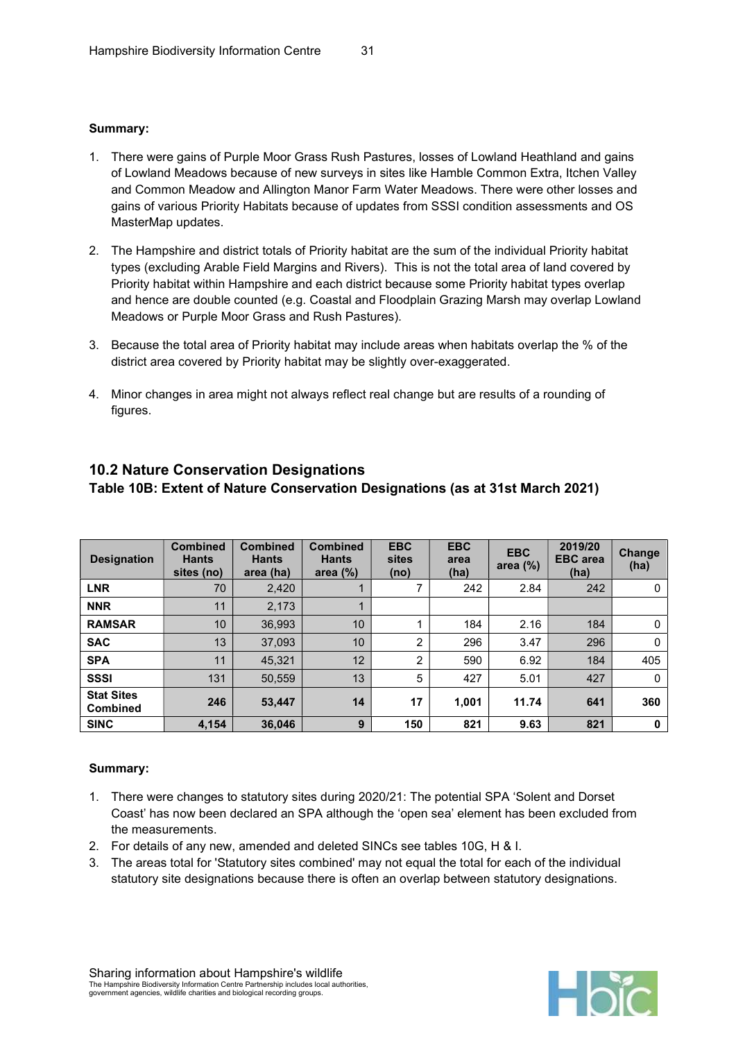**Summary:**

1. There were gains of Purple Moor Grass Rush Pastures, losses of Lowland Heathland and gains of Lowland Meadows because of new surveys in sites like Hamble Common Extra, Itchen Valley and Common Meadow and Allington Manor Farm Water Meadows. There were other losses and gains of various Priority Habitats because of updates from SSSI condition assessments and OS MasterMap updates.
2. The Hampshire and district totals of Priority habitat are the sum of the individual Priority habitat types (excluding Arable Field Margins and Rivers). This is not the total area of land covered by Priority habitat within Hampshire and each district because some Priority habitat types overlap and hence are double counted (e.g. Coastal and Floodplain Grazing Marsh may overlap Lowland Meadows or Purple Moor Grass and Rush Pastures).
3. Because the total area of Priority habitat may include areas when habitats overlap the % of the district area covered by Priority habitat may be slightly over-exaggerated.
4. Minor changes in area might not always reflect real change but are results of a rounding of figures.

## 10.2 Nature Conservation Designations

### Table 10B: Extent of Nature Conservation Designations (as at 31st March 2021)

| Designation | Combined Hants sites (no) | Combined Hants area (ha) | Combined Hants area (%) | EBC sites (no) | EBC area (ha) | EBC area (%) | 2019/20 EBC area (ha) | Change (ha) |
|---|---|---|---|---|---|---|---|---|
| **LNR** | 70 | 2,420 | 1 | 7 | 242 | 2.84 | 242 | 0 |
| **NNR** | 11 | 2,173 | 1 | | | | | |
| **RAMSAR** | 10 | 36,993 | 10 | 1 | 184 | 2.16 | 184 | 0 |
| **SAC** | 13 | 37,093 | 10 | 2 | 296 | 3.47 | 296 | 0 |
| **SPA** | 11 | 45,321 | 12 | 2 | 590 | 6.92 | 184 | 405 |
| **SSSI** | 131 | 50,559 | 13 | 5 | 427 | 5.01 | 427 | 0 |
| **Stat Sites Combined** | **246** | **53,447** | **14** | **17** | **1,001** | **11.74** | **641** | **360** |
| **SINC** | **4,154** | **36,046** | **9** | **150** | **821** | **9.63** | **821** | **0** |

**Summary:**

1. There were changes to statutory sites during 2020/21: The potential SPA 'Solent and Dorset Coast' has now been declared an SPA although the 'open sea' element has been excluded from the measurements.
2. For details of any new, amended and deleted SINCs see tables 10G, H & I.
3. The areas total for 'Statutory sites combined' may not equal the total for each of the individual statutory site designations because there is often an overlap between statutory designations.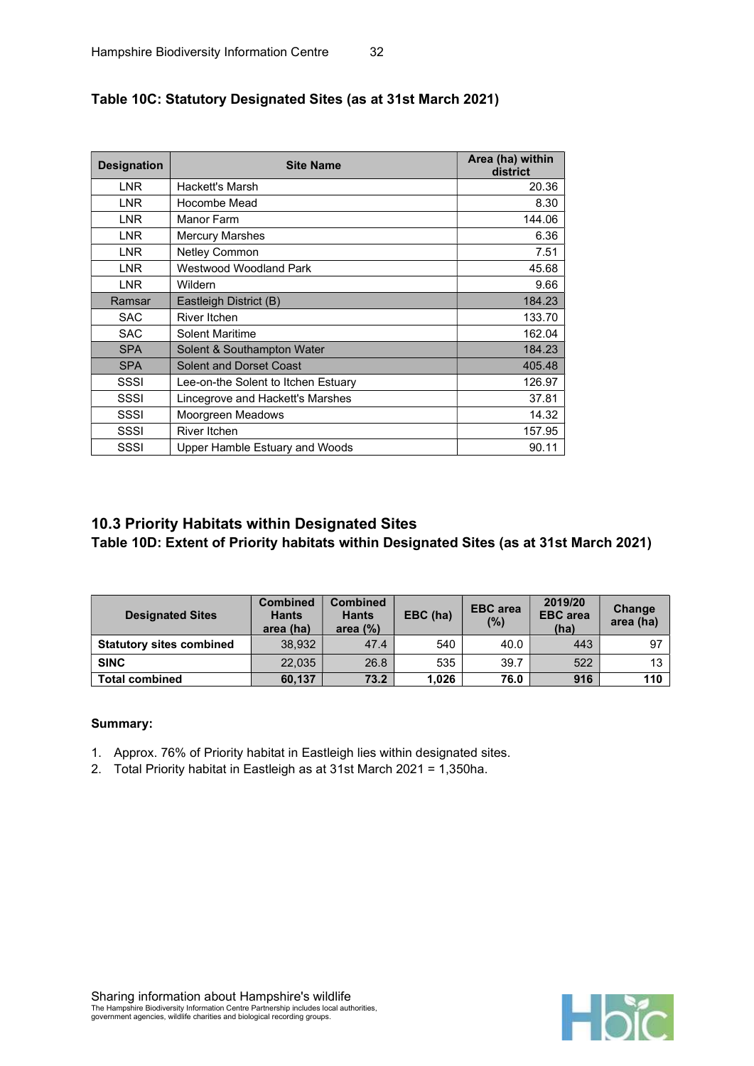### Table 10C: Statutory Designated Sites (as at 31st March 2021)

| Designation | Site Name | Area (ha) within district |
|---|---|---|
| LNR | Hackett's Marsh | 20.36 |
| LNR | Hocombe Mead | 8.30 |
| LNR | Manor Farm | 144.06 |
| LNR | Mercury Marshes | 6.36 |
| LNR | Netley Common | 7.51 |
| LNR | Westwood Woodland Park | 45.68 |
| LNR | Wildern | 9.66 |
| Ramsar | Eastleigh District (B) | 184.23 |
| SAC | River Itchen | 133.70 |
| SAC | Solent Maritime | 162.04 |
| SPA | Solent & Southampton Water | 184.23 |
| SPA | Solent and Dorset Coast | 405.48 |
| SSSI | Lee-on-the Solent to Itchen Estuary | 126.97 |
| SSSI | Lincegrove and Hackett's Marshes | 37.81 |
| SSSI | Moorgreen Meadows | 14.32 |
| SSSI | River Itchen | 157.95 |
| SSSI | Upper Hamble Estuary and Woods | 90.11 |

## 10.3 Priority Habitats within Designated Sites

### Table 10D: Extent of Priority habitats within Designated Sites (as at 31st March 2021)

| Designated Sites | Combined Hants area (ha) | Combined Hants area (%) | EBC (ha) | EBC area (%) | 2019/20 EBC area (ha) | Change area (ha) |
|---|---|---|---|---|---|---|
| **Statutory sites combined** | 38,932 | 47.4 | 540 | 40.0 | 443 | 97 |
| **SINC** | 22,035 | 26.8 | 535 | 39.7 | 522 | 13 |
| **Total combined** | **60,137** | **73.2** | **1,026** | **76.0** | **916** | **110** |

**Summary:**

1. Approx. 76% of Priority habitat in Eastleigh lies within designated sites.
2. Total Priority habitat in Eastleigh as at 31st March 2021 = 1,350ha.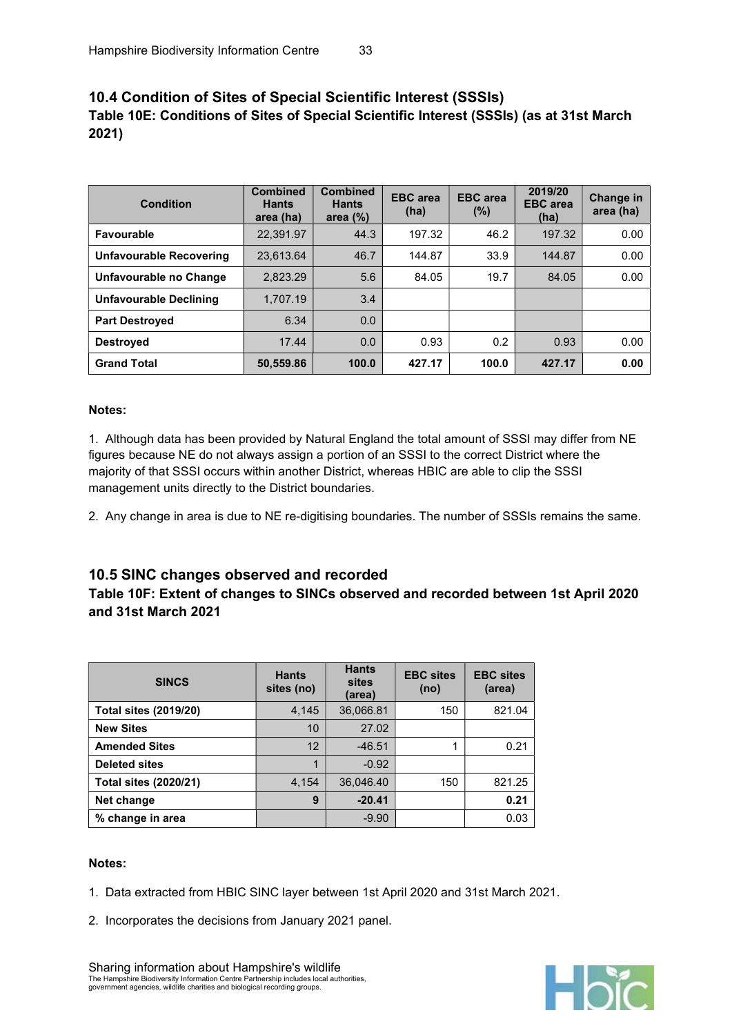## 10.4 Condition of Sites of Special Scientific Interest (SSSIs)

### Table 10E: Conditions of Sites of Special Scientific Interest (SSSIs) (as at 31st March 2021)

| Condition | Combined Hants area (ha) | Combined Hants area (%) | EBC area (ha) | EBC area (%) | 2019/20 EBC area (ha) | Change in area (ha) |
|---|---|---|---|---|---|---|
| **Favourable** | 22,391.97 | 44.3 | 197.32 | 46.2 | 197.32 | 0.00 |
| **Unfavourable Recovering** | 23,613.64 | 46.7 | 144.87 | 33.9 | 144.87 | 0.00 |
| **Unfavourable no Change** | 2,823.29 | 5.6 | 84.05 | 19.7 | 84.05 | 0.00 |
| **Unfavourable Declining** | 1,707.19 | 3.4 | | | | |
| **Part Destroyed** | 6.34 | 0.0 | | | | |
| **Destroyed** | 17.44 | 0.0 | 0.93 | 0.2 | 0.93 | 0.00 |
| **Grand Total** | **50,559.86** | **100.0** | **427.17** | **100.0** | **427.17** | **0.00** |

**Notes:**

1. Although data has been provided by Natural England the total amount of SSSI may differ from NE figures because NE do not always assign a portion of an SSSI to the correct District where the majority of that SSSI occurs within another District, whereas HBIC are able to clip the SSSI management units directly to the District boundaries.

2. Any change in area is due to NE re-digitising boundaries. The number of SSSIs remains the same.

## 10.5 SINC changes observed and recorded

### Table 10F: Extent of changes to SINCs observed and recorded between 1st April 2020 and 31st March 2021

| SINCS | Hants sites (no) | Hants sites (area) | EBC sites (no) | EBC sites (area) |
|---|---|---|---|---|
| **Total sites (2019/20)** | 4,145 | 36,066.81 | 150 | 821.04 |
| **New Sites** | 10 | 27.02 | | |
| **Amended Sites** | 12 | -46.51 | 1 | 0.21 |
| **Deleted sites** | 1 | -0.92 | | |
| **Total sites (2020/21)** | 4,154 | 36,046.40 | 150 | 821.25 |
| **Net change** | **9** | **-20.41** | | **0.21** |
| **% change in area** | | -9.90 | | 0.03 |

**Notes:**

1. Data extracted from HBIC SINC layer between 1st April 2020 and 31st March 2021.

2. Incorporates the decisions from January 2021 panel.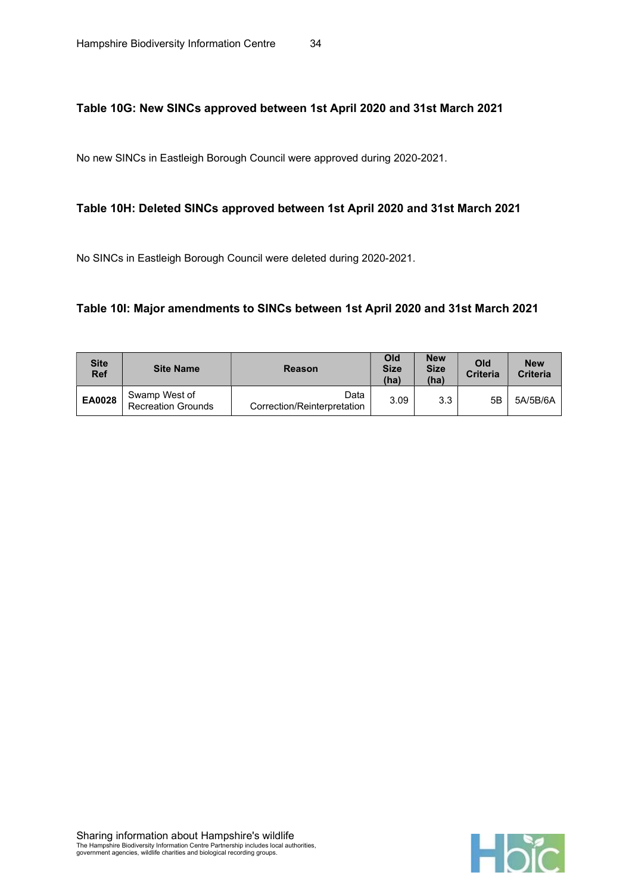### Table 10G: New SINCs approved between 1st April 2020 and 31st March 2021

No new SINCs in Eastleigh Borough Council were approved during 2020-2021.

### Table 10H: Deleted SINCs approved between 1st April 2020 and 31st March 2021

No SINCs in Eastleigh Borough Council were deleted during 2020-2021.

### Table 10I: Major amendments to SINCs between 1st April 2020 and 31st March 2021

| Site Ref | Site Name | Reason | Old Size (ha) | New Size (ha) | Old Criteria | New Criteria |
|---|---|---|---|---|---|---|
| **EA0028** | Swamp West of Recreation Grounds | Data Correction/Reinterpretation | 3.09 | 3.3 | 5B | 5A/5B/6A |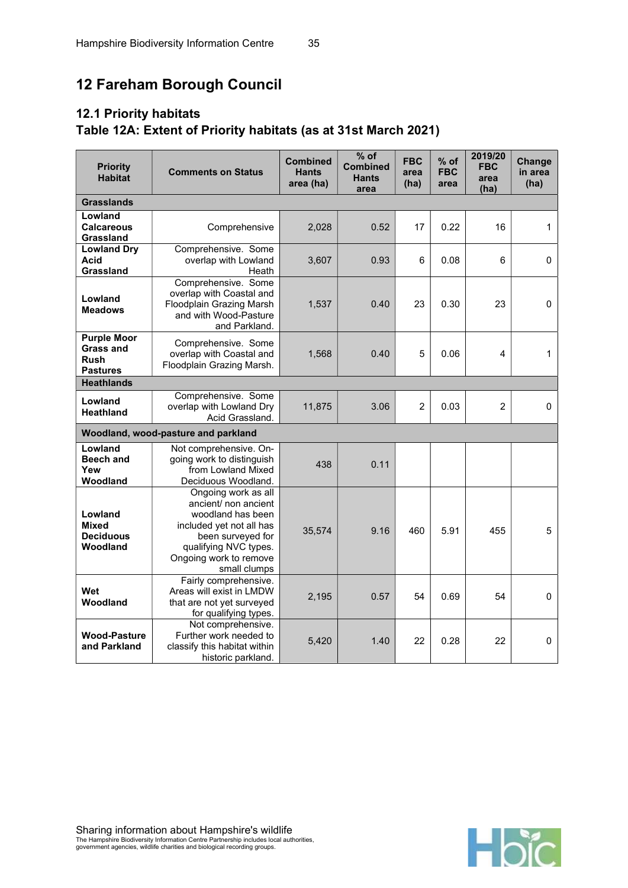## 12 Fareham Borough Council

### 12.1 Priority habitats

### Table 12A: Extent of Priority habitats (as at 31st March 2021)

| Priority Habitat | Comments on Status | Combined Hants area (ha) | % of Combined Hants area | FBC area (ha) | % of FBC area | 2019/20 FBC area (ha) | Change in area (ha) |
|---|---|---|---|---|---|---|---|
| **Grasslands** | | | | | | | |
| **Lowland Calcareous Grassland** | Comprehensive | 2,028 | 0.52 | 17 | 0.22 | 16 | 1 |
| **Lowland Dry Acid Grassland** | Comprehensive. Some overlap with Lowland Heath | 3,607 | 0.93 | 6 | 0.08 | 6 | 0 |
| **Lowland Meadows** | Comprehensive. Some overlap with Coastal and Floodplain Grazing Marsh and with Wood-Pasture and Parkland. | 1,537 | 0.40 | 23 | 0.30 | 23 | 0 |
| **Purple Moor Grass and Rush Pastures** | Comprehensive. Some overlap with Coastal and Floodplain Grazing Marsh. | 1,568 | 0.40 | 5 | 0.06 | 4 | 1 |
| **Heathlands** | | | | | | | |
| **Lowland Heathland** | Comprehensive. Some overlap with Lowland Dry Acid Grassland. | 11,875 | 3.06 | 2 | 0.03 | 2 | 0 |
| **Woodland, wood-pasture and parkland** | | | | | | | |
| **Lowland Beech and Yew Woodland** | Not comprehensive. On-going work to distinguish from Lowland Mixed Deciduous Woodland. | 438 | 0.11 | | | | |
| **Lowland Mixed Deciduous Woodland** | Ongoing work as all ancient/ non ancient woodland has been included yet not all has been surveyed for qualifying NVC types. Ongoing work to remove small clumps | 35,574 | 9.16 | 460 | 5.91 | 455 | 5 |
| **Wet Woodland** | Fairly comprehensive. Areas will exist in LMDW that are not yet surveyed for qualifying types. | 2,195 | 0.57 | 54 | 0.69 | 54 | 0 |
| **Wood-Pasture and Parkland** | Not comprehensive. Further work needed to classify this habitat within historic parkland. | 5,420 | 1.40 | 22 | 0.28 | 22 | 0 |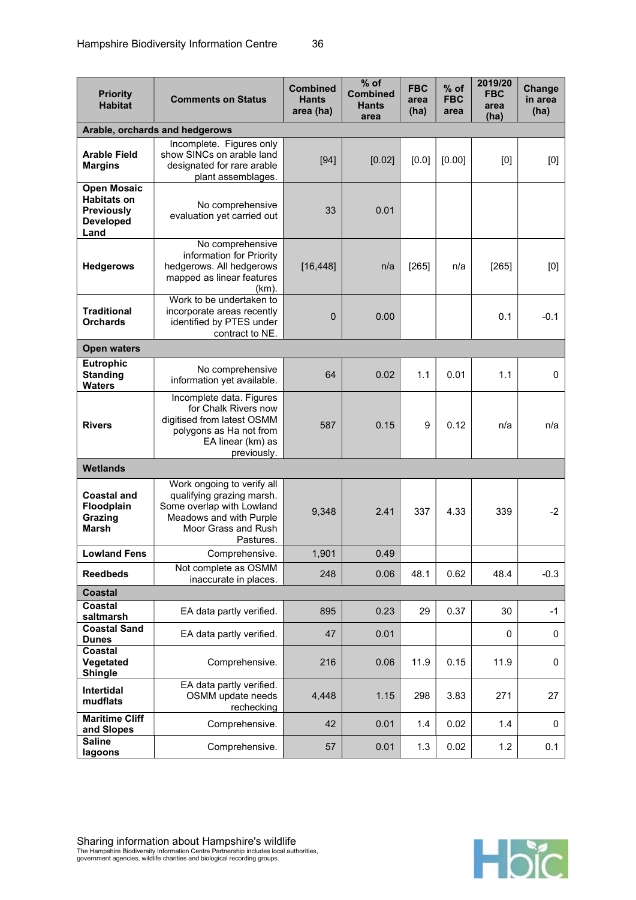| Priority Habitat | Comments on Status | Combined Hants area (ha) | % of Combined Hants area | FBC area (ha) | % of FBC area | 2019/20 FBC area (ha) | Change in area (ha) |
|---|---|---|---|---|---|---|---|
| **Arable, orchards and hedgerows** | | | | | | | |
| **Arable Field Margins** | Incomplete. Figures only show SINCs on arable land designated for rare arable plant assemblages. | [94] | [0.02] | [0.0] | [0.00] | [0] | [0] |
| **Open Mosaic Habitats on Previously Developed Land** | No comprehensive evaluation yet carried out | 33 | 0.01 | | | | |
| **Hedgerows** | No comprehensive information for Priority hedgerows. All hedgerows mapped as linear features (km). | [16,448] | n/a | [265] | n/a | [265] | [0] |
| **Traditional Orchards** | Work to be undertaken to incorporate areas recently identified by PTES under contract to NE. | 0 | 0.00 | | | 0.1 | -0.1 |
| **Open waters** | | | | | | | |
| **Eutrophic Standing Waters** | No comprehensive information yet available. | 64 | 0.02 | 1.1 | 0.01 | 1.1 | 0 |
| **Rivers** | Incomplete data. Figures for Chalk Rivers now digitised from latest OSMM polygons as Ha not from EA linear (km) as previously. | 587 | 0.15 | 9 | 0.12 | n/a | n/a |
| **Wetlands** | | | | | | | |
| **Coastal and Floodplain Grazing Marsh** | Work ongoing to verify all qualifying grazing marsh. Some overlap with Lowland Meadows and with Purple Moor Grass and Rush Pastures. | 9,348 | 2.41 | 337 | 4.33 | 339 | -2 |
| **Lowland Fens** | Comprehensive. | 1,901 | 0.49 | | | | |
| **Reedbeds** | Not complete as OSMM inaccurate in places. | 248 | 0.06 | 48.1 | 0.62 | 48.4 | -0.3 |
| **Coastal** | | | | | | | |
| **Coastal saltmarsh** | EA data partly verified. | 895 | 0.23 | 29 | 0.37 | 30 | -1 |
| **Coastal Sand Dunes** | EA data partly verified. | 47 | 0.01 | | | 0 | 0 |
| **Coastal Vegetated Shingle** | Comprehensive. | 216 | 0.06 | 11.9 | 0.15 | 11.9 | 0 |
| **Intertidal mudflats** | EA data partly verified. OSMM update needs rechecking | 4,448 | 1.15 | 298 | 3.83 | 271 | 27 |
| **Maritime Cliff and Slopes** | Comprehensive. | 42 | 0.01 | 1.4 | 0.02 | 1.4 | 0 |
| **Saline lagoons** | Comprehensive. | 57 | 0.01 | 1.3 | 0.02 | 1.2 | 0.1 |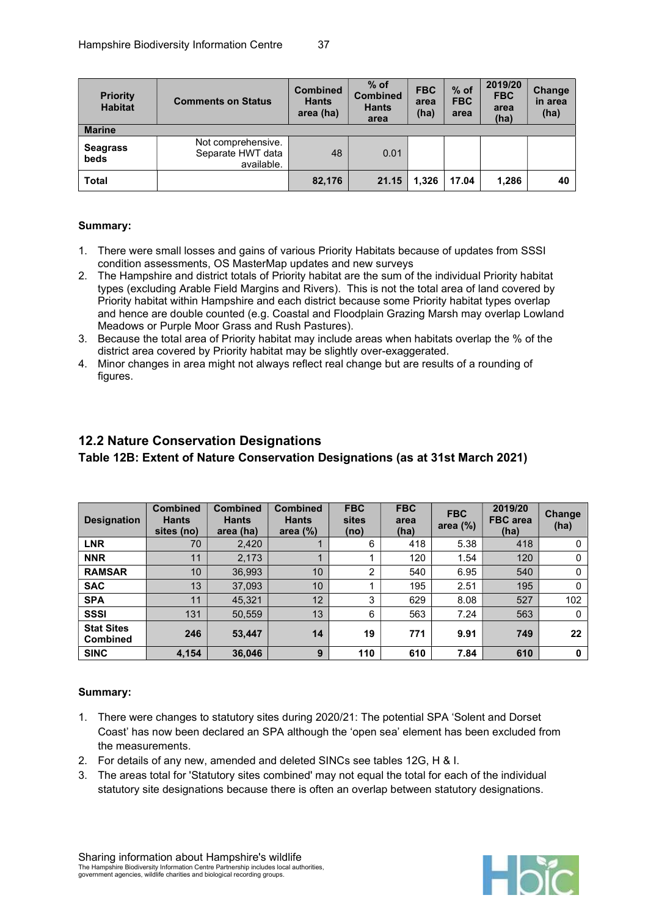| Priority Habitat | Comments on Status | Combined Hants area (ha) | % of Combined Hants area | FBC area (ha) | % of FBC area | 2019/20 FBC area (ha) | Change in area (ha) |
|---|---|---|---|---|---|---|---|
| **Marine** | | | | | | | |
| **Seagrass beds** | Not comprehensive. Separate HWT data available. | 48 | 0.01 | | | | |
| **Total** | | **82,176** | **21.15** | **1,326** | **17.04** | **1,286** | **40** |

**Summary:**

1. There were small losses and gains of various Priority Habitats because of updates from SSSI condition assessments, OS MasterMap updates and new surveys
2. The Hampshire and district totals of Priority habitat are the sum of the individual Priority habitat types (excluding Arable Field Margins and Rivers). This is not the total area of land covered by Priority habitat within Hampshire and each district because some Priority habitat types overlap and hence are double counted (e.g. Coastal and Floodplain Grazing Marsh may overlap Lowland Meadows or Purple Moor Grass and Rush Pastures).
3. Because the total area of Priority habitat may include areas when habitats overlap the % of the district area covered by Priority habitat may be slightly over-exaggerated.
4. Minor changes in area might not always reflect real change but are results of a rounding of figures.

## 12.2 Nature Conservation Designations

### Table 12B: Extent of Nature Conservation Designations (as at 31st March 2021)

| Designation | Combined Hants sites (no) | Combined Hants area (ha) | Combined Hants area (%) | FBC sites (no) | FBC area (ha) | FBC area (%) | 2019/20 FBC area (ha) | Change (ha) |
|---|---|---|---|---|---|---|---|---|
| **LNR** | 70 | 2,420 | 1 | 6 | 418 | 5.38 | 418 | 0 |
| **NNR** | 11 | 2,173 | 1 | 1 | 120 | 1.54 | 120 | 0 |
| **RAMSAR** | 10 | 36,993 | 10 | 2 | 540 | 6.95 | 540 | 0 |
| **SAC** | 13 | 37,093 | 10 | 1 | 195 | 2.51 | 195 | 0 |
| **SPA** | 11 | 45,321 | 12 | 3 | 629 | 8.08 | 527 | 102 |
| **SSSI** | 131 | 50,559 | 13 | 6 | 563 | 7.24 | 563 | 0 |
| **Stat Sites Combined** | **246** | **53,447** | **14** | **19** | **771** | **9.91** | **749** | **22** |
| **SINC** | **4,154** | **36,046** | **9** | **110** | **610** | **7.84** | **610** | **0** |

**Summary:**

1. There were changes to statutory sites during 2020/21: The potential SPA 'Solent and Dorset Coast' has now been declared an SPA although the 'open sea' element has been excluded from the measurements.
2. For details of any new, amended and deleted SINCs see tables 12G, H & I.
3. The areas total for 'Statutory sites combined' may not equal the total for each of the individual statutory site designations because there is often an overlap between statutory designations.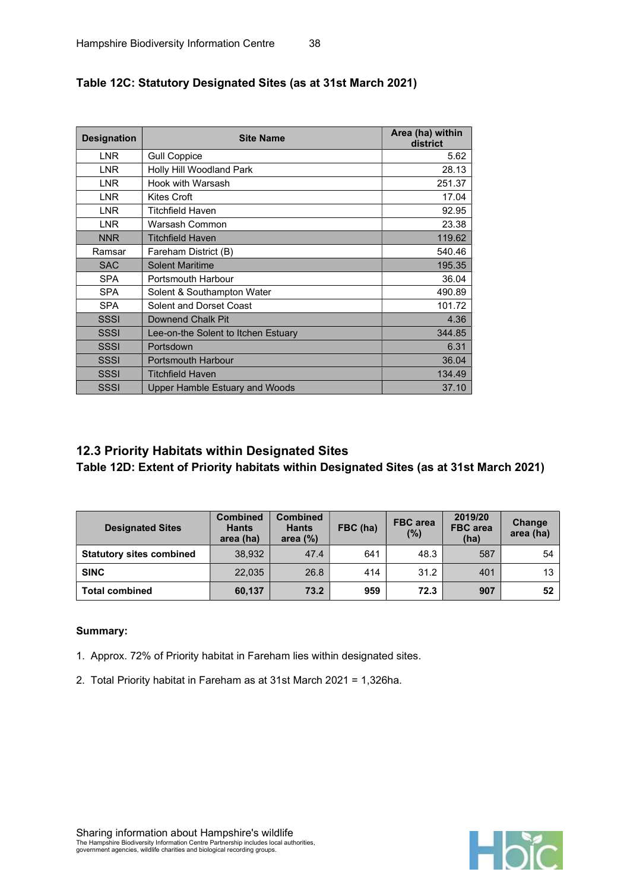### Table 12C: Statutory Designated Sites (as at 31st March 2021)

| Designation | Site Name | Area (ha) within district |
|---|---|---|
| LNR | Gull Coppice | 5.62 |
| LNR | Holly Hill Woodland Park | 28.13 |
| LNR | Hook with Warsash | 251.37 |
| LNR | Kites Croft | 17.04 |
| LNR | Titchfield Haven | 92.95 |
| LNR | Warsash Common | 23.38 |
| NNR | Titchfield Haven | 119.62 |
| Ramsar | Fareham District (B) | 540.46 |
| SAC | Solent Maritime | 195.35 |
| SPA | Portsmouth Harbour | 36.04 |
| SPA | Solent & Southampton Water | 490.89 |
| SPA | Solent and Dorset Coast | 101.72 |
| SSSI | Downend Chalk Pit | 4.36 |
| SSSI | Lee-on-the Solent to Itchen Estuary | 344.85 |
| SSSI | Portsdown | 6.31 |
| SSSI | Portsmouth Harbour | 36.04 |
| SSSI | Titchfield Haven | 134.49 |
| SSSI | Upper Hamble Estuary and Woods | 37.10 |

## 12.3 Priority Habitats within Designated Sites

### Table 12D: Extent of Priority habitats within Designated Sites (as at 31st March 2021)

| Designated Sites | Combined Hants area (ha) | Combined Hants area (%) | FBC (ha) | FBC area (%) | 2019/20 FBC area (ha) | Change area (ha) |
|---|---|---|---|---|---|---|
| **Statutory sites combined** | 38,932 | 47.4 | 641 | 48.3 | 587 | 54 |
| **SINC** | 22,035 | 26.8 | 414 | 31.2 | 401 | 13 |
| **Total combined** | **60,137** | **73.2** | **959** | **72.3** | **907** | **52** |

**Summary:**

1. Approx. 72% of Priority habitat in Fareham lies within designated sites.
2. Total Priority habitat in Fareham as at 31st March 2021 = 1,326ha.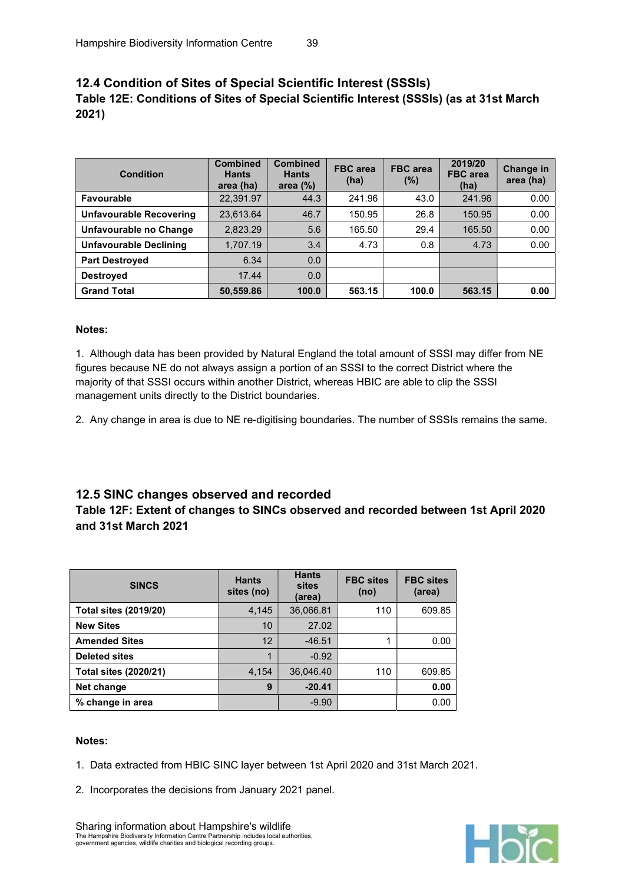## 12.4 Condition of Sites of Special Scientific Interest (SSSIs)

### Table 12E: Conditions of Sites of Special Scientific Interest (SSSIs) (as at 31st March 2021)

| Condition | Combined Hants area (ha) | Combined Hants area (%) | FBC area (ha) | FBC area (%) | 2019/20 FBC area (ha) | Change in area (ha) |
|---|---|---|---|---|---|---|
| **Favourable** | 22,391.97 | 44.3 | 241.96 | 43.0 | 241.96 | 0.00 |
| **Unfavourable Recovering** | 23,613.64 | 46.7 | 150.95 | 26.8 | 150.95 | 0.00 |
| **Unfavourable no Change** | 2,823.29 | 5.6 | 165.50 | 29.4 | 165.50 | 0.00 |
| **Unfavourable Declining** | 1,707.19 | 3.4 | 4.73 | 0.8 | 4.73 | 0.00 |
| **Part Destroyed** | 6.34 | 0.0 | | | | |
| **Destroyed** | 17.44 | 0.0 | | | | |
| **Grand Total** | **50,559.86** | **100.0** | **563.15** | **100.0** | **563.15** | **0.00** |

**Notes:**

1. Although data has been provided by Natural England the total amount of SSSI may differ from NE figures because NE do not always assign a portion of an SSSI to the correct District where the majority of that SSSI occurs within another District, whereas HBIC are able to clip the SSSI management units directly to the District boundaries.

2. Any change in area is due to NE re-digitising boundaries. The number of SSSIs remains the same.

## 12.5 SINC changes observed and recorded

### Table 12F: Extent of changes to SINCs observed and recorded between 1st April 2020 and 31st March 2021

| SINCS | Hants sites (no) | Hants sites (area) | FBC sites (no) | FBC sites (area) |
|---|---|---|---|---|
| **Total sites (2019/20)** | 4,145 | 36,066.81 | 110 | 609.85 |
| **New Sites** | 10 | 27.02 | | |
| **Amended Sites** | 12 | -46.51 | 1 | 0.00 |
| **Deleted sites** | 1 | -0.92 | | |
| **Total sites (2020/21)** | 4,154 | 36,046.40 | 110 | 609.85 |
| **Net change** | **9** | **-20.41** | | **0.00** |
| **% change in area** | | -9.90 | | 0.00 |

**Notes:**

1. Data extracted from HBIC SINC layer between 1st April 2020 and 31st March 2021.

2. Incorporates the decisions from January 2021 panel.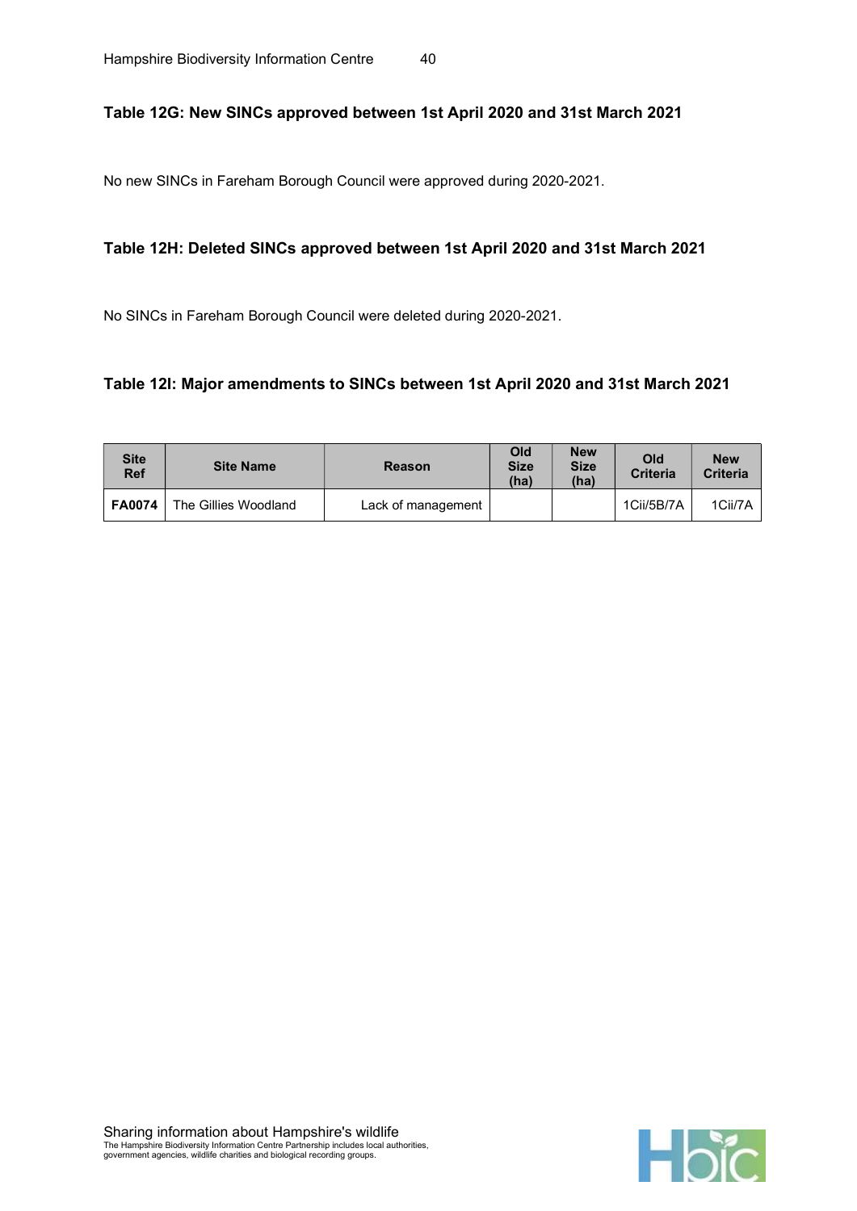### Table 12G: New SINCs approved between 1st April 2020 and 31st March 2021

No new SINCs in Fareham Borough Council were approved during 2020-2021.

### Table 12H: Deleted SINCs approved between 1st April 2020 and 31st March 2021

No SINCs in Fareham Borough Council were deleted during 2020-2021.

### Table 12I: Major amendments to SINCs between 1st April 2020 and 31st March 2021

| Site Ref | Site Name | Reason | Old Size (ha) | New Size (ha) | Old Criteria | New Criteria |
|---|---|---|---|---|---|---|
| **FA0074** | The Gillies Woodland | Lack of management | | | 1Cii/5B/7A | 1Cii/7A |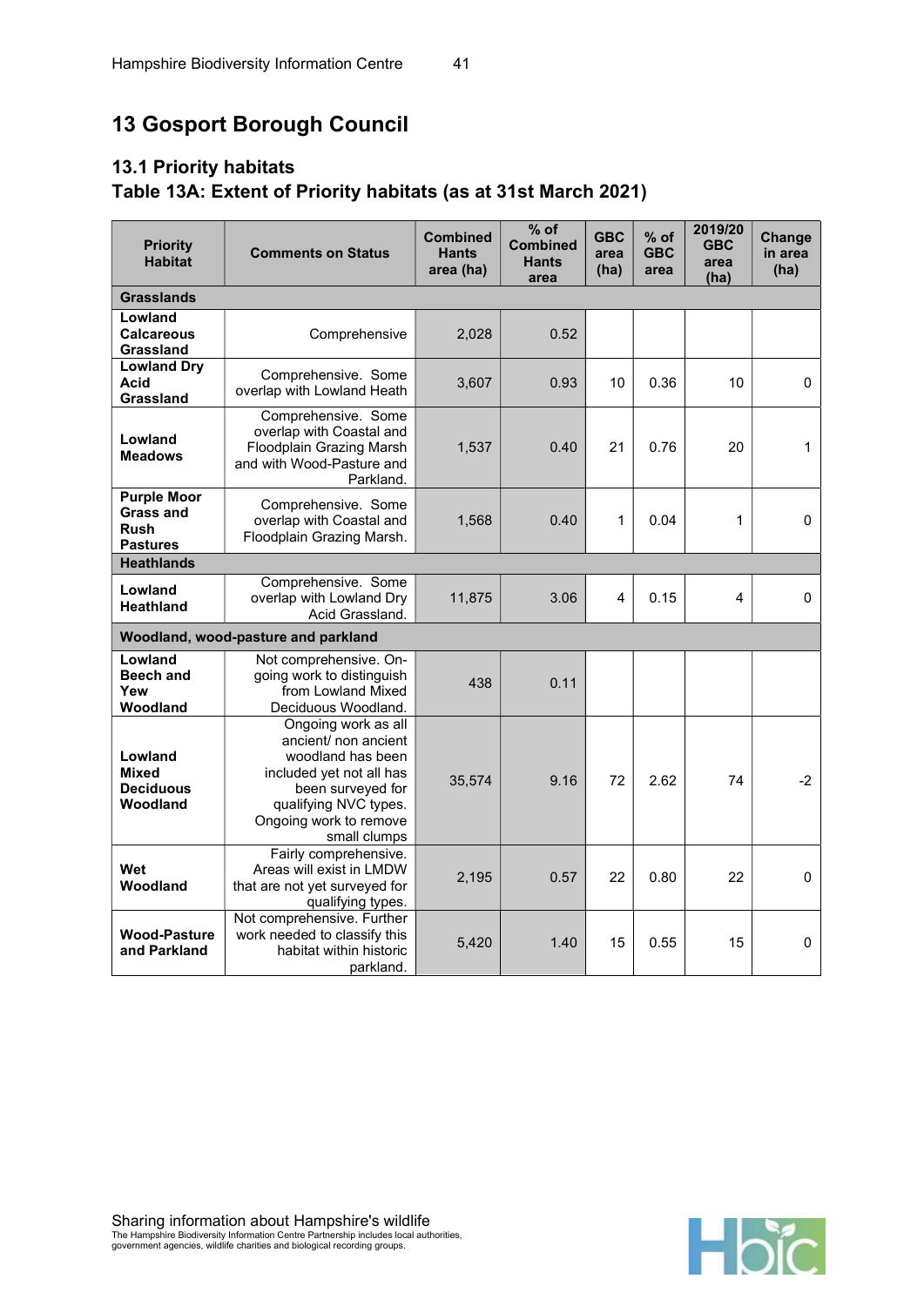# 13 Gosport Borough Council

## 13.1 Priority habitats

## Table 13A: Extent of Priority habitats (as at 31st March 2021)

| Priority Habitat | Comments on Status | Combined Hants area (ha) | % of Combined Hants area | GBC area (ha) | % of GBC area | 2019/20 GBC area (ha) | Change in area (ha) |
|---|---|---|---|---|---|---|---|
| **Grasslands** | | | | | | | |
| **Lowland Calcareous Grassland** | Comprehensive | 2,028 | 0.52 | | | | |
| **Lowland Dry Acid Grassland** | Comprehensive. Some overlap with Lowland Heath | 3,607 | 0.93 | 10 | 0.36 | 10 | 0 |
| **Lowland Meadows** | Comprehensive. Some overlap with Coastal and Floodplain Grazing Marsh and with Wood-Pasture and Parkland. | 1,537 | 0.40 | 21 | 0.76 | 20 | 1 |
| **Purple Moor Grass and Rush Pastures** | Comprehensive. Some overlap with Coastal and Floodplain Grazing Marsh. | 1,568 | 0.40 | 1 | 0.04 | 1 | 0 |
| **Heathlands** | | | | | | | |
| **Lowland Heathland** | Comprehensive. Some overlap with Lowland Dry Acid Grassland. | 11,875 | 3.06 | 4 | 0.15 | 4 | 0 |
| **Woodland, wood-pasture and parkland** | | | | | | | |
| **Lowland Beech and Yew Woodland** | Not comprehensive. On-going work to distinguish from Lowland Mixed Deciduous Woodland. | 438 | 0.11 | | | | |
| **Lowland Mixed Deciduous Woodland** | Ongoing work as all ancient/ non ancient woodland has been included yet not all has been surveyed for qualifying NVC types. Ongoing work to remove small clumps | 35,574 | 9.16 | 72 | 2.62 | 74 | -2 |
| **Wet Woodland** | Fairly comprehensive. Areas will exist in LMDW that are not yet surveyed for qualifying types. | 2,195 | 0.57 | 22 | 0.80 | 22 | 0 |
| **Wood-Pasture and Parkland** | Not comprehensive. Further work needed to classify this habitat within historic parkland. | 5,420 | 1.40 | 15 | 0.55 | 15 | 0 |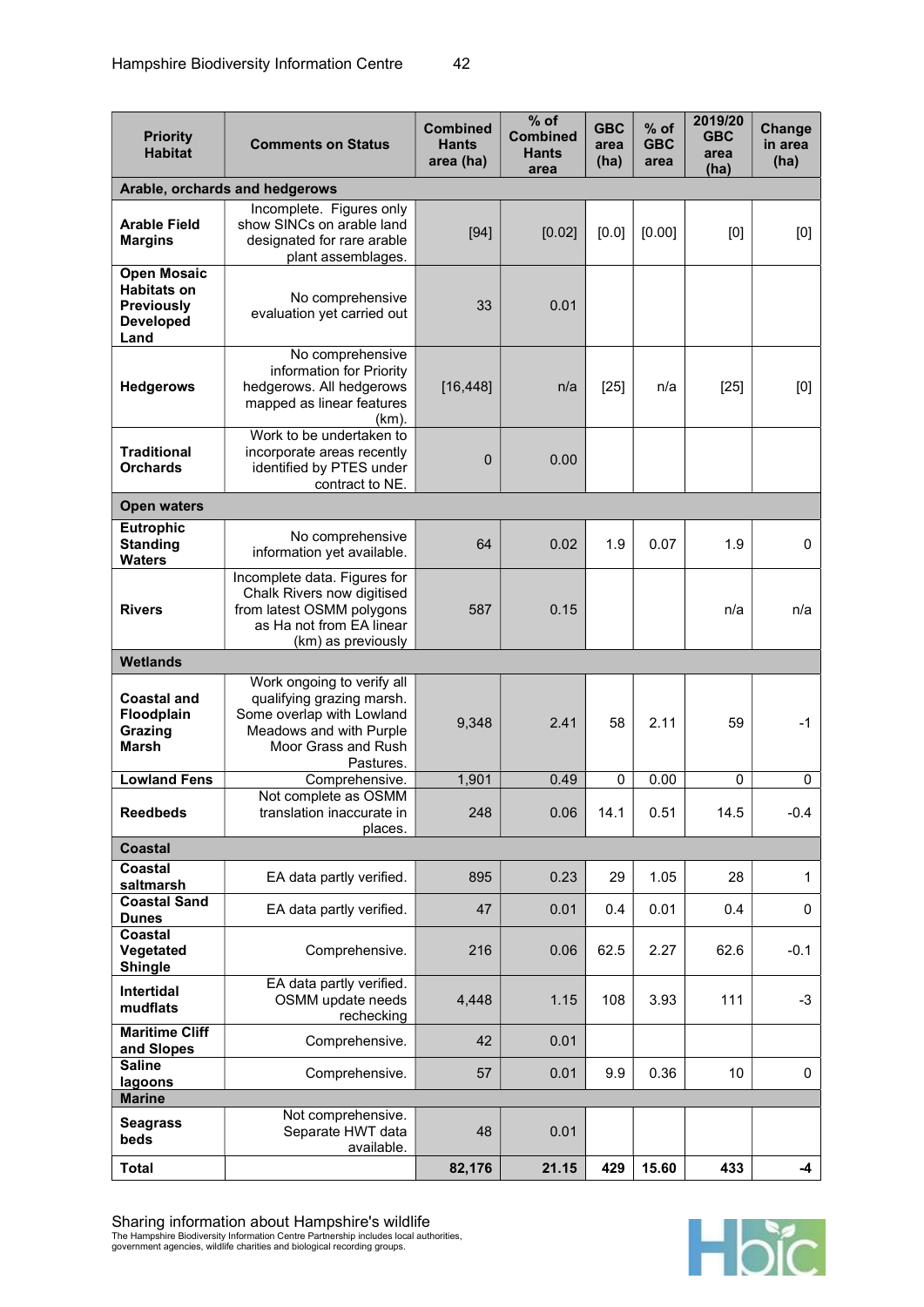| Priority Habitat | Comments on Status | Combined Hants area (ha) | % of Combined Hants area | GBC area (ha) | % of GBC area | 2019/20 GBC area (ha) | Change in area (ha) |
|---|---|---|---|---|---|---|---|
| **Arable, orchards and hedgerows** | | | | | | | |
| **Arable Field Margins** | Incomplete. Figures only show SINCs on arable land designated for rare arable plant assemblages. | [94] | [0.02] | [0.0] | [0.00] | [0] | [0] |
| **Open Mosaic Habitats on Previously Developed Land** | No comprehensive evaluation yet carried out | 33 | 0.01 | | | | |
| **Hedgerows** | No comprehensive information for Priority hedgerows. All hedgerows mapped as linear features (km). | [16,448] | n/a | [25] | n/a | [25] | [0] |
| **Traditional Orchards** | Work to be undertaken to incorporate areas recently identified by PTES under contract to NE. | 0 | 0.00 | | | | |
| **Open waters** | | | | | | | |
| **Eutrophic Standing Waters** | No comprehensive information yet available. | 64 | 0.02 | 1.9 | 0.07 | 1.9 | 0 |
| **Rivers** | Incomplete data. Figures for Chalk Rivers now digitised from latest OSMM polygons as Ha not from EA linear (km) as previously | 587 | 0.15 | | | n/a | n/a |
| **Wetlands** | | | | | | | |
| **Coastal and Floodplain Grazing Marsh** | Work ongoing to verify all qualifying grazing marsh. Some overlap with Lowland Meadows and with Purple Moor Grass and Rush Pastures. | 9,348 | 2.41 | 58 | 2.11 | 59 | -1 |
| **Lowland Fens** | Comprehensive. | 1,901 | 0.49 | 0 | 0.00 | 0 | 0 |
| **Reedbeds** | Not complete as OSMM translation inaccurate in places. | 248 | 0.06 | 14.1 | 0.51 | 14.5 | -0.4 |
| **Coastal** | | | | | | | |
| **Coastal saltmarsh** | EA data partly verified. | 895 | 0.23 | 29 | 1.05 | 28 | 1 |
| **Coastal Sand Dunes** | EA data partly verified. | 47 | 0.01 | 0.4 | 0.01 | 0.4 | 0 |
| **Coastal Vegetated Shingle** | Comprehensive. | 216 | 0.06 | 62.5 | 2.27 | 62.6 | -0.1 |
| **Intertidal mudflats** | EA data partly verified. OSMM update needs rechecking | 4,448 | 1.15 | 108 | 3.93 | 111 | -3 |
| **Maritime Cliff and Slopes** | Comprehensive. | 42 | 0.01 | | | | |
| **Saline lagoons** | Comprehensive. | 57 | 0.01 | 9.9 | 0.36 | 10 | 0 |
| **Marine** | | | | | | | |
| **Seagrass beds** | Not comprehensive. Separate HWT data available. | 48 | 0.01 | | | | |
| **Total** | | **82,176** | **21.15** | **429** | **15.60** | **433** | **-4** |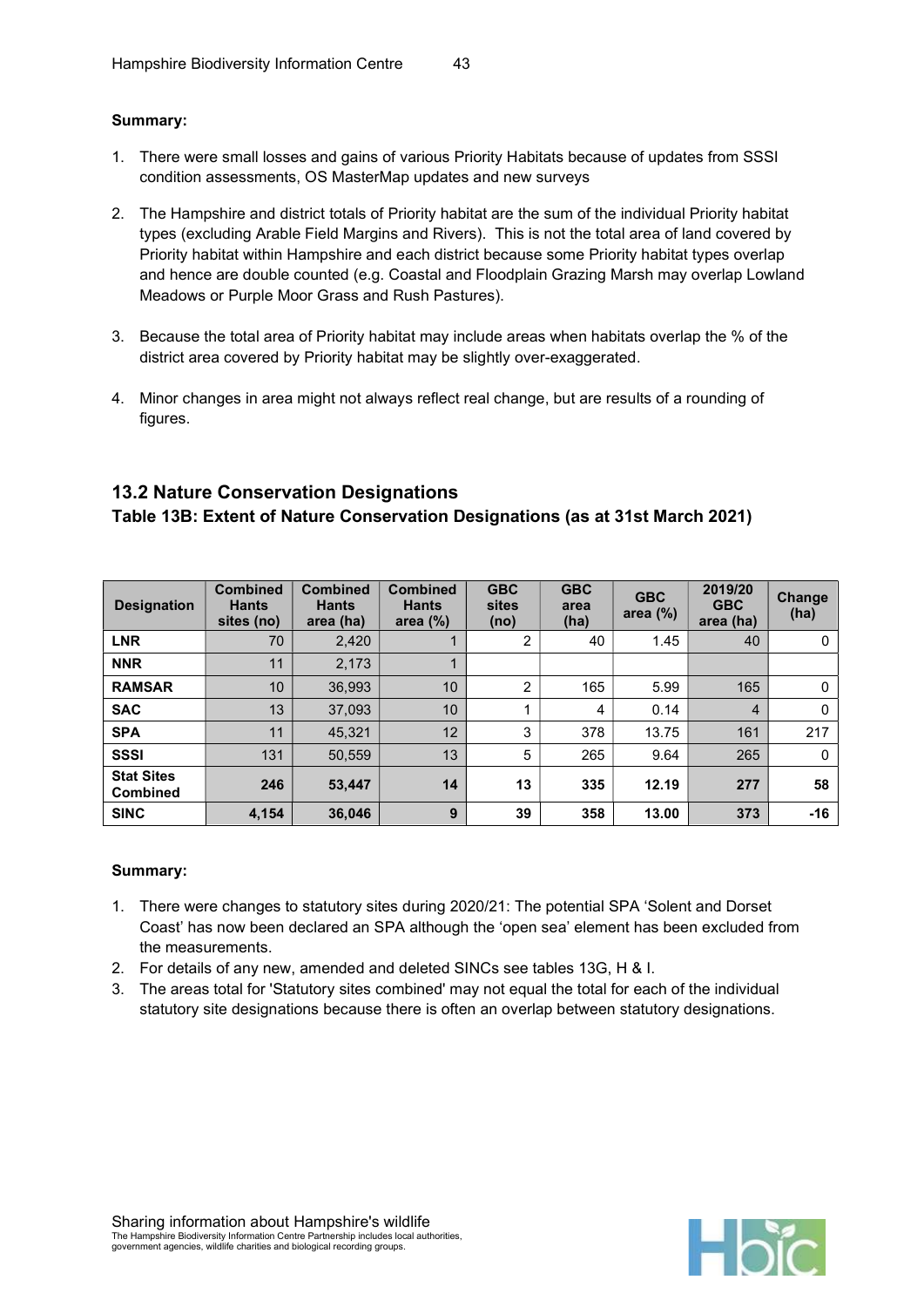**Summary:**

1. There were small losses and gains of various Priority Habitats because of updates from SSSI condition assessments, OS MasterMap updates and new surveys
2. The Hampshire and district totals of Priority habitat are the sum of the individual Priority habitat types (excluding Arable Field Margins and Rivers). This is not the total area of land covered by Priority habitat within Hampshire and each district because some Priority habitat types overlap and hence are double counted (e.g. Coastal and Floodplain Grazing Marsh may overlap Lowland Meadows or Purple Moor Grass and Rush Pastures).
3. Because the total area of Priority habitat may include areas when habitats overlap the % of the district area covered by Priority habitat may be slightly over-exaggerated.
4. Minor changes in area might not always reflect real change, but are results of a rounding of figures.

## 13.2 Nature Conservation Designations

### Table 13B: Extent of Nature Conservation Designations (as at 31st March 2021)

| Designation | Combined Hants sites (no) | Combined Hants area (ha) | Combined Hants area (%) | GBC sites (no) | GBC area (ha) | GBC area (%) | 2019/20 GBC area (ha) | Change (ha) |
|---|---|---|---|---|---|---|---|---|
| **LNR** | 70 | 2,420 | 1 | 2 | 40 | 1.45 | 40 | 0 |
| **NNR** | 11 | 2,173 | 1 | | | | | |
| **RAMSAR** | 10 | 36,993 | 10 | 2 | 165 | 5.99 | 165 | 0 |
| **SAC** | 13 | 37,093 | 10 | 1 | 4 | 0.14 | 4 | 0 |
| **SPA** | 11 | 45,321 | 12 | 3 | 378 | 13.75 | 161 | 217 |
| **SSSI** | 131 | 50,559 | 13 | 5 | 265 | 9.64 | 265 | 0 |
| **Stat Sites Combined** | **246** | **53,447** | **14** | **13** | **335** | **12.19** | **277** | **58** |
| **SINC** | **4,154** | **36,046** | **9** | **39** | **358** | **13.00** | **373** | **-16** |

**Summary:**

1. There were changes to statutory sites during 2020/21: The potential SPA 'Solent and Dorset Coast' has now been declared an SPA although the 'open sea' element has been excluded from the measurements.
2. For details of any new, amended and deleted SINCs see tables 13G, H & I.
3. The areas total for 'Statutory sites combined' may not equal the total for each of the individual statutory site designations because there is often an overlap between statutory designations.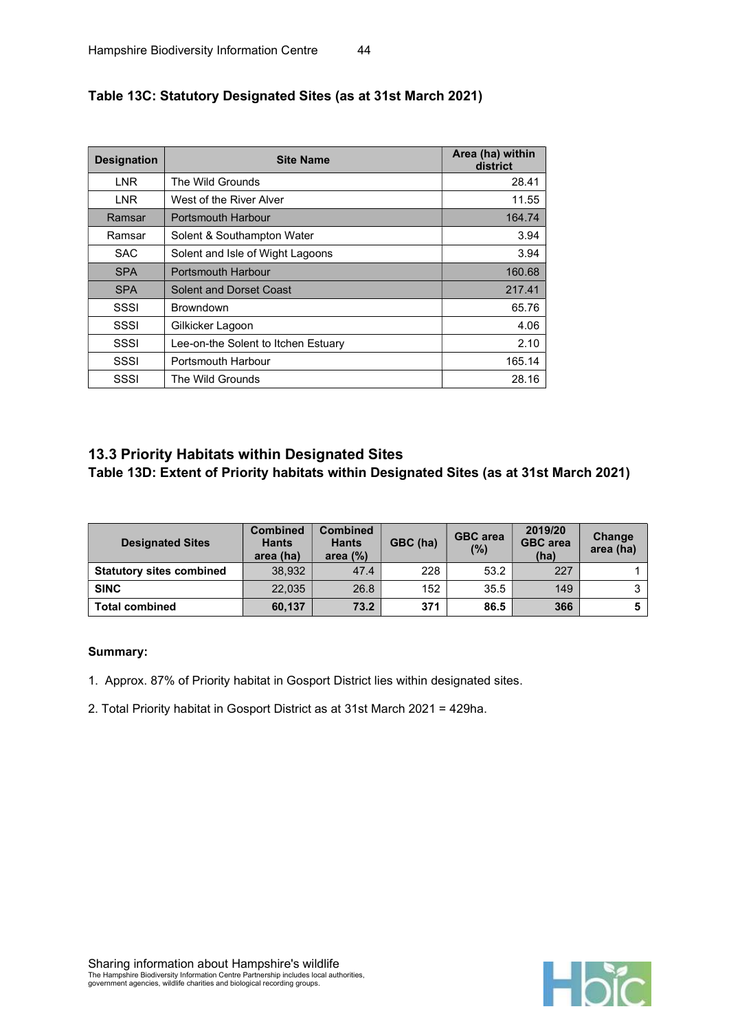**Table 13C: Statutory Designated Sites (as at 31st March 2021)**

| Designation | Site Name | Area (ha) within district |
|---|---|---|
| LNR | The Wild Grounds | 28.41 |
| LNR | West of the River Alver | 11.55 |
| Ramsar | Portsmouth Harbour | 164.74 |
| Ramsar | Solent & Southampton Water | 3.94 |
| SAC | Solent and Isle of Wight Lagoons | 3.94 |
| SPA | Portsmouth Harbour | 160.68 |
| SPA | Solent and Dorset Coast | 217.41 |
| SSSI | Browndown | 65.76 |
| SSSI | Gilkicker Lagoon | 4.06 |
| SSSI | Lee-on-the Solent to Itchen Estuary | 2.10 |
| SSSI | Portsmouth Harbour | 165.14 |
| SSSI | The Wild Grounds | 28.16 |

## 13.3 Priority Habitats within Designated Sites

**Table 13D: Extent of Priority habitats within Designated Sites (as at 31st March 2021)**

| Designated Sites | Combined Hants area (ha) | Combined Hants area (%) | GBC (ha) | GBC area (%) | 2019/20 GBC area (ha) | Change area (ha) |
|---|---|---|---|---|---|---|
| **Statutory sites combined** | 38,932 | 47.4 | 228 | 53.2 | 227 | 1 |
| **SINC** | 22,035 | 26.8 | 152 | 35.5 | 149 | 3 |
| **Total combined** | **60,137** | **73.2** | **371** | **86.5** | **366** | **5** |

**Summary:**

1. Approx. 87% of Priority habitat in Gosport District lies within designated sites.
2. Total Priority habitat in Gosport District as at 31st March 2021 = 429ha.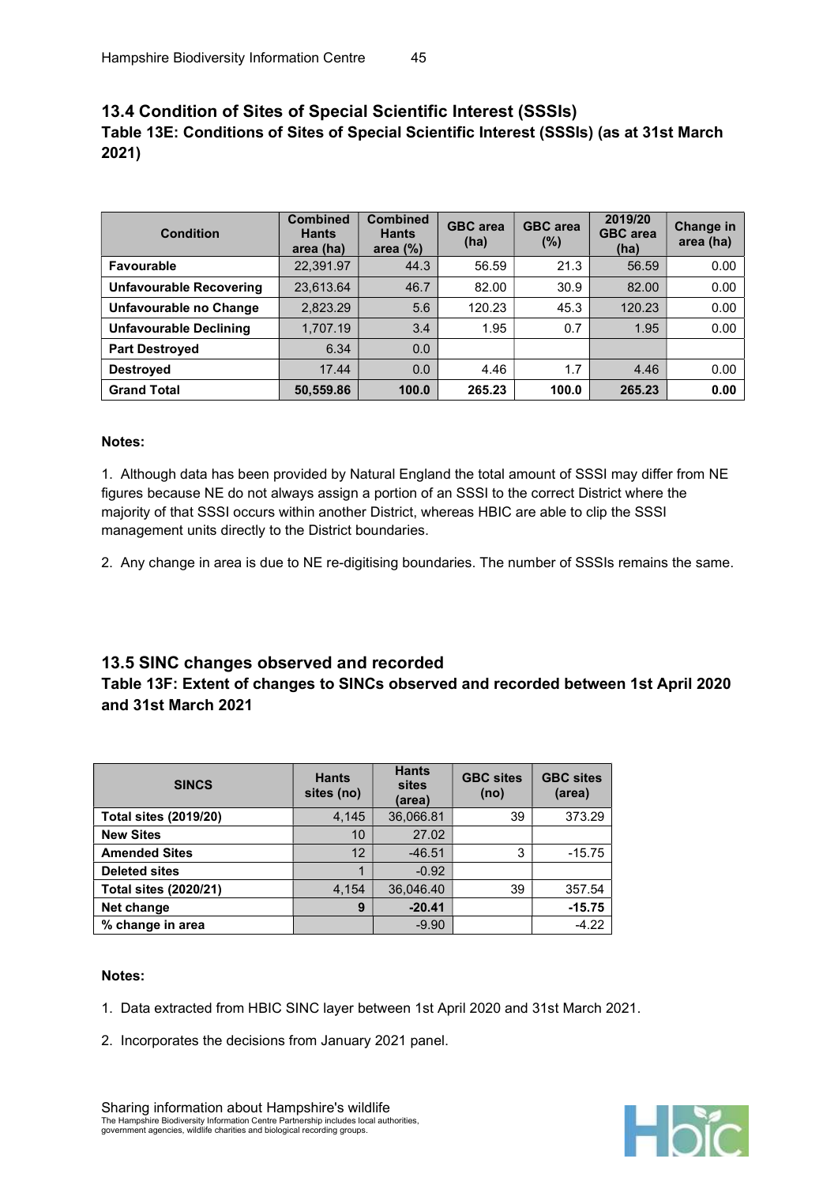## 13.4 Condition of Sites of Special Scientific Interest (SSSIs)

### Table 13E: Conditions of Sites of Special Scientific Interest (SSSIs) (as at 31st March 2021)

| Condition | Combined Hants area (ha) | Combined Hants area (%) | GBC area (ha) | GBC area (%) | 2019/20 GBC area (ha) | Change in area (ha) |
|---|---|---|---|---|---|---|
| **Favourable** | 22,391.97 | 44.3 | 56.59 | 21.3 | 56.59 | 0.00 |
| **Unfavourable Recovering** | 23,613.64 | 46.7 | 82.00 | 30.9 | 82.00 | 0.00 |
| **Unfavourable no Change** | 2,823.29 | 5.6 | 120.23 | 45.3 | 120.23 | 0.00 |
| **Unfavourable Declining** | 1,707.19 | 3.4 | 1.95 | 0.7 | 1.95 | 0.00 |
| **Part Destroyed** | 6.34 | 0.0 | | | | |
| **Destroyed** | 17.44 | 0.0 | 4.46 | 1.7 | 4.46 | 0.00 |
| **Grand Total** | **50,559.86** | **100.0** | **265.23** | **100.0** | **265.23** | **0.00** |

**Notes:**

1. Although data has been provided by Natural England the total amount of SSSI may differ from NE figures because NE do not always assign a portion of an SSSI to the correct District where the majority of that SSSI occurs within another District, whereas HBIC are able to clip the SSSI management units directly to the District boundaries.

2. Any change in area is due to NE re-digitising boundaries. The number of SSSIs remains the same.

## 13.5 SINC changes observed and recorded

### Table 13F: Extent of changes to SINCs observed and recorded between 1st April 2020 and 31st March 2021

| SINCS | Hants sites (no) | Hants sites (area) | GBC sites (no) | GBC sites (area) |
|---|---|---|---|---|
| **Total sites (2019/20)** | 4,145 | 36,066.81 | 39 | 373.29 |
| **New Sites** | 10 | 27.02 | | |
| **Amended Sites** | 12 | -46.51 | 3 | -15.75 |
| **Deleted sites** | 1 | -0.92 | | |
| **Total sites (2020/21)** | 4,154 | 36,046.40 | 39 | 357.54 |
| **Net change** | **9** | **-20.41** | | **-15.75** |
| **% change in area** | | -9.90 | | -4.22 |

**Notes:**

1. Data extracted from HBIC SINC layer between 1st April 2020 and 31st March 2021.

2. Incorporates the decisions from January 2021 panel.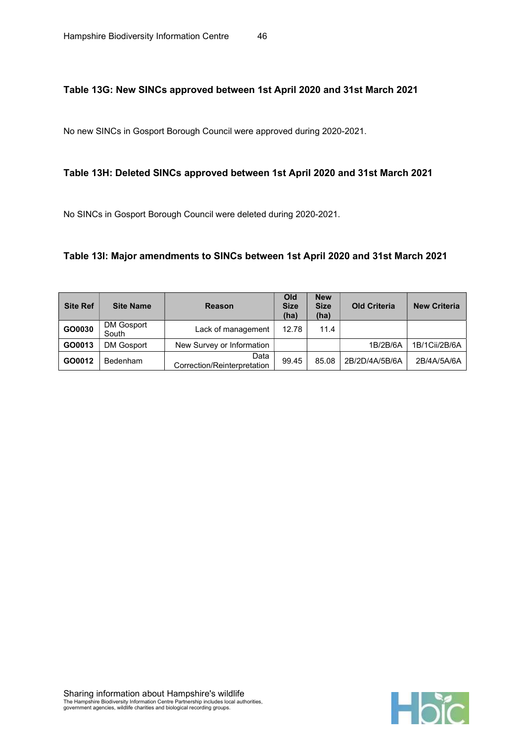### Table 13G: New SINCs approved between 1st April 2020 and 31st March 2021

No new SINCs in Gosport Borough Council were approved during 2020-2021.

### Table 13H: Deleted SINCs approved between 1st April 2020 and 31st March 2021

No SINCs in Gosport Borough Council were deleted during 2020-2021.

### Table 13I: Major amendments to SINCs between 1st April 2020 and 31st March 2021

| Site Ref | Site Name | Reason | Old Size (ha) | New Size (ha) | Old Criteria | New Criteria |
|---|---|---|---|---|---|---|
| **GO0030** | DM Gosport South | Lack of management | 12.78 | 11.4 | | |
| **GO0013** | DM Gosport | New Survey or Information | | | 1B/2B/6A | 1B/1Cii/2B/6A |
| **GO0012** | Bedenham | Data Correction/Reinterpretation | 99.45 | 85.08 | 2B/2D/4A/5B/6A | 2B/4A/5A/6A |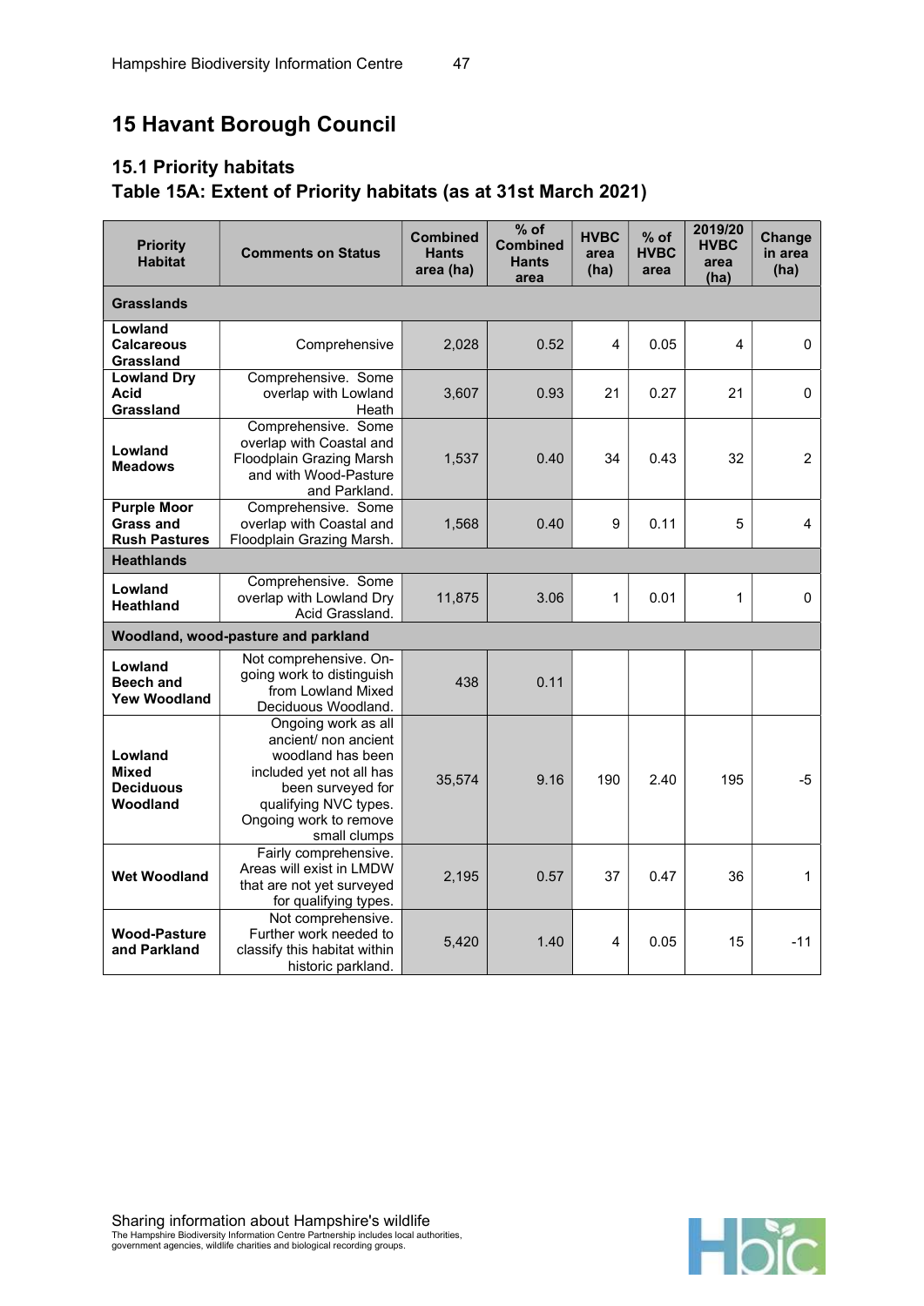# 15 Havant Borough Council

## 15.1 Priority habitats

### Table 15A: Extent of Priority habitats (as at 31st March 2021)

| Priority Habitat | Comments on Status | Combined Hants area (ha) | % of Combined Hants area | HVBC area (ha) | % of HVBC area | 2019/20 HVBC area (ha) | Change in area (ha) |
|---|---|---|---|---|---|---|---|
| **Grasslands** | | | | | | | |
| **Lowland Calcareous Grassland** | Comprehensive | 2,028 | 0.52 | 4 | 0.05 | 4 | 0 |
| **Lowland Dry Acid Grassland** | Comprehensive. Some overlap with Lowland Heath | 3,607 | 0.93 | 21 | 0.27 | 21 | 0 |
| **Lowland Meadows** | Comprehensive. Some overlap with Coastal and Floodplain Grazing Marsh and with Wood-Pasture and Parkland. | 1,537 | 0.40 | 34 | 0.43 | 32 | 2 |
| **Purple Moor Grass and Rush Pastures** | Comprehensive. Some overlap with Coastal and Floodplain Grazing Marsh. | 1,568 | 0.40 | 9 | 0.11 | 5 | 4 |
| **Heathlands** | | | | | | | |
| **Lowland Heathland** | Comprehensive. Some overlap with Lowland Dry Acid Grassland. | 11,875 | 3.06 | 1 | 0.01 | 1 | 0 |
| **Woodland, wood-pasture and parkland** | | | | | | | |
| **Lowland Beech and Yew Woodland** | Not comprehensive. On-going work to distinguish from Lowland Mixed Deciduous Woodland. | 438 | 0.11 | | | | |
| **Lowland Mixed Deciduous Woodland** | Ongoing work as all ancient/ non ancient woodland has been included yet not all has been surveyed for qualifying NVC types. Ongoing work to remove small clumps | 35,574 | 9.16 | 190 | 2.40 | 195 | -5 |
| **Wet Woodland** | Fairly comprehensive. Areas will exist in LMDW that are not yet surveyed for qualifying types. | 2,195 | 0.57 | 37 | 0.47 | 36 | 1 |
| **Wood-Pasture and Parkland** | Not comprehensive. Further work needed to classify this habitat within historic parkland. | 5,420 | 1.40 | 4 | 0.05 | 15 | -11 |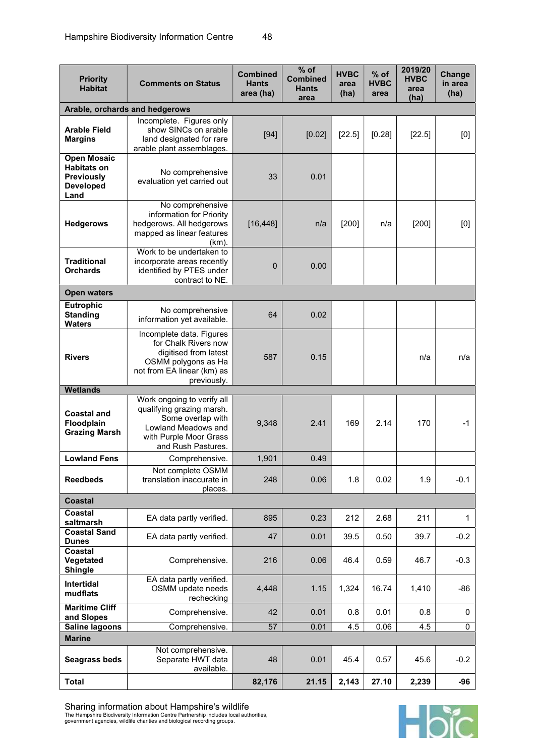| Priority Habitat | Comments on Status | Combined Hants area (ha) | % of Combined Hants area | HVBC area (ha) | % of HVBC area | 2019/20 HVBC area (ha) | Change in area (ha) |
|---|---|---|---|---|---|---|---|
| **Arable, orchards and hedgerows** | | | | | | | |
| **Arable Field Margins** | Incomplete. Figures only show SINCs on arable land designated for rare arable plant assemblages. | [94] | [0.02] | [22.5] | [0.28] | [22.5] | [0] |
| **Open Mosaic Habitats on Previously Developed Land** | No comprehensive evaluation yet carried out | 33 | 0.01 | | | | |
| **Hedgerows** | No comprehensive information for Priority hedgerows. All hedgerows mapped as linear features (km). | [16,448] | n/a | [200] | n/a | [200] | [0] |
| **Traditional Orchards** | Work to be undertaken to incorporate areas recently identified by PTES under contract to NE. | 0 | 0.00 | | | | |
| **Open waters** | | | | | | | |
| **Eutrophic Standing Waters** | No comprehensive information yet available. | 64 | 0.02 | | | | |
| **Rivers** | Incomplete data. Figures for Chalk Rivers now digitised from latest OSMM polygons as Ha not from EA linear (km) as previously. | 587 | 0.15 | | | n/a | n/a |
| **Wetlands** | | | | | | | |
| **Coastal and Floodplain Grazing Marsh** | Work ongoing to verify all qualifying grazing marsh. Some overlap with Lowland Meadows and with Purple Moor Grass and Rush Pastures. | 9,348 | 2.41 | 169 | 2.14 | 170 | -1 |
| **Lowland Fens** | Comprehensive. | 1,901 | 0.49 | | | | |
| **Reedbeds** | Not complete OSMM translation inaccurate in places. | 248 | 0.06 | 1.8 | 0.02 | 1.9 | -0.1 |
| **Coastal** | | | | | | | |
| **Coastal saltmarsh** | EA data partly verified. | 895 | 0.23 | 212 | 2.68 | 211 | 1 |
| **Coastal Sand Dunes** | EA data partly verified. | 47 | 0.01 | 39.5 | 0.50 | 39.7 | -0.2 |
| **Coastal Vegetated Shingle** | Comprehensive. | 216 | 0.06 | 46.4 | 0.59 | 46.7 | -0.3 |
| **Intertidal mudflats** | EA data partly verified. OSMM update needs rechecking | 4,448 | 1.15 | 1,324 | 16.74 | 1,410 | -86 |
| **Maritime Cliff and Slopes** | Comprehensive. | 42 | 0.01 | 0.8 | 0.01 | 0.8 | 0 |
| **Saline lagoons** | Comprehensive. | 57 | 0.01 | 4.5 | 0.06 | 4.5 | 0 |
| **Marine** | | | | | | | |
| **Seagrass beds** | Not comprehensive. Separate HWT data available. | 48 | 0.01 | 45.4 | 0.57 | 45.6 | -0.2 |
| **Total** | | **82,176** | **21.15** | **2,143** | **27.10** | **2,239** | **-96** |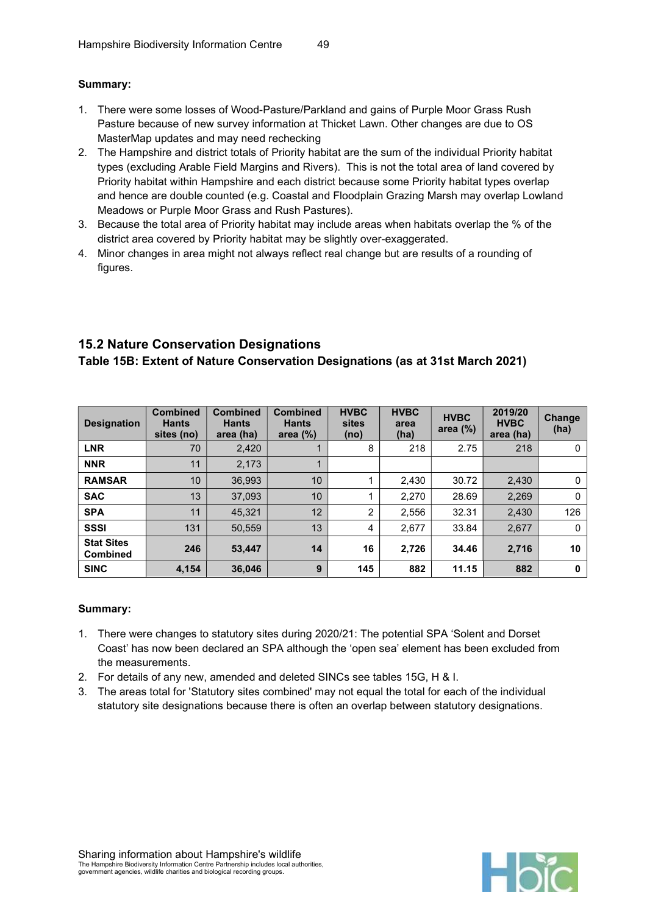**Summary:**

1. There were some losses of Wood-Pasture/Parkland and gains of Purple Moor Grass Rush Pasture because of new survey information at Thicket Lawn. Other changes are due to OS MasterMap updates and may need rechecking
2. The Hampshire and district totals of Priority habitat are the sum of the individual Priority habitat types (excluding Arable Field Margins and Rivers). This is not the total area of land covered by Priority habitat within Hampshire and each district because some Priority habitat types overlap and hence are double counted (e.g. Coastal and Floodplain Grazing Marsh may overlap Lowland Meadows or Purple Moor Grass and Rush Pastures).
3. Because the total area of Priority habitat may include areas when habitats overlap the % of the district area covered by Priority habitat may be slightly over-exaggerated.
4. Minor changes in area might not always reflect real change but are results of a rounding of figures.

## 15.2 Nature Conservation Designations

### Table 15B: Extent of Nature Conservation Designations (as at 31st March 2021)

| Designation | Combined Hants sites (no) | Combined Hants area (ha) | Combined Hants area (%) | HVBC sites (no) | HVBC area (ha) | HVBC area (%) | 2019/20 HVBC area (ha) | Change (ha) |
|---|---|---|---|---|---|---|---|---|
| **LNR** | 70 | 2,420 | 1 | 8 | 218 | 2.75 | 218 | 0 |
| **NNR** | 11 | 2,173 | 1 | | | | | |
| **RAMSAR** | 10 | 36,993 | 10 | 1 | 2,430 | 30.72 | 2,430 | 0 |
| **SAC** | 13 | 37,093 | 10 | 1 | 2,270 | 28.69 | 2,269 | 0 |
| **SPA** | 11 | 45,321 | 12 | 2 | 2,556 | 32.31 | 2,430 | 126 |
| **SSSI** | 131 | 50,559 | 13 | 4 | 2,677 | 33.84 | 2,677 | 0 |
| **Stat Sites Combined** | **246** | **53,447** | **14** | **16** | **2,726** | **34.46** | **2,716** | **10** |
| **SINC** | **4,154** | **36,046** | **9** | **145** | **882** | **11.15** | **882** | **0** |

**Summary:**

1. There were changes to statutory sites during 2020/21: The potential SPA 'Solent and Dorset Coast' has now been declared an SPA although the 'open sea' element has been excluded from the measurements.
2. For details of any new, amended and deleted SINCs see tables 15G, H & I.
3. The areas total for 'Statutory sites combined' may not equal the total for each of the individual statutory site designations because there is often an overlap between statutory designations.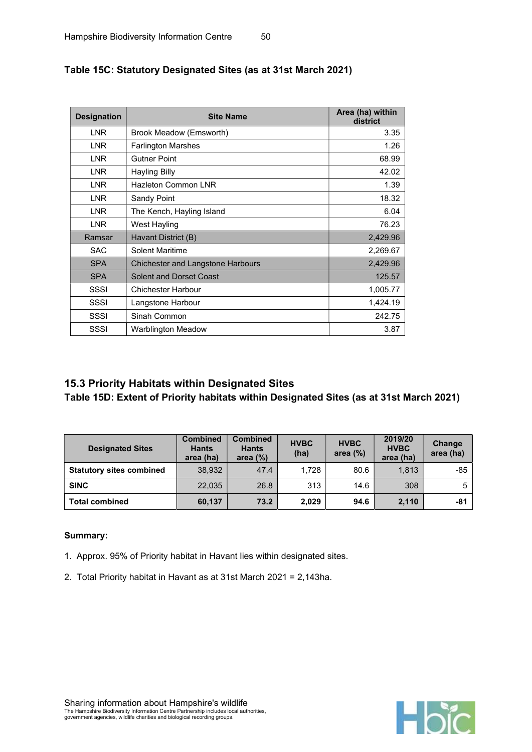### Table 15C: Statutory Designated Sites (as at 31st March 2021)

| Designation | Site Name | Area (ha) within district |
|---|---|---|
| LNR | Brook Meadow (Emsworth) | 3.35 |
| LNR | Farlington Marshes | 1.26 |
| LNR | Gutner Point | 68.99 |
| LNR | Hayling Billy | 42.02 |
| LNR | Hazleton Common LNR | 1.39 |
| LNR | Sandy Point | 18.32 |
| LNR | The Kench, Hayling Island | 6.04 |
| LNR | West Hayling | 76.23 |
| Ramsar | Havant District (B) | 2,429.96 |
| SAC | Solent Maritime | 2,269.67 |
| SPA | Chichester and Langstone Harbours | 2,429.96 |
| SPA | Solent and Dorset Coast | 125.57 |
| SSSI | Chichester Harbour | 1,005.77 |
| SSSI | Langstone Harbour | 1,424.19 |
| SSSI | Sinah Common | 242.75 |
| SSSI | Warblington Meadow | 3.87 |

## 15.3 Priority Habitats within Designated Sites

### Table 15D: Extent of Priority habitats within Designated Sites (as at 31st March 2021)

| Designated Sites | Combined Hants area (ha) | Combined Hants area (%) | HVBC (ha) | HVBC area (%) | 2019/20 HVBC area (ha) | Change area (ha) |
|---|---|---|---|---|---|---|
| **Statutory sites combined** | 38,932 | 47.4 | 1,728 | 80.6 | 1,813 | -85 |
| **SINC** | 22,035 | 26.8 | 313 | 14.6 | 308 | 5 |
| **Total combined** | **60,137** | **73.2** | **2,029** | **94.6** | **2,110** | **-81** |

**Summary:**

1. Approx. 95% of Priority habitat in Havant lies within designated sites.
2. Total Priority habitat in Havant as at 31st March 2021 = 2,143ha.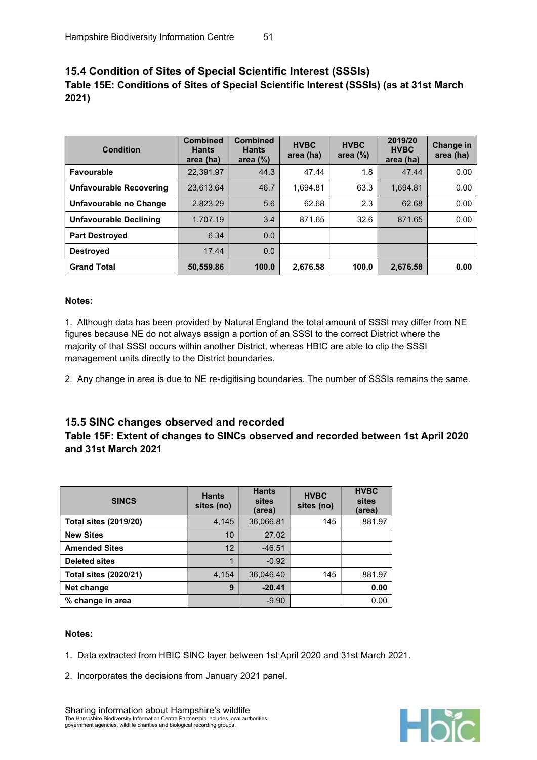## 15.4 Condition of Sites of Special Scientific Interest (SSSIs)

### Table 15E: Conditions of Sites of Special Scientific Interest (SSSIs) (as at 31st March 2021)

| Condition | Combined Hants area (ha) | Combined Hants area (%) | HVBC area (ha) | HVBC area (%) | 2019/20 HVBC area (ha) | Change in area (ha) |
|---|---|---|---|---|---|---|
| **Favourable** | 22,391.97 | 44.3 | 47.44 | 1.8 | 47.44 | 0.00 |
| **Unfavourable Recovering** | 23,613.64 | 46.7 | 1,694.81 | 63.3 | 1,694.81 | 0.00 |
| **Unfavourable no Change** | 2,823.29 | 5.6 | 62.68 | 2.3 | 62.68 | 0.00 |
| **Unfavourable Declining** | 1,707.19 | 3.4 | 871.65 | 32.6 | 871.65 | 0.00 |
| **Part Destroyed** | 6.34 | 0.0 | | | | |
| **Destroyed** | 17.44 | 0.0 | | | | |
| **Grand Total** | **50,559.86** | **100.0** | **2,676.58** | **100.0** | **2,676.58** | **0.00** |

**Notes:**

1. Although data has been provided by Natural England the total amount of SSSI may differ from NE figures because NE do not always assign a portion of an SSSI to the correct District where the majority of that SSSI occurs within another District, whereas HBIC are able to clip the SSSI management units directly to the District boundaries.

2. Any change in area is due to NE re-digitising boundaries. The number of SSSIs remains the same.

## 15.5 SINC changes observed and recorded

### Table 15F: Extent of changes to SINCs observed and recorded between 1st April 2020 and 31st March 2021

| SINCS | Hants sites (no) | Hants sites (area) | HVBC sites (no) | HVBC sites (area) |
|---|---|---|---|---|
| **Total sites (2019/20)** | 4,145 | 36,066.81 | 145 | 881.97 |
| **New Sites** | 10 | 27.02 | | |
| **Amended Sites** | 12 | -46.51 | | |
| **Deleted sites** | 1 | -0.92 | | |
| **Total sites (2020/21)** | 4,154 | 36,046.40 | 145 | 881.97 |
| **Net change** | **9** | **-20.41** | | **0.00** |
| **% change in area** | | -9.90 | | 0.00 |

**Notes:**

1. Data extracted from HBIC SINC layer between 1st April 2020 and 31st March 2021.

2. Incorporates the decisions from January 2021 panel.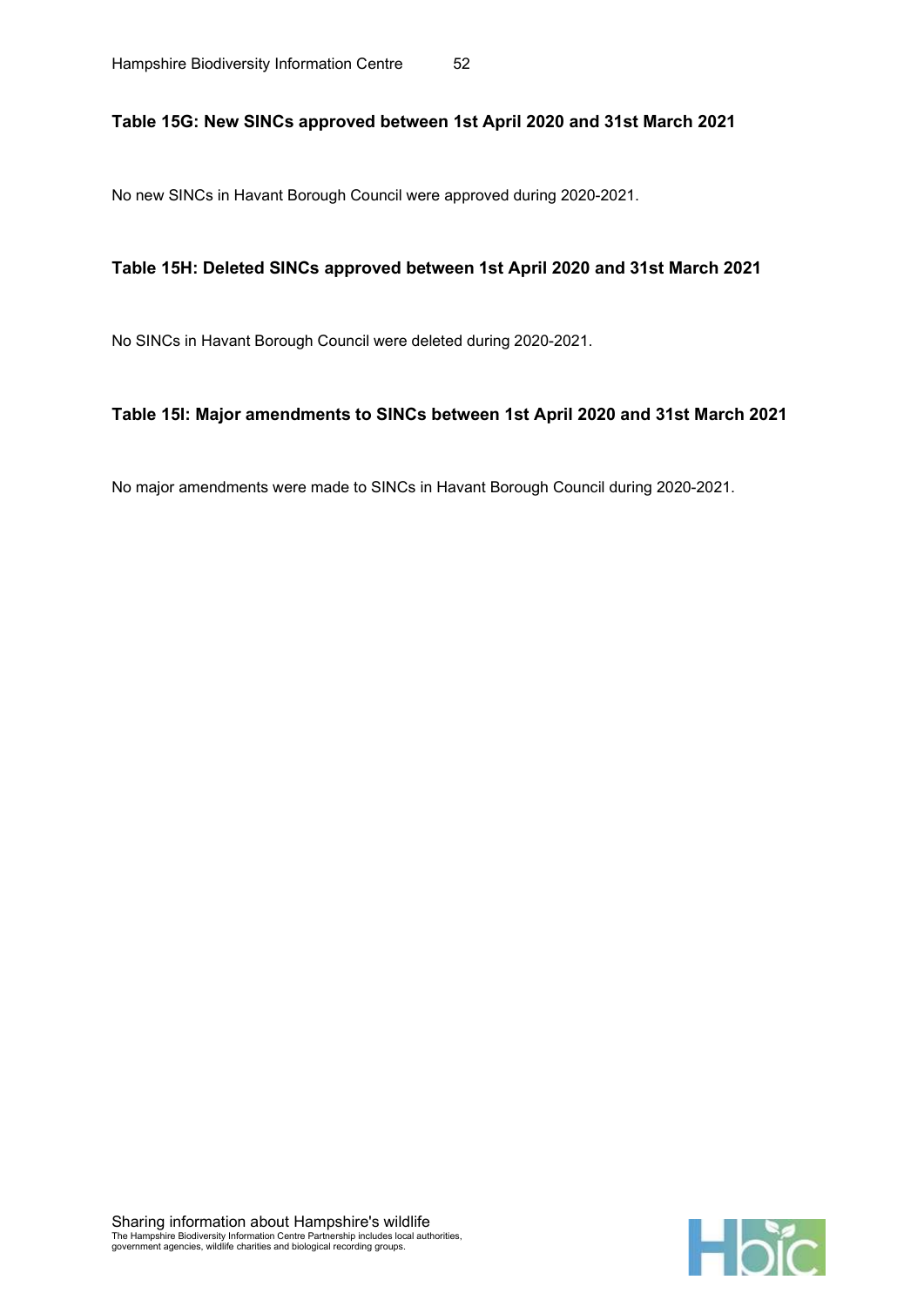### Table 15G: New SINCs approved between 1st April 2020 and 31st March 2021

No new SINCs in Havant Borough Council were approved during 2020-2021.

### Table 15H: Deleted SINCs approved between 1st April 2020 and 31st March 2021

No SINCs in Havant Borough Council were deleted during 2020-2021.

### Table 15I: Major amendments to SINCs between 1st April 2020 and 31st March 2021

No major amendments were made to SINCs in Havant Borough Council during 2020-2021.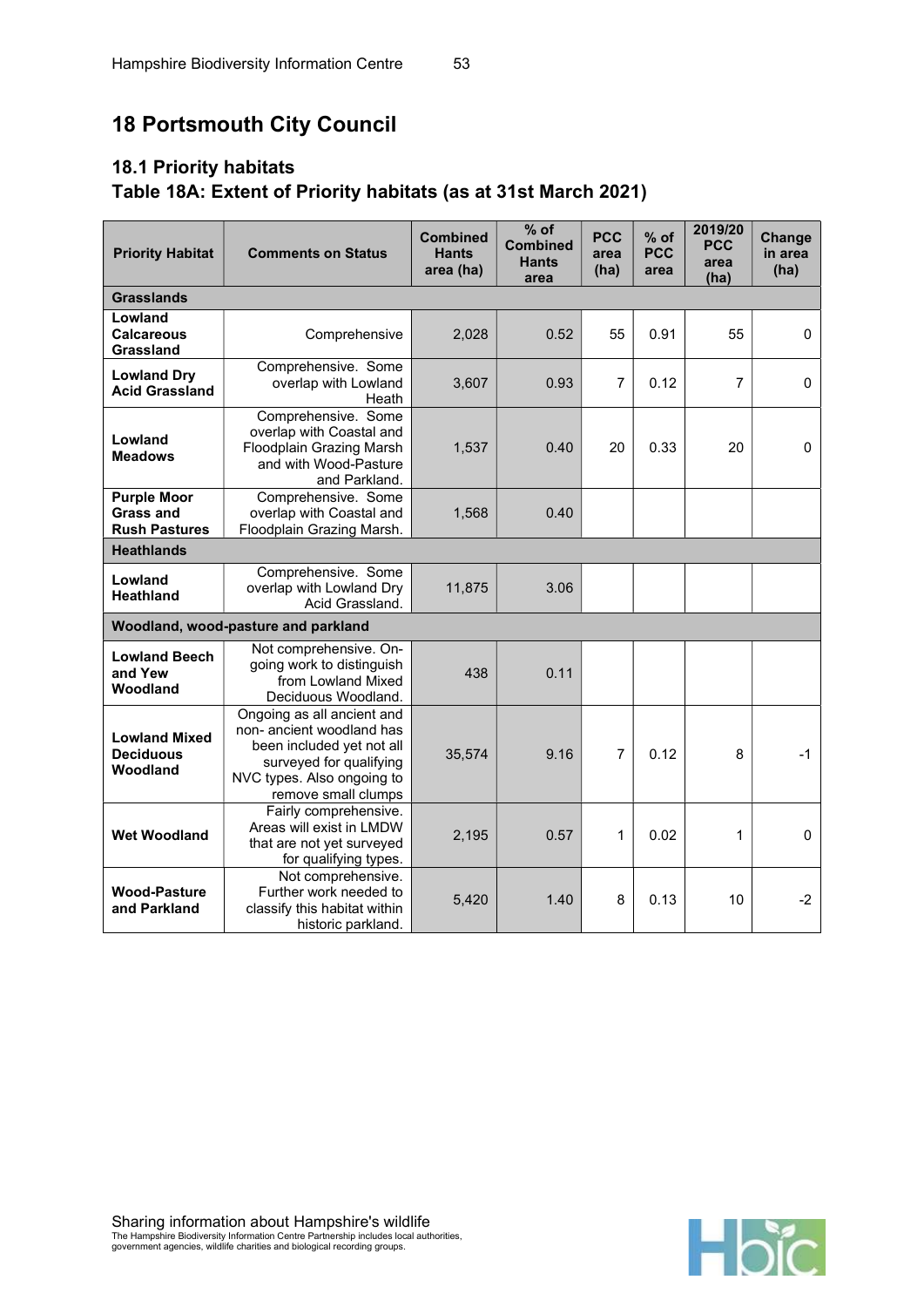# 18 Portsmouth City Council

## 18.1 Priority habitats

### Table 18A: Extent of Priority habitats (as at 31st March 2021)

| Priority Habitat | Comments on Status | Combined Hants area (ha) | % of Combined Hants area | PCC area (ha) | % of PCC area | 2019/20 PCC area (ha) | Change in area (ha) |
|---|---|---|---|---|---|---|---|
| **Grasslands** | | | | | | | |
| **Lowland Calcareous Grassland** | Comprehensive | 2,028 | 0.52 | 55 | 0.91 | 55 | 0 |
| **Lowland Dry Acid Grassland** | Comprehensive. Some overlap with Lowland Heath | 3,607 | 0.93 | 7 | 0.12 | 7 | 0 |
| **Lowland Meadows** | Comprehensive. Some overlap with Coastal and Floodplain Grazing Marsh and with Wood-Pasture and Parkland. | 1,537 | 0.40 | 20 | 0.33 | 20 | 0 |
| **Purple Moor Grass and Rush Pastures** | Comprehensive. Some overlap with Coastal and Floodplain Grazing Marsh. | 1,568 | 0.40 | | | | |
| **Heathlands** | | | | | | | |
| **Lowland Heathland** | Comprehensive. Some overlap with Lowland Dry Acid Grassland. | 11,875 | 3.06 | | | | |
| **Woodland, wood-pasture and parkland** | | | | | | | |
| **Lowland Beech and Yew Woodland** | Not comprehensive. On-going work to distinguish from Lowland Mixed Deciduous Woodland. | 438 | 0.11 | | | | |
| **Lowland Mixed Deciduous Woodland** | Ongoing as all ancient and non- ancient woodland has been included yet not all surveyed for qualifying NVC types. Also ongoing to remove small clumps | 35,574 | 9.16 | 7 | 0.12 | 8 | -1 |
| **Wet Woodland** | Fairly comprehensive. Areas will exist in LMDW that are not yet surveyed for qualifying types. | 2,195 | 0.57 | 1 | 0.02 | 1 | 0 |
| **Wood-Pasture and Parkland** | Not comprehensive. Further work needed to classify this habitat within historic parkland. | 5,420 | 1.40 | 8 | 0.13 | 10 | -2 |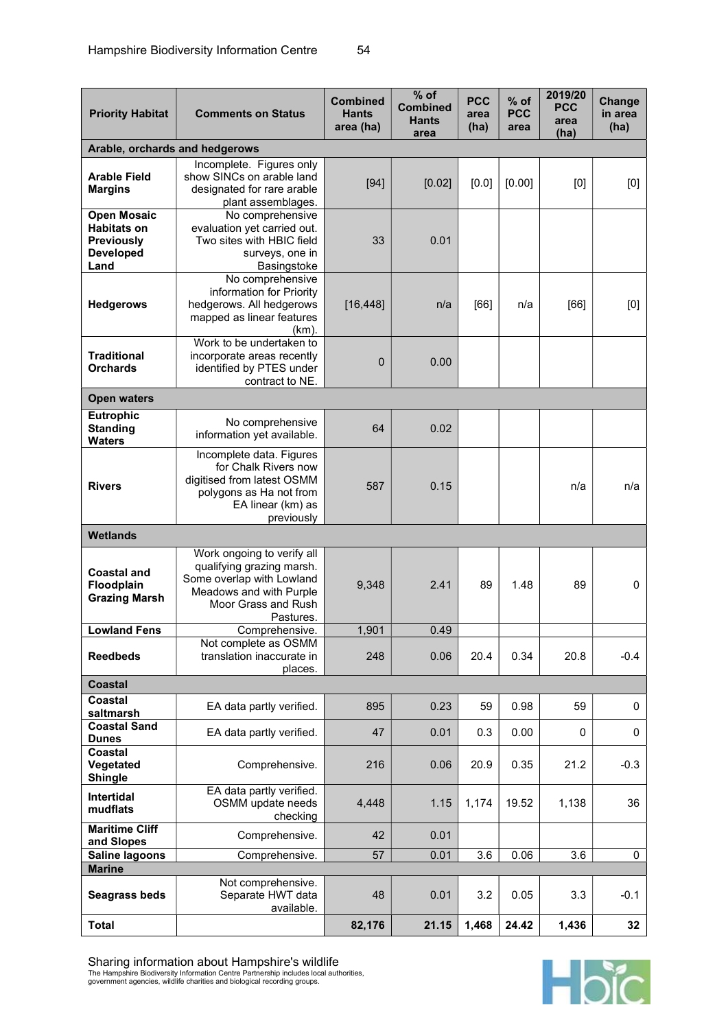| Priority Habitat | Comments on Status | Combined Hants area (ha) | % of Combined Hants area | PCC area (ha) | % of PCC area | 2019/20 PCC area (ha) | Change in area (ha) |
|---|---|---|---|---|---|---|---|
| **Arable, orchards and hedgerows** | | | | | | | |
| **Arable Field Margins** | Incomplete. Figures only show SINCs on arable land designated for rare arable plant assemblages. | [94] | [0.02] | [0.0] | [0.00] | [0] | [0] |
| **Open Mosaic Habitats on Previously Developed Land** | No comprehensive evaluation yet carried out. Two sites with HBIC field surveys, one in Basingstoke | 33 | 0.01 | | | | |
| **Hedgerows** | No comprehensive information for Priority hedgerows. All hedgerows mapped as linear features (km). | [16,448] | n/a | [66] | n/a | [66] | [0] |
| **Traditional Orchards** | Work to be undertaken to incorporate areas recently identified by PTES under contract to NE. | 0 | 0.00 | | | | |
| **Open waters** | | | | | | | |
| **Eutrophic Standing Waters** | No comprehensive information yet available. | 64 | 0.02 | | | | |
| **Rivers** | Incomplete data. Figures for Chalk Rivers now digitised from latest OSMM polygons as Ha not from EA linear (km) as previously | 587 | 0.15 | | | n/a | n/a |
| **Wetlands** | | | | | | | |
| **Coastal and Floodplain Grazing Marsh** | Work ongoing to verify all qualifying grazing marsh. Some overlap with Lowland Meadows and with Purple Moor Grass and Rush Pastures. | 9,348 | 2.41 | 89 | 1.48 | 89 | 0 |
| **Lowland Fens** | Comprehensive. | 1,901 | 0.49 | | | | |
| **Reedbeds** | Not complete as OSMM translation inaccurate in places. | 248 | 0.06 | 20.4 | 0.34 | 20.8 | -0.4 |
| **Coastal** | | | | | | | |
| **Coastal saltmarsh** | EA data partly verified. | 895 | 0.23 | 59 | 0.98 | 59 | 0 |
| **Coastal Sand Dunes** | EA data partly verified. | 47 | 0.01 | 0.3 | 0.00 | 0 | 0 |
| **Coastal Vegetated Shingle** | Comprehensive. | 216 | 0.06 | 20.9 | 0.35 | 21.2 | -0.3 |
| **Intertidal mudflats** | EA data partly verified. OSMM update needs checking | 4,448 | 1.15 | 1,174 | 19.52 | 1,138 | 36 |
| **Maritime Cliff and Slopes** | Comprehensive. | 42 | 0.01 | | | | |
| **Saline lagoons** | Comprehensive. | 57 | 0.01 | 3.6 | 0.06 | 3.6 | 0 |
| **Marine** | | | | | | | |
| **Seagrass beds** | Not comprehensive. Separate HWT data available. | 48 | 0.01 | 3.2 | 0.05 | 3.3 | -0.1 |
| **Total** | | **82,176** | **21.15** | **1,468** | **24.42** | **1,436** | **32** |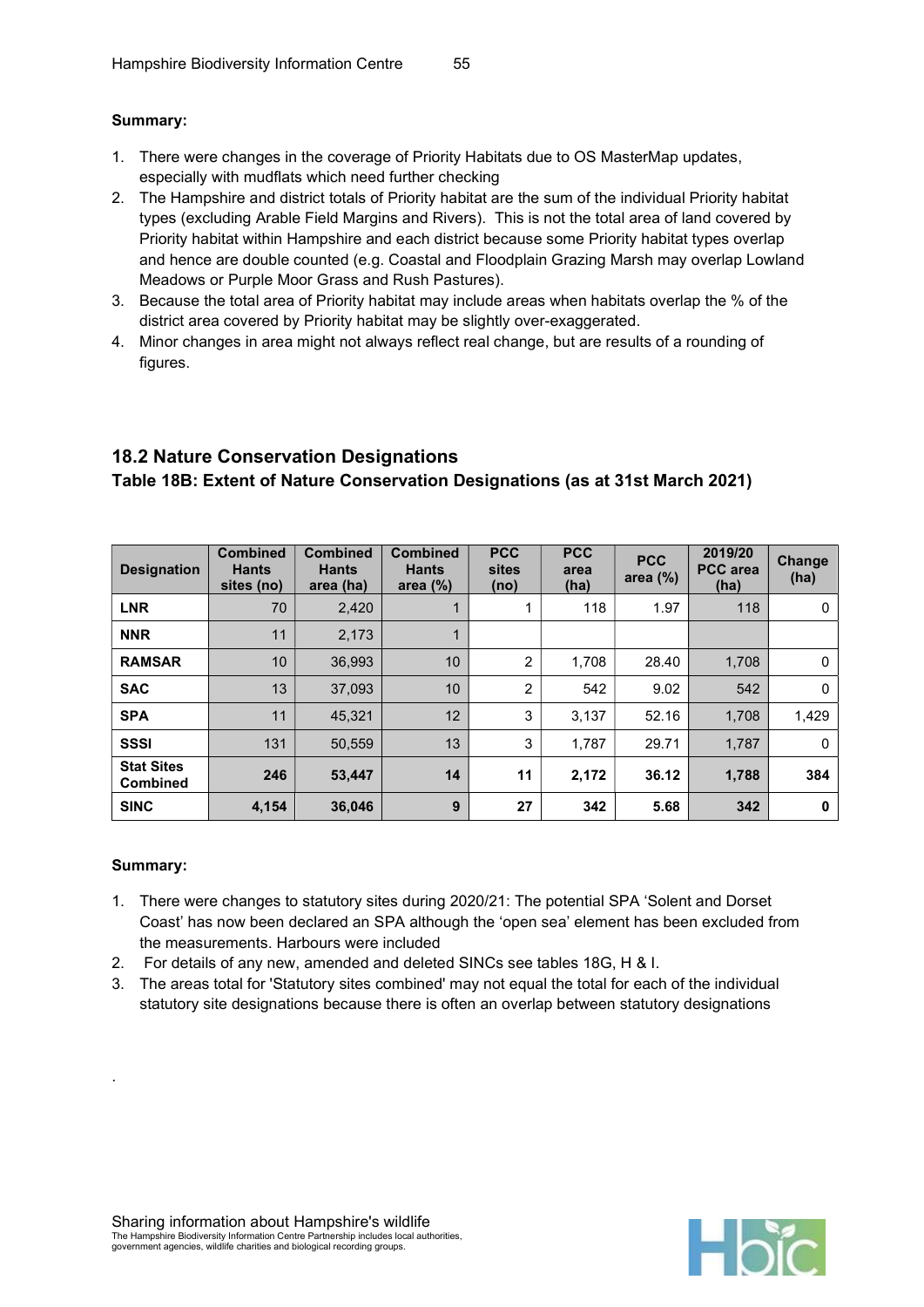**Summary:**

1. There were changes in the coverage of Priority Habitats due to OS MasterMap updates, especially with mudflats which need further checking
2. The Hampshire and district totals of Priority habitat are the sum of the individual Priority habitat types (excluding Arable Field Margins and Rivers). This is not the total area of land covered by Priority habitat within Hampshire and each district because some Priority habitat types overlap and hence are double counted (e.g. Coastal and Floodplain Grazing Marsh may overlap Lowland Meadows or Purple Moor Grass and Rush Pastures).
3. Because the total area of Priority habitat may include areas when habitats overlap the % of the district area covered by Priority habitat may be slightly over-exaggerated.
4. Minor changes in area might not always reflect real change, but are results of a rounding of figures.

## 18.2 Nature Conservation Designations

### Table 18B: Extent of Nature Conservation Designations (as at 31st March 2021)

| Designation | Combined Hants sites (no) | Combined Hants area (ha) | Combined Hants area (%) | PCC sites (no) | PCC area (ha) | PCC area (%) | 2019/20 PCC area (ha) | Change (ha) |
|---|---|---|---|---|---|---|---|---|
| **LNR** | 70 | 2,420 | 1 | 1 | 118 | 1.97 | 118 | 0 |
| **NNR** | 11 | 2,173 | 1 | | | | | |
| **RAMSAR** | 10 | 36,993 | 10 | 2 | 1,708 | 28.40 | 1,708 | 0 |
| **SAC** | 13 | 37,093 | 10 | 2 | 542 | 9.02 | 542 | 0 |
| **SPA** | 11 | 45,321 | 12 | 3 | 3,137 | 52.16 | 1,708 | 1,429 |
| **SSSI** | 131 | 50,559 | 13 | 3 | 1,787 | 29.71 | 1,787 | 0 |
| **Stat Sites Combined** | **246** | **53,447** | **14** | **11** | **2,172** | **36.12** | **1,788** | **384** |
| **SINC** | **4,154** | **36,046** | **9** | **27** | **342** | **5.68** | **342** | **0** |

**Summary:**

1. There were changes to statutory sites during 2020/21: The potential SPA 'Solent and Dorset Coast' has now been declared an SPA although the 'open sea' element has been excluded from the measurements. Harbours were included
2. For details of any new, amended and deleted SINCs see tables 18G, H & I.
3. The areas total for 'Statutory sites combined' may not equal the total for each of the individual statutory site designations because there is often an overlap between statutory designations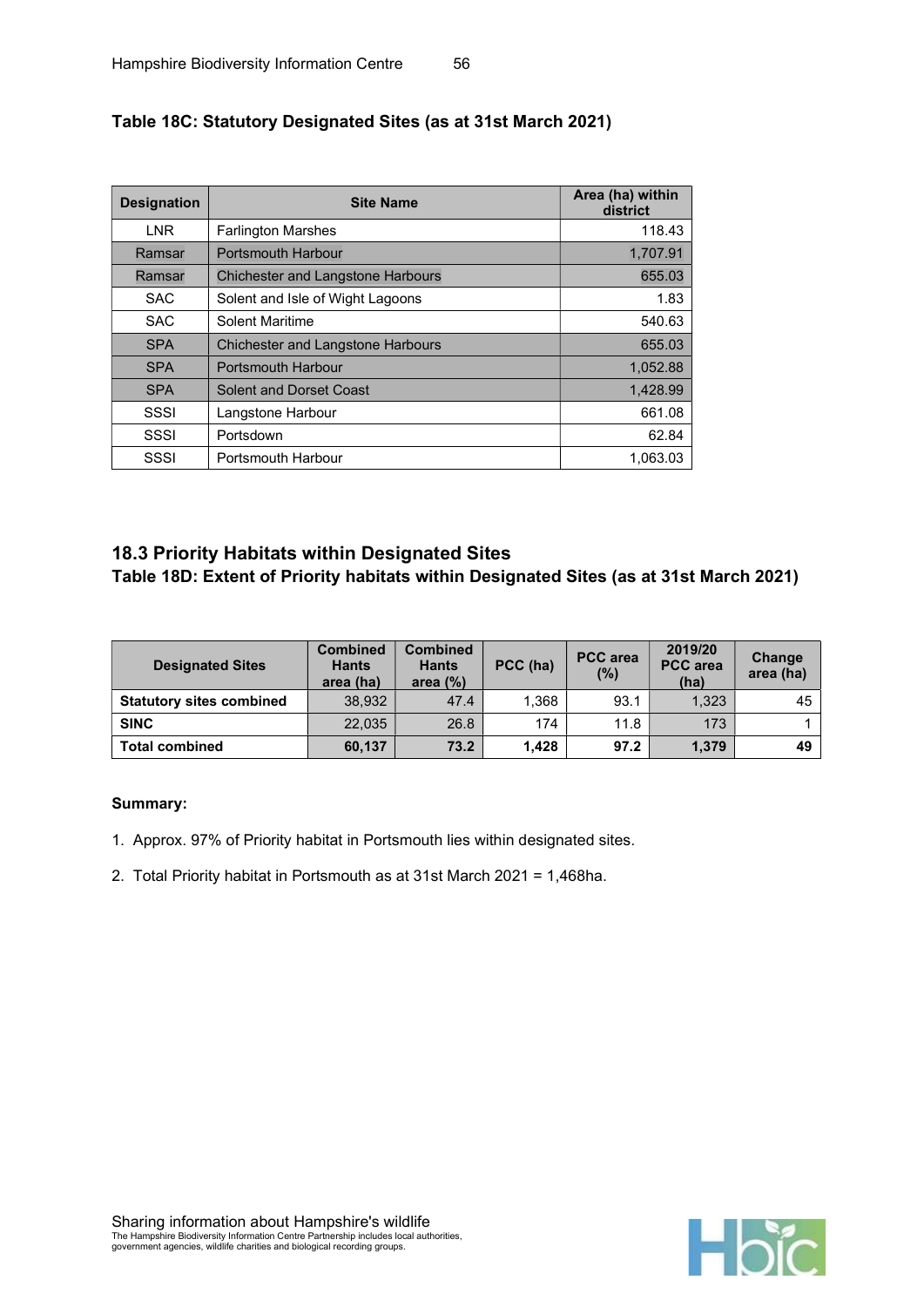**Table 18C: Statutory Designated Sites (as at 31st March 2021)**

| Designation | Site Name | Area (ha) within district |
|---|---|---|
| LNR | Farlington Marshes | 118.43 |
| Ramsar | Portsmouth Harbour | 1,707.91 |
| Ramsar | Chichester and Langstone Harbours | 655.03 |
| SAC | Solent and Isle of Wight Lagoons | 1.83 |
| SAC | Solent Maritime | 540.63 |
| SPA | Chichester and Langstone Harbours | 655.03 |
| SPA | Portsmouth Harbour | 1,052.88 |
| SPA | Solent and Dorset Coast | 1,428.99 |
| SSSI | Langstone Harbour | 661.08 |
| SSSI | Portsdown | 62.84 |
| SSSI | Portsmouth Harbour | 1,063.03 |

## 18.3 Priority Habitats within Designated Sites

**Table 18D: Extent of Priority habitats within Designated Sites (as at 31st March 2021)**

| Designated Sites | Combined Hants area (ha) | Combined Hants area (%) | PCC (ha) | PCC area (%) | 2019/20 PCC area (ha) | Change area (ha) |
|---|---|---|---|---|---|---|
| **Statutory sites combined** | 38,932 | 47.4 | 1,368 | 93.1 | 1,323 | 45 |
| **SINC** | 22,035 | 26.8 | 174 | 11.8 | 173 | 1 |
| **Total combined** | **60,137** | **73.2** | **1,428** | **97.2** | **1,379** | **49** |

**Summary:**

1. Approx. 97% of Priority habitat in Portsmouth lies within designated sites.
2. Total Priority habitat in Portsmouth as at 31st March 2021 = 1,468ha.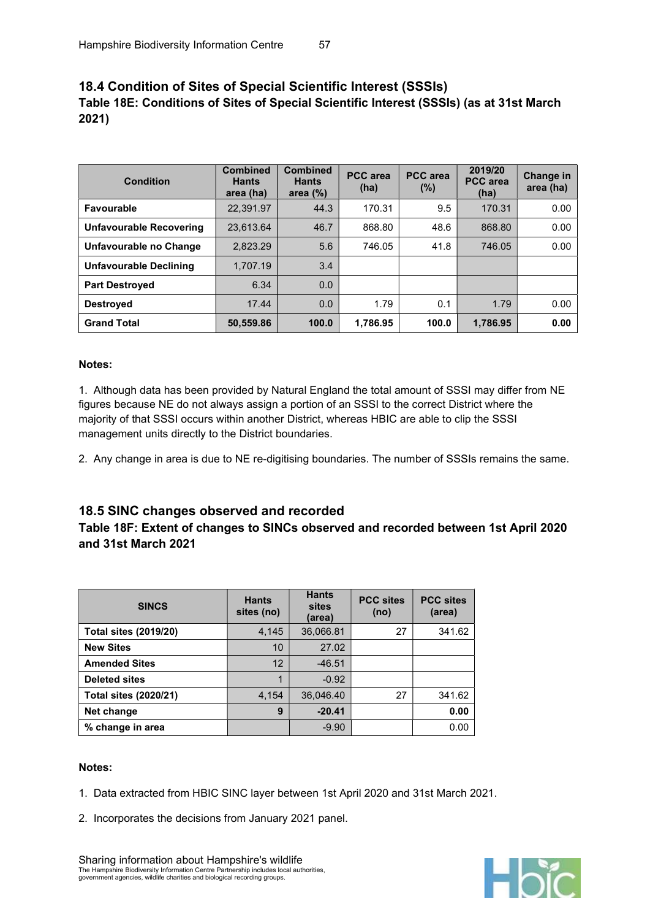## 18.4 Condition of Sites of Special Scientific Interest (SSSIs)

### Table 18E: Conditions of Sites of Special Scientific Interest (SSSIs) (as at 31st March 2021)

| Condition | Combined Hants area (ha) | Combined Hants area (%) | PCC area (ha) | PCC area (%) | 2019/20 PCC area (ha) | Change in area (ha) |
|---|---|---|---|---|---|---|
| **Favourable** | 22,391.97 | 44.3 | 170.31 | 9.5 | 170.31 | 0.00 |
| **Unfavourable Recovering** | 23,613.64 | 46.7 | 868.80 | 48.6 | 868.80 | 0.00 |
| **Unfavourable no Change** | 2,823.29 | 5.6 | 746.05 | 41.8 | 746.05 | 0.00 |
| **Unfavourable Declining** | 1,707.19 | 3.4 | | | | |
| **Part Destroyed** | 6.34 | 0.0 | | | | |
| **Destroyed** | 17.44 | 0.0 | 1.79 | 0.1 | 1.79 | 0.00 |
| **Grand Total** | **50,559.86** | **100.0** | **1,786.95** | **100.0** | **1,786.95** | **0.00** |

**Notes:**

1. Although data has been provided by Natural England the total amount of SSSI may differ from NE figures because NE do not always assign a portion of an SSSI to the correct District where the majority of that SSSI occurs within another District, whereas HBIC are able to clip the SSSI management units directly to the District boundaries.

2. Any change in area is due to NE re-digitising boundaries. The number of SSSIs remains the same.

## 18.5 SINC changes observed and recorded

### Table 18F: Extent of changes to SINCs observed and recorded between 1st April 2020 and 31st March 2021

| SINCS | Hants sites (no) | Hants sites (area) | PCC sites (no) | PCC sites (area) |
|---|---|---|---|---|
| **Total sites (2019/20)** | 4,145 | 36,066.81 | 27 | 341.62 |
| **New Sites** | 10 | 27.02 | | |
| **Amended Sites** | 12 | -46.51 | | |
| **Deleted sites** | 1 | -0.92 | | |
| **Total sites (2020/21)** | 4,154 | 36,046.40 | 27 | 341.62 |
| **Net change** | **9** | **-20.41** | | **0.00** |
| **% change in area** | | -9.90 | | 0.00 |

**Notes:**

1. Data extracted from HBIC SINC layer between 1st April 2020 and 31st March 2021.

2. Incorporates the decisions from January 2021 panel.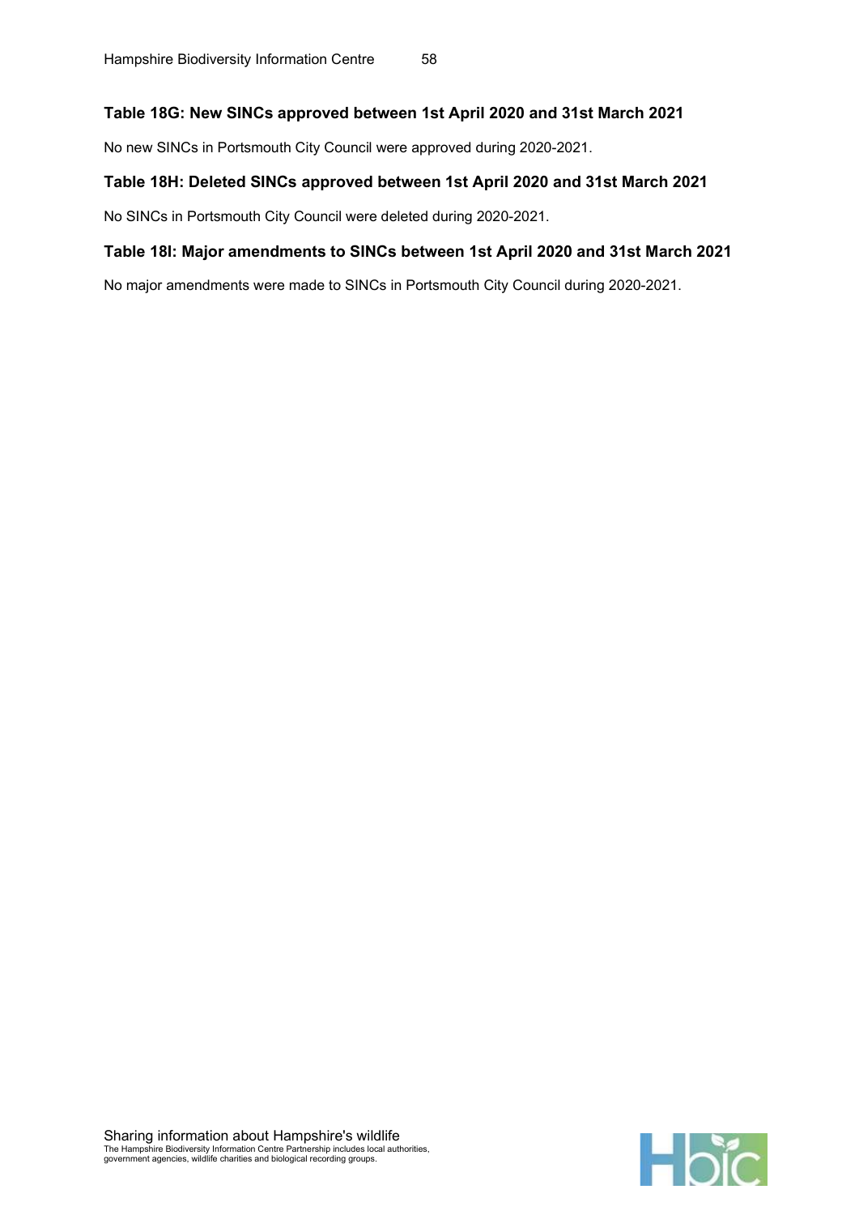### Table 18G: New SINCs approved between 1st April 2020 and 31st March 2021

No new SINCs in Portsmouth City Council were approved during 2020-2021.

### Table 18H: Deleted SINCs approved between 1st April 2020 and 31st March 2021

No SINCs in Portsmouth City Council were deleted during 2020-2021.

### Table 18I: Major amendments to SINCs between 1st April 2020 and 31st March 2021

No major amendments were made to SINCs in Portsmouth City Council during 2020-2021.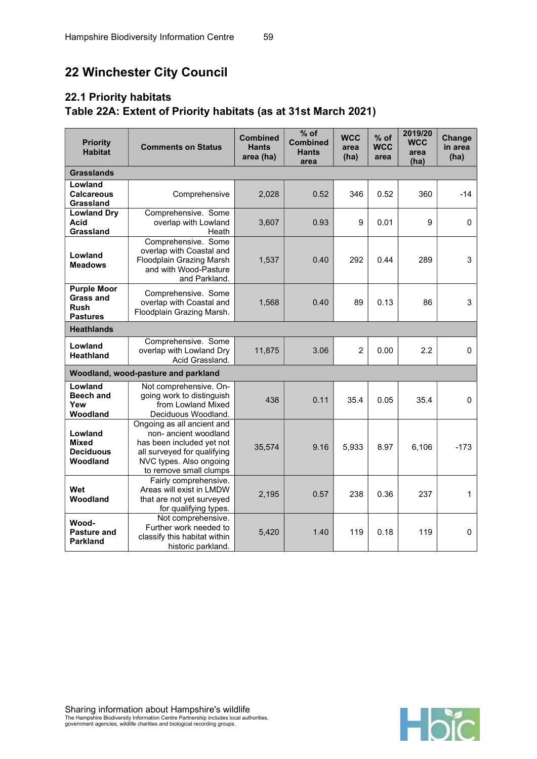# 22 Winchester City Council

## 22.1 Priority habitats

### Table 22A: Extent of Priority habitats (as at 31st March 2021)

| Priority Habitat | Comments on Status | Combined Hants area (ha) | % of Combined Hants area | WCC area (ha) | % of WCC area | 2019/20 WCC area (ha) | Change in area (ha) |
|---|---|---|---|---|---|---|---|
| **Grasslands** | | | | | | | |
| **Lowland Calcareous Grassland** | Comprehensive | 2,028 | 0.52 | 346 | 0.52 | 360 | -14 |
| **Lowland Dry Acid Grassland** | Comprehensive. Some overlap with Lowland Heath | 3,607 | 0.93 | 9 | 0.01 | 9 | 0 |
| **Lowland Meadows** | Comprehensive. Some overlap with Coastal and Floodplain Grazing Marsh and with Wood-Pasture and Parkland. | 1,537 | 0.40 | 292 | 0.44 | 289 | 3 |
| **Purple Moor Grass and Rush Pastures** | Comprehensive. Some overlap with Coastal and Floodplain Grazing Marsh. | 1,568 | 0.40 | 89 | 0.13 | 86 | 3 |
| **Heathlands** | | | | | | | |
| **Lowland Heathland** | Comprehensive. Some overlap with Lowland Dry Acid Grassland. | 11,875 | 3.06 | 2 | 0.00 | 2.2 | 0 |
| **Woodland, wood-pasture and parkland** | | | | | | | |
| **Lowland Beech and Yew Woodland** | Not comprehensive. On-going work to distinguish from Lowland Mixed Deciduous Woodland. | 438 | 0.11 | 35.4 | 0.05 | 35.4 | 0 |
| **Lowland Mixed Deciduous Woodland** | Ongoing as all ancient and non- ancient woodland has been included yet not all surveyed for qualifying NVC types. Also ongoing to remove small clumps | 35,574 | 9.16 | 5,933 | 8.97 | 6,106 | -173 |
| **Wet Woodland** | Fairly comprehensive. Areas will exist in LMDW that are not yet surveyed for qualifying types. | 2,195 | 0.57 | 238 | 0.36 | 237 | 1 |
| **Wood-Pasture and Parkland** | Not comprehensive. Further work needed to classify this habitat within historic parkland. | 5,420 | 1.40 | 119 | 0.18 | 119 | 0 |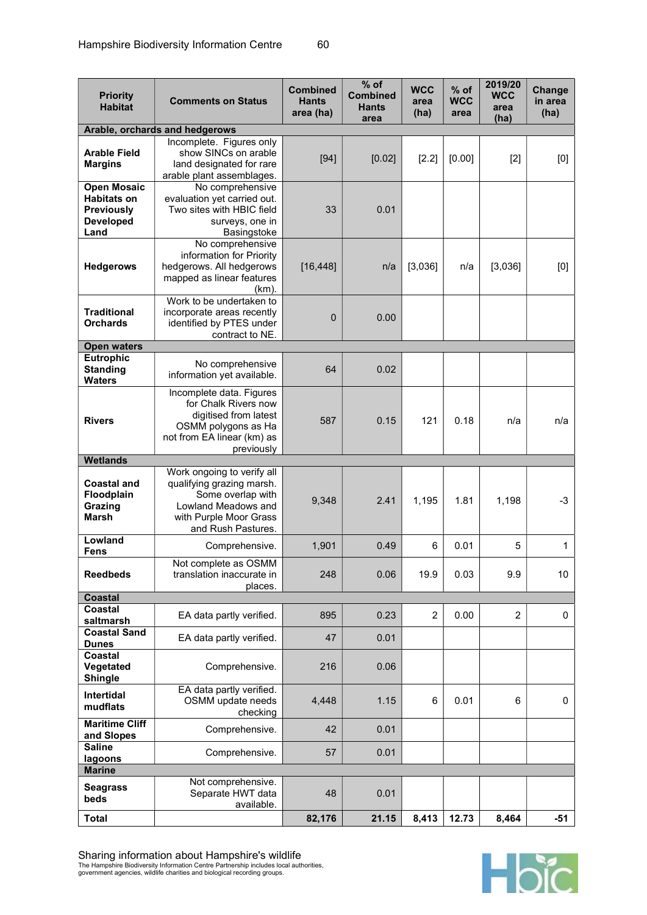| Priority Habitat | Comments on Status | Combined Hants area (ha) | % of Combined Hants area | WCC area (ha) | % of WCC area | 2019/20 WCC area (ha) | Change in area (ha) |
|---|---|---|---|---|---|---|---|
| **Arable, orchards and hedgerows** | | | | | | | |
| **Arable Field Margins** | Incomplete. Figures only show SINCs on arable land designated for rare arable plant assemblages. | [94] | [0.02] | [2.2] | [0.00] | [2] | [0] |
| **Open Mosaic Habitats on Previously Developed Land** | No comprehensive evaluation yet carried out. Two sites with HBIC field surveys, one in Basingstoke | 33 | 0.01 | | | | |
| **Hedgerows** | No comprehensive information for Priority hedgerows. All hedgerows mapped as linear features (km). | [16,448] | n/a | [3,036] | n/a | [3,036] | [0] |
| **Traditional Orchards** | Work to be undertaken to incorporate areas recently identified by PTES under contract to NE. | 0 | 0.00 | | | | |
| **Open waters** | | | | | | | |
| **Eutrophic Standing Waters** | No comprehensive information yet available. | 64 | 0.02 | | | | |
| **Rivers** | Incomplete data. Figures for Chalk Rivers now digitised from latest OSMM polygons as Ha not from EA linear (km) as previously | 587 | 0.15 | 121 | 0.18 | n/a | n/a |
| **Wetlands** | | | | | | | |
| **Coastal and Floodplain Grazing Marsh** | Work ongoing to verify all qualifying grazing marsh. Some overlap with Lowland Meadows and with Purple Moor Grass and Rush Pastures. | 9,348 | 2.41 | 1,195 | 1.81 | 1,198 | -3 |
| **Lowland Fens** | Comprehensive. | 1,901 | 0.49 | 6 | 0.01 | 5 | 1 |
| **Reedbeds** | Not complete as OSMM translation inaccurate in places. | 248 | 0.06 | 19.9 | 0.03 | 9.9 | 10 |
| **Coastal** | | | | | | | |
| **Coastal saltmarsh** | EA data partly verified. | 895 | 0.23 | 2 | 0.00 | 2 | 0 |
| **Coastal Sand Dunes** | EA data partly verified. | 47 | 0.01 | | | | |
| **Coastal Vegetated Shingle** | Comprehensive. | 216 | 0.06 | | | | |
| **Intertidal mudflats** | EA data partly verified. OSMM update needs checking | 4,448 | 1.15 | 6 | 0.01 | 6 | 0 |
| **Maritime Cliff and Slopes** | Comprehensive. | 42 | 0.01 | | | | |
| **Saline lagoons** | Comprehensive. | 57 | 0.01 | | | | |
| **Marine** | | | | | | | |
| **Seagrass beds** | Not comprehensive. Separate HWT data available. | 48 | 0.01 | | | | |
| **Total** | | **82,176** | **21.15** | **8,413** | **12.73** | **8,464** | **-51** |

Sharing information about Hampshire's wildlife
The Hampshire Biodiversity Information Centre Partnership includes local authorities, government agencies, wildlife charities and biological recording groups.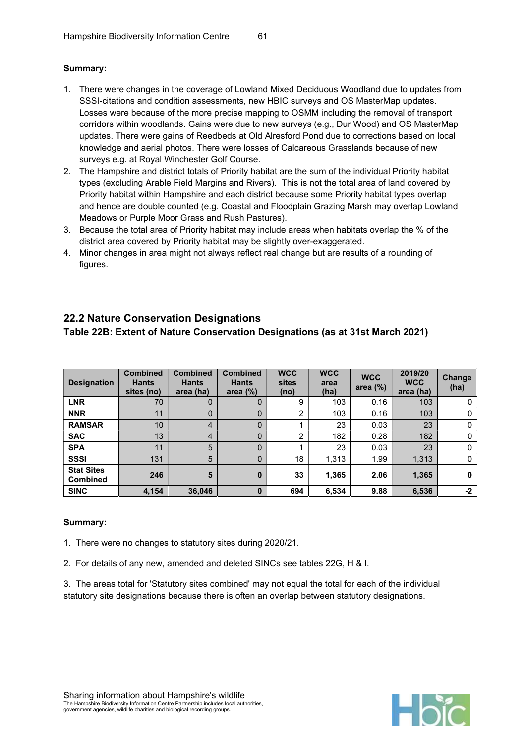**Summary:**

1. There were changes in the coverage of Lowland Mixed Deciduous Woodland due to updates from SSSI-citations and condition assessments, new HBIC surveys and OS MasterMap updates. Losses were because of the more precise mapping to OSMM including the removal of transport corridors within woodlands. Gains were due to new surveys (e.g., Dur Wood) and OS MasterMap updates. There were gains of Reedbeds at Old Alresford Pond due to corrections based on local knowledge and aerial photos. There were losses of Calcareous Grasslands because of new surveys e.g. at Royal Winchester Golf Course.
2. The Hampshire and district totals of Priority habitat are the sum of the individual Priority habitat types (excluding Arable Field Margins and Rivers). This is not the total area of land covered by Priority habitat within Hampshire and each district because some Priority habitat types overlap and hence are double counted (e.g. Coastal and Floodplain Grazing Marsh may overlap Lowland Meadows or Purple Moor Grass and Rush Pastures).
3. Because the total area of Priority habitat may include areas when habitats overlap the % of the district area covered by Priority habitat may be slightly over-exaggerated.
4. Minor changes in area might not always reflect real change but are results of a rounding of figures.

## 22.2 Nature Conservation Designations

### Table 22B: Extent of Nature Conservation Designations (as at 31st March 2021)

| Designation | Combined Hants sites (no) | Combined Hants area (ha) | Combined Hants area (%) | WCC sites (no) | WCC area (ha) | WCC area (%) | 2019/20 WCC area (ha) | Change (ha) |
|---|---|---|---|---|---|---|---|---|
| **LNR** | 70 | 0 | 0 | 9 | 103 | 0.16 | 103 | 0 |
| **NNR** | 11 | 0 | 0 | 2 | 103 | 0.16 | 103 | 0 |
| **RAMSAR** | 10 | 4 | 0 | 1 | 23 | 0.03 | 23 | 0 |
| **SAC** | 13 | 4 | 0 | 2 | 182 | 0.28 | 182 | 0 |
| **SPA** | 11 | 5 | 0 | 1 | 23 | 0.03 | 23 | 0 |
| **SSSI** | 131 | 5 | 0 | 18 | 1,313 | 1.99 | 1,313 | 0 |
| **Stat Sites Combined** | **246** | **5** | **0** | **33** | **1,365** | **2.06** | **1,365** | **0** |
| **SINC** | **4,154** | **36,046** | **0** | **694** | **6,534** | **9.88** | **6,536** | **-2** |

**Summary:**

1. There were no changes to statutory sites during 2020/21.

2. For details of any new, amended and deleted SINCs see tables 22G, H & I.

3. The areas total for 'Statutory sites combined' may not equal the total for each of the individual statutory site designations because there is often an overlap between statutory designations.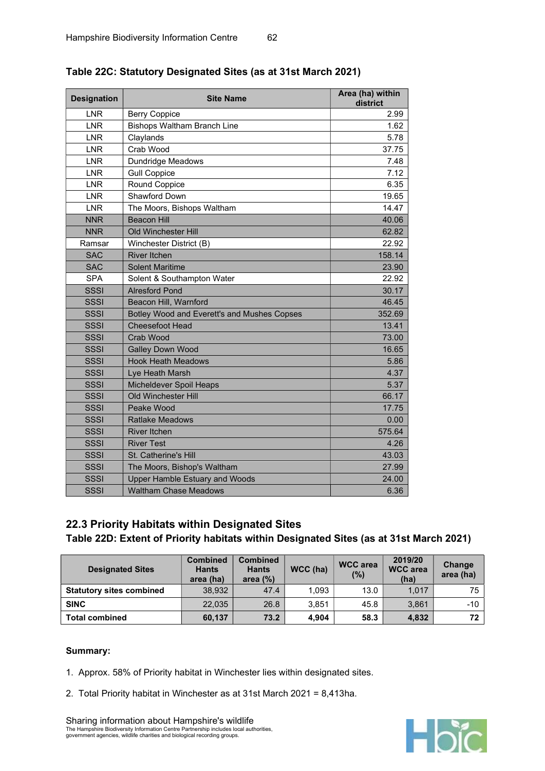### Table 22C: Statutory Designated Sites (as at 31st March 2021)

| Designation | Site Name | Area (ha) within district |
|---|---|---|
| LNR | Berry Coppice | 2.99 |
| LNR | Bishops Waltham Branch Line | 1.62 |
| LNR | Claylands | 5.78 |
| LNR | Crab Wood | 37.75 |
| LNR | Dundridge Meadows | 7.48 |
| LNR | Gull Coppice | 7.12 |
| LNR | Round Coppice | 6.35 |
| LNR | Shawford Down | 19.65 |
| LNR | The Moors, Bishops Waltham | 14.47 |
| NNR | Beacon Hill | 40.06 |
| NNR | Old Winchester Hill | 62.82 |
| Ramsar | Winchester District (B) | 22.92 |
| SAC | River Itchen | 158.14 |
| SAC | Solent Maritime | 23.90 |
| SPA | Solent & Southampton Water | 22.92 |
| SSSI | Alresford Pond | 30.17 |
| SSSI | Beacon Hill, Warnford | 46.45 |
| SSSI | Botley Wood and Everett's and Mushes Copses | 352.69 |
| SSSI | Cheesefoot Head | 13.41 |
| SSSI | Crab Wood | 73.00 |
| SSSI | Galley Down Wood | 16.65 |
| SSSI | Hook Heath Meadows | 5.86 |
| SSSI | Lye Heath Marsh | 4.37 |
| SSSI | Micheldever Spoil Heaps | 5.37 |
| SSSI | Old Winchester Hill | 66.17 |
| SSSI | Peake Wood | 17.75 |
| SSSI | Ratlake Meadows | 0.00 |
| SSSI | River Itchen | 575.64 |
| SSSI | River Test | 4.26 |
| SSSI | St. Catherine's Hill | 43.03 |
| SSSI | The Moors, Bishop's Waltham | 27.99 |
| SSSI | Upper Hamble Estuary and Woods | 24.00 |
| SSSI | Waltham Chase Meadows | 6.36 |

## 22.3 Priority Habitats within Designated Sites

### Table 22D: Extent of Priority habitats within Designated Sites (as at 31st March 2021)

| Designated Sites | Combined Hants area (ha) | Combined Hants area (%) | WCC (ha) | WCC area (%) | 2019/20 WCC area (ha) | Change area (ha) |
|---|---|---|---|---|---|---|
| **Statutory sites combined** | 38,932 | 47.4 | 1,093 | 13.0 | 1,017 | 75 |
| **SINC** | 22,035 | 26.8 | 3,851 | 45.8 | 3,861 | -10 |
| **Total combined** | **60,137** | **73.2** | **4,904** | **58.3** | **4,832** | **72** |

**Summary:**

1. Approx. 58% of Priority habitat in Winchester lies within designated sites.
2. Total Priority habitat in Winchester as at 31st March 2021 = 8,413ha.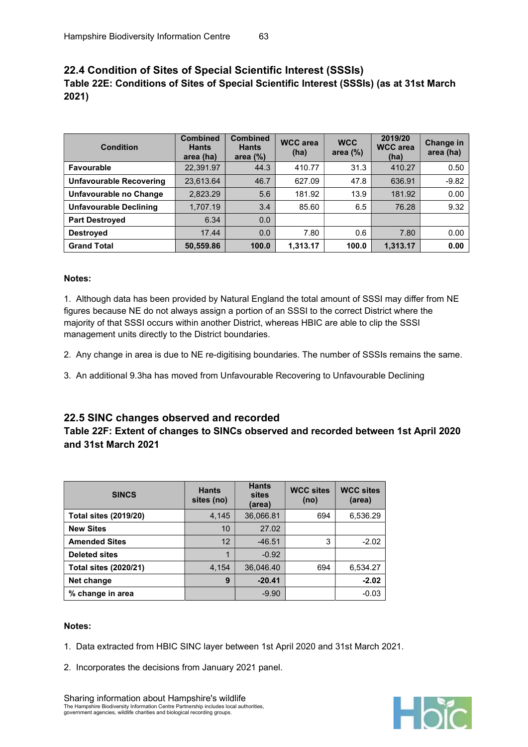## 22.4 Condition of Sites of Special Scientific Interest (SSSIs)

### Table 22E: Conditions of Sites of Special Scientific Interest (SSSIs) (as at 31st March 2021)

| Condition | Combined Hants area (ha) | Combined Hants area (%) | WCC area (ha) | WCC area (%) | 2019/20 WCC area (ha) | Change in area (ha) |
|---|---|---|---|---|---|---|
| **Favourable** | 22,391.97 | 44.3 | 410.77 | 31.3 | 410.27 | 0.50 |
| **Unfavourable Recovering** | 23,613.64 | 46.7 | 627.09 | 47.8 | 636.91 | -9.82 |
| **Unfavourable no Change** | 2,823.29 | 5.6 | 181.92 | 13.9 | 181.92 | 0.00 |
| **Unfavourable Declining** | 1,707.19 | 3.4 | 85.60 | 6.5 | 76.28 | 9.32 |
| **Part Destroyed** | 6.34 | 0.0 | | | | |
| **Destroyed** | 17.44 | 0.0 | 7.80 | 0.6 | 7.80 | 0.00 |
| **Grand Total** | **50,559.86** | **100.0** | **1,313.17** | **100.0** | **1,313.17** | **0.00** |

**Notes:**

1. Although data has been provided by Natural England the total amount of SSSI may differ from NE figures because NE do not always assign a portion of an SSSI to the correct District where the majority of that SSSI occurs within another District, whereas HBIC are able to clip the SSSI management units directly to the District boundaries.

2. Any change in area is due to NE re-digitising boundaries. The number of SSSIs remains the same.

3. An additional 9.3ha has moved from Unfavourable Recovering to Unfavourable Declining

## 22.5 SINC changes observed and recorded

### Table 22F: Extent of changes to SINCs observed and recorded between 1st April 2020 and 31st March 2021

| SINCS | Hants sites (no) | Hants sites (area) | WCC sites (no) | WCC sites (area) |
|---|---|---|---|---|
| **Total sites (2019/20)** | 4,145 | 36,066.81 | 694 | 6,536.29 |
| **New Sites** | 10 | 27.02 | | |
| **Amended Sites** | 12 | -46.51 | 3 | -2.02 |
| **Deleted sites** | 1 | -0.92 | | |
| **Total sites (2020/21)** | 4,154 | 36,046.40 | 694 | 6,534.27 |
| **Net change** | **9** | **-20.41** | | **-2.02** |
| **% change in area** | | -9.90 | | -0.03 |

**Notes:**

1. Data extracted from HBIC SINC layer between 1st April 2020 and 31st March 2021.

2. Incorporates the decisions from January 2021 panel.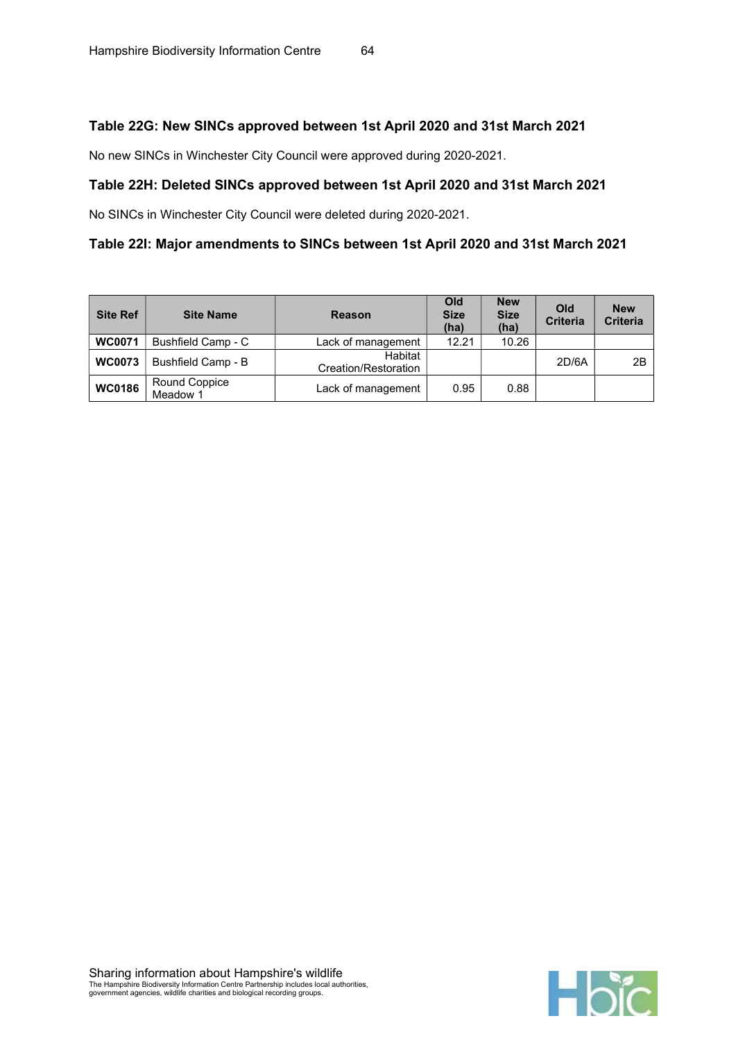### Table 22G: New SINCs approved between 1st April 2020 and 31st March 2021

No new SINCs in Winchester City Council were approved during 2020-2021.

### Table 22H: Deleted SINCs approved between 1st April 2020 and 31st March 2021

No SINCs in Winchester City Council were deleted during 2020-2021.

### Table 22I: Major amendments to SINCs between 1st April 2020 and 31st March 2021

| Site Ref | Site Name | Reason | Old Size (ha) | New Size (ha) | Old Criteria | New Criteria |
|---|---|---|---|---|---|---|
| **WC0071** | Bushfield Camp - C | Lack of management | 12.21 | 10.26 | | |
| **WC0073** | Bushfield Camp - B | Habitat Creation/Restoration | | | 2D/6A | 2B |
| **WC0186** | Round Coppice Meadow 1 | Lack of management | 0.95 | 0.88 | | |